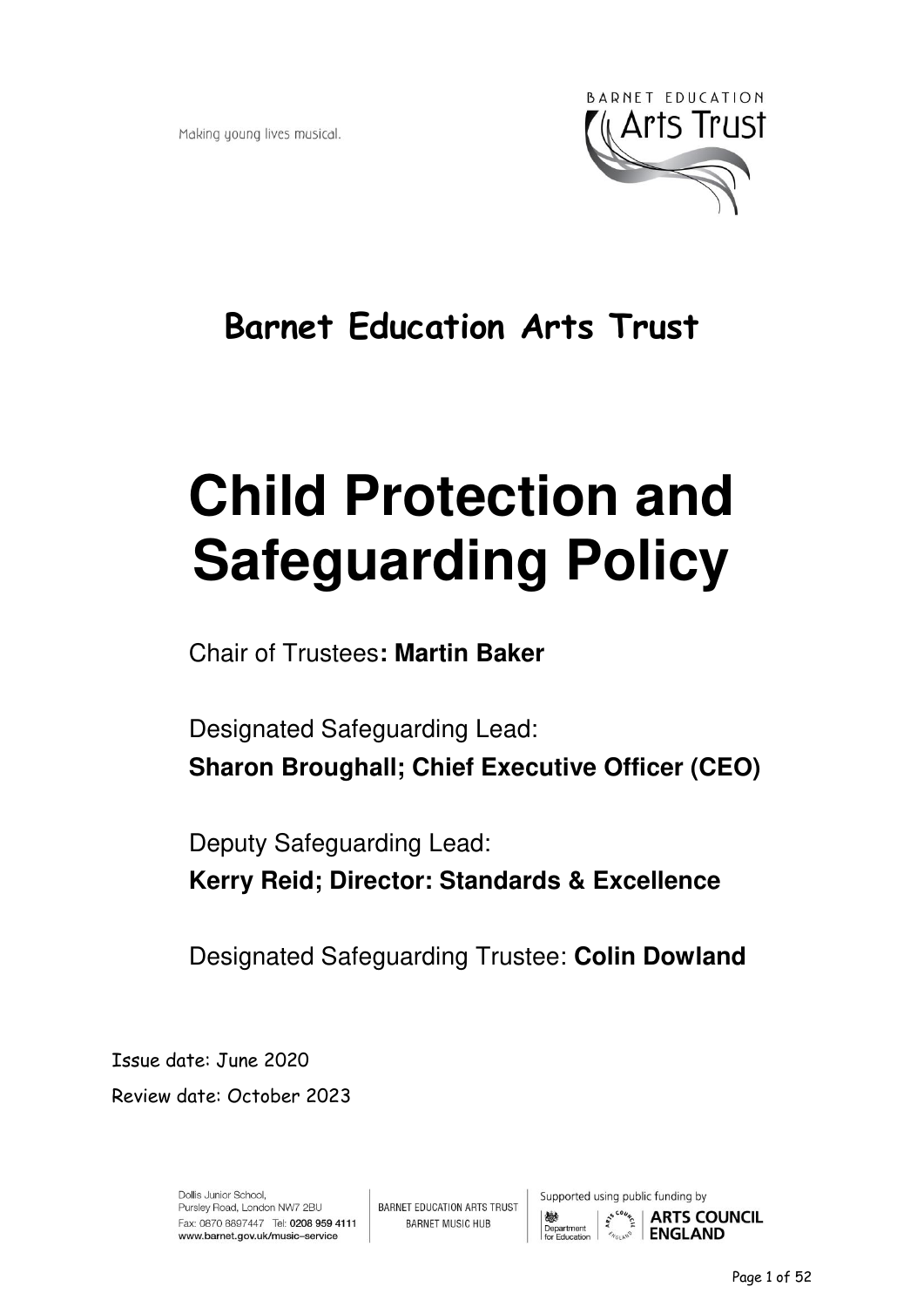Making young lives musical.

BARNET EDUCATION Arts Trust

## Barnet Education Arts Trust

# Child Protection and Safeguarding Policy

Chair of Trustees**: Martin Baker**

Designated Safeguarding Lead:
**Sharon Broughall; Chief Executive Officer (CEO)**

Deputy Safeguarding Lead:
**Kerry Reid; Director: Standards & Excellence**

Designated Safeguarding Trustee: **Colin Dowland**

Issue date: June 2020

Review date: October 2023

Dollis Junior School,
Pursley Road, London NW7 2BU
Fax: 0870 8897447 Tel: **0208 959 4111**
**www.barnet.gov.uk/music-service**

BARNET EDUCATION ARTS TRUST
BARNET MUSIC HUB

Supported using public funding by
Department for Education | ARTS COUNCIL ENGLAND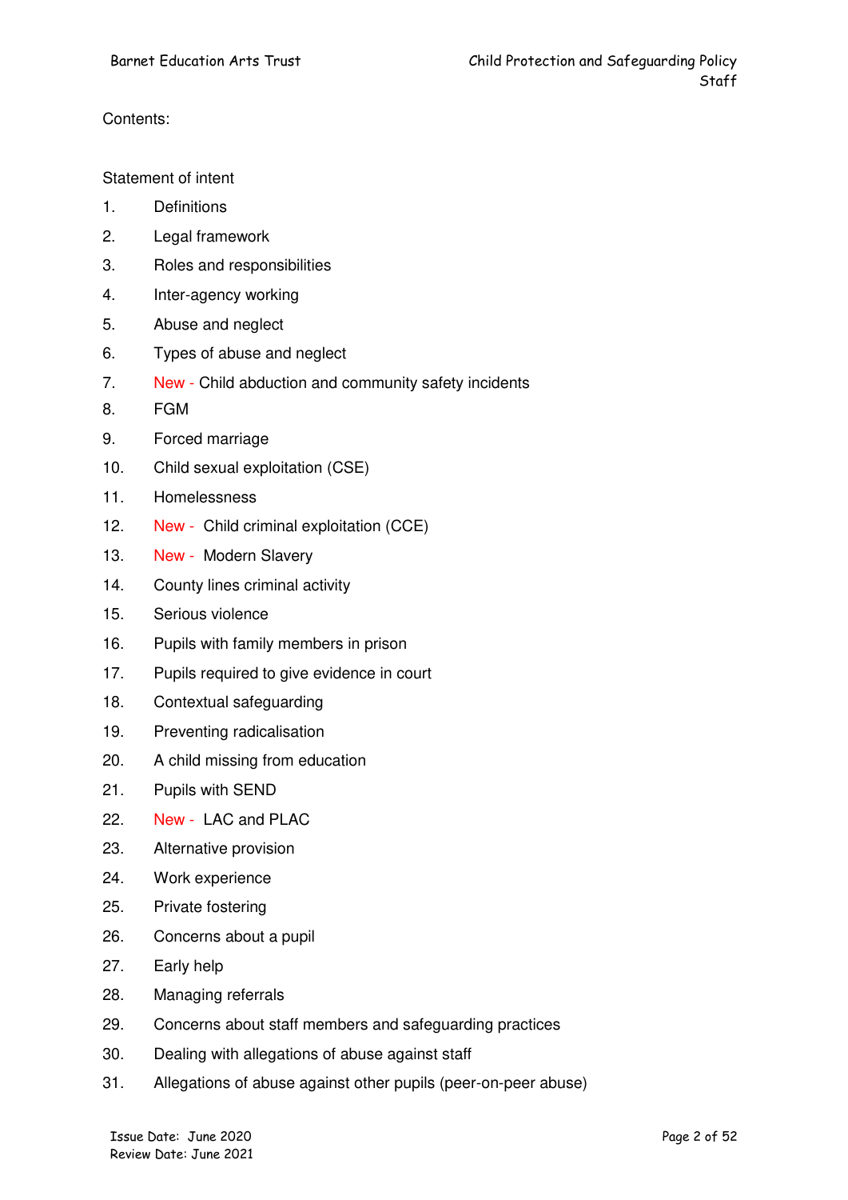Contents:

Statement of intent

1. Definitions
2. Legal framework
3. Roles and responsibilities
4. Inter-agency working
5. Abuse and neglect
6. Types of abuse and neglect
7. New - Child abduction and community safety incidents
8. FGM
9. Forced marriage
10. Child sexual exploitation (CSE)
11. Homelessness
12. New - Child criminal exploitation (CCE)
13. New - Modern Slavery
14. County lines criminal activity
15. Serious violence
16. Pupils with family members in prison
17. Pupils required to give evidence in court
18. Contextual safeguarding
19. Preventing radicalisation
20. A child missing from education
21. Pupils with SEND
22. New - LAC and PLAC
23. Alternative provision
24. Work experience
25. Private fostering
26. Concerns about a pupil
27. Early help
28. Managing referrals
29. Concerns about staff members and safeguarding practices
30. Dealing with allegations of abuse against staff
31. Allegations of abuse against other pupils (peer-on-peer abuse)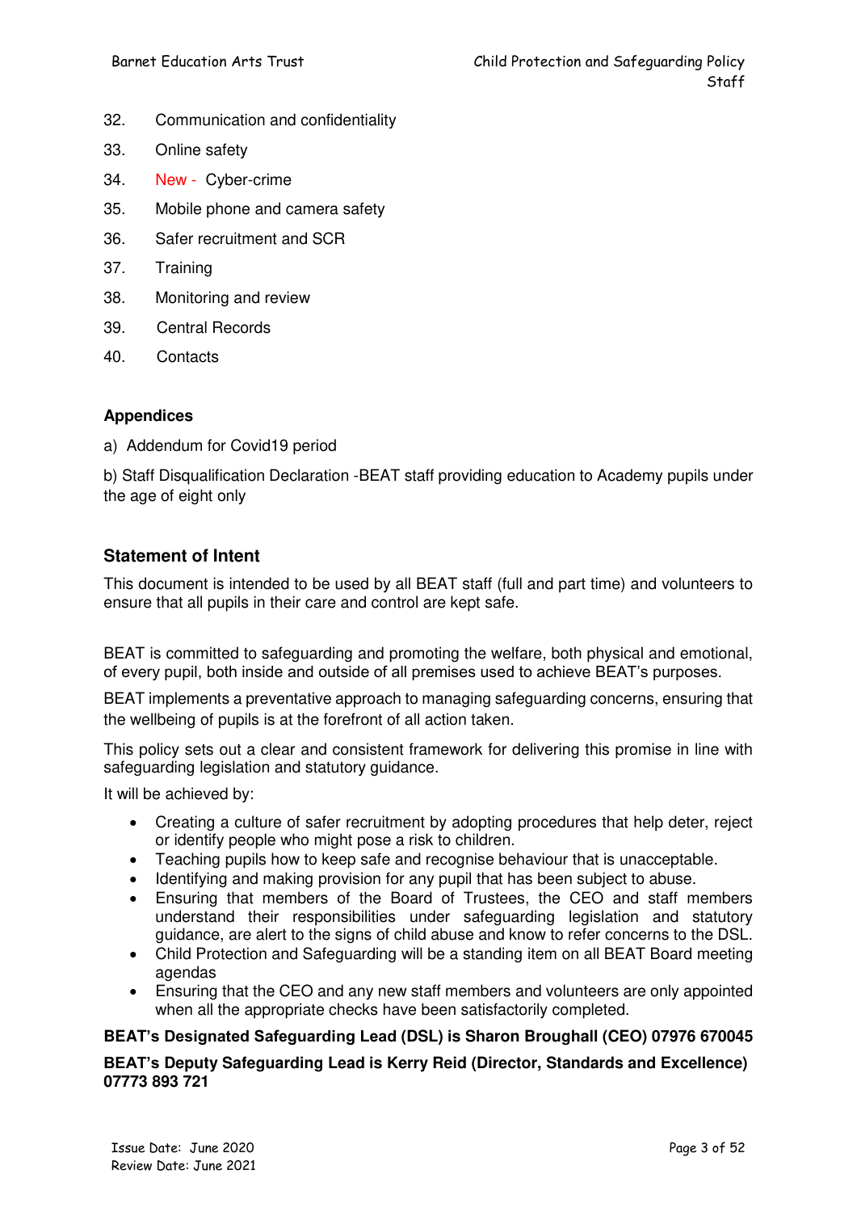32. Communication and confidentiality
33. Online safety
34. New - Cyber-crime
35. Mobile phone and camera safety
36. Safer recruitment and SCR
37. Training
38. Monitoring and review
39. Central Records
40. Contacts

**Appendices**

a) Addendum for Covid19 period

b) Staff Disqualification Declaration -BEAT staff providing education to Academy pupils under the age of eight only

## Statement of Intent

This document is intended to be used by all BEAT staff (full and part time) and volunteers to ensure that all pupils in their care and control are kept safe.

BEAT is committed to safeguarding and promoting the welfare, both physical and emotional, of every pupil, both inside and outside of all premises used to achieve BEAT's purposes.

BEAT implements a preventative approach to managing safeguarding concerns, ensuring that the wellbeing of pupils is at the forefront of all action taken.

This policy sets out a clear and consistent framework for delivering this promise in line with safeguarding legislation and statutory guidance.

It will be achieved by:

- Creating a culture of safer recruitment by adopting procedures that help deter, reject or identify people who might pose a risk to children.
- Teaching pupils how to keep safe and recognise behaviour that is unacceptable.
- Identifying and making provision for any pupil that has been subject to abuse.
- Ensuring that members of the Board of Trustees, the CEO and staff members understand their responsibilities under safeguarding legislation and statutory guidance, are alert to the signs of child abuse and know to refer concerns to the DSL.
- Child Protection and Safeguarding will be a standing item on all BEAT Board meeting agendas
- Ensuring that the CEO and any new staff members and volunteers are only appointed when all the appropriate checks have been satisfactorily completed.

**BEAT's Designated Safeguarding Lead (DSL) is Sharon Broughall (CEO) 07976 670045**

**BEAT's Deputy Safeguarding Lead is Kerry Reid (Director, Standards and Excellence) 07773 893 721**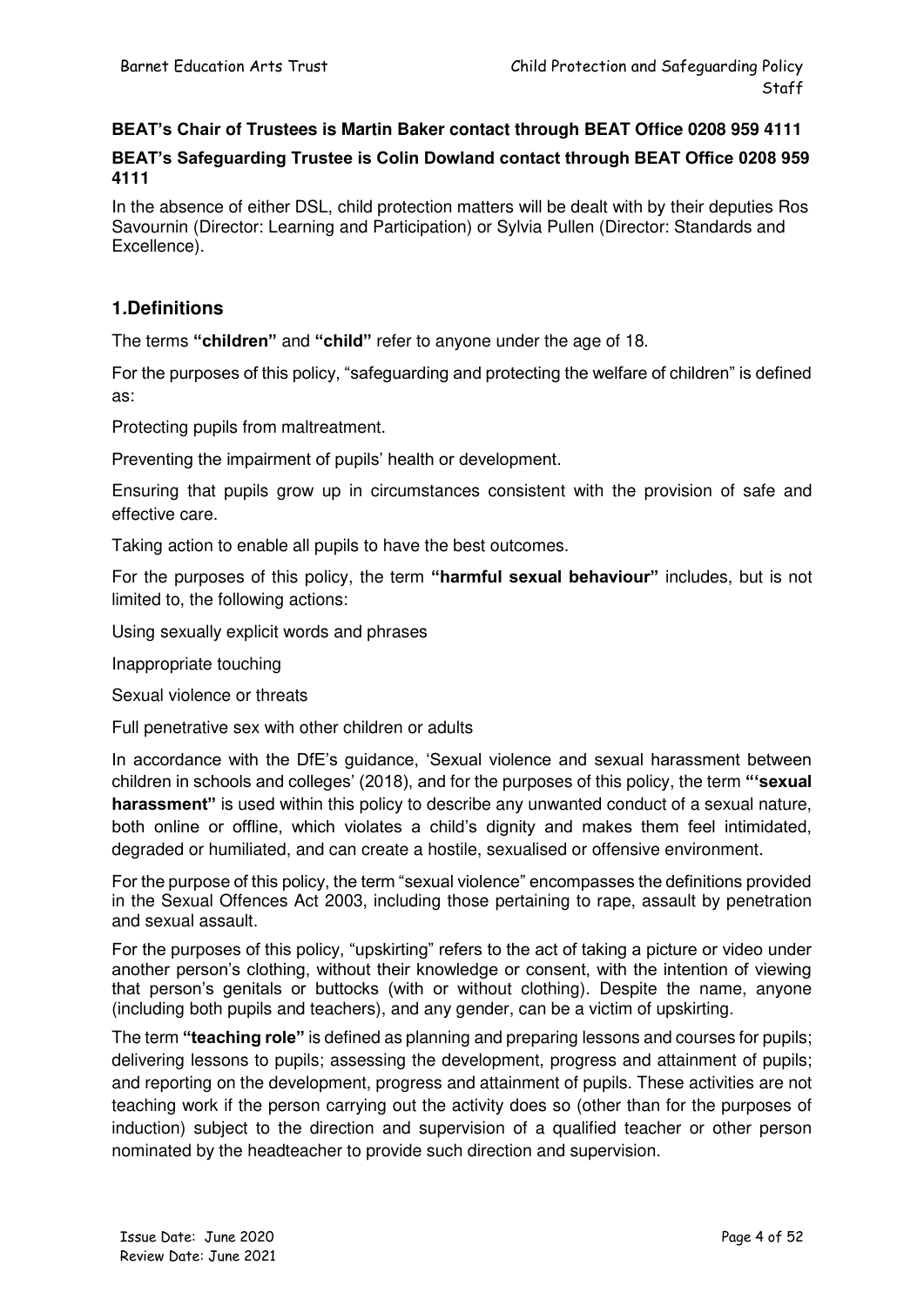**BEAT's Chair of Trustees is Martin Baker contact through BEAT Office 0208 959 4111**

**BEAT's Safeguarding Trustee is Colin Dowland contact through BEAT Office 0208 959 4111**

In the absence of either DSL, child protection matters will be dealt with by their deputies Ros Savournin (Director: Learning and Participation) or Sylvia Pullen (Director: Standards and Excellence).

## 1.Definitions

The terms **"children"** and **"child"** refer to anyone under the age of 18.

For the purposes of this policy, "safeguarding and protecting the welfare of children" is defined as:

Protecting pupils from maltreatment.

Preventing the impairment of pupils' health or development.

Ensuring that pupils grow up in circumstances consistent with the provision of safe and effective care.

Taking action to enable all pupils to have the best outcomes.

For the purposes of this policy, the term **"harmful sexual behaviour"** includes, but is not limited to, the following actions:

Using sexually explicit words and phrases

Inappropriate touching

Sexual violence or threats

Full penetrative sex with other children or adults

In accordance with the DfE's guidance, 'Sexual violence and sexual harassment between children in schools and colleges' (2018), and for the purposes of this policy, the term **"'sexual harassment"** is used within this policy to describe any unwanted conduct of a sexual nature, both online or offline, which violates a child's dignity and makes them feel intimidated, degraded or humiliated, and can create a hostile, sexualised or offensive environment.

For the purpose of this policy, the term "sexual violence" encompasses the definitions provided in the Sexual Offences Act 2003, including those pertaining to rape, assault by penetration and sexual assault.

For the purposes of this policy, "upskirting" refers to the act of taking a picture or video under another person's clothing, without their knowledge or consent, with the intention of viewing that person's genitals or buttocks (with or without clothing). Despite the name, anyone (including both pupils and teachers), and any gender, can be a victim of upskirting.

The term **"teaching role"** is defined as planning and preparing lessons and courses for pupils; delivering lessons to pupils; assessing the development, progress and attainment of pupils; and reporting on the development, progress and attainment of pupils. These activities are not teaching work if the person carrying out the activity does so (other than for the purposes of induction) subject to the direction and supervision of a qualified teacher or other person nominated by the headteacher to provide such direction and supervision.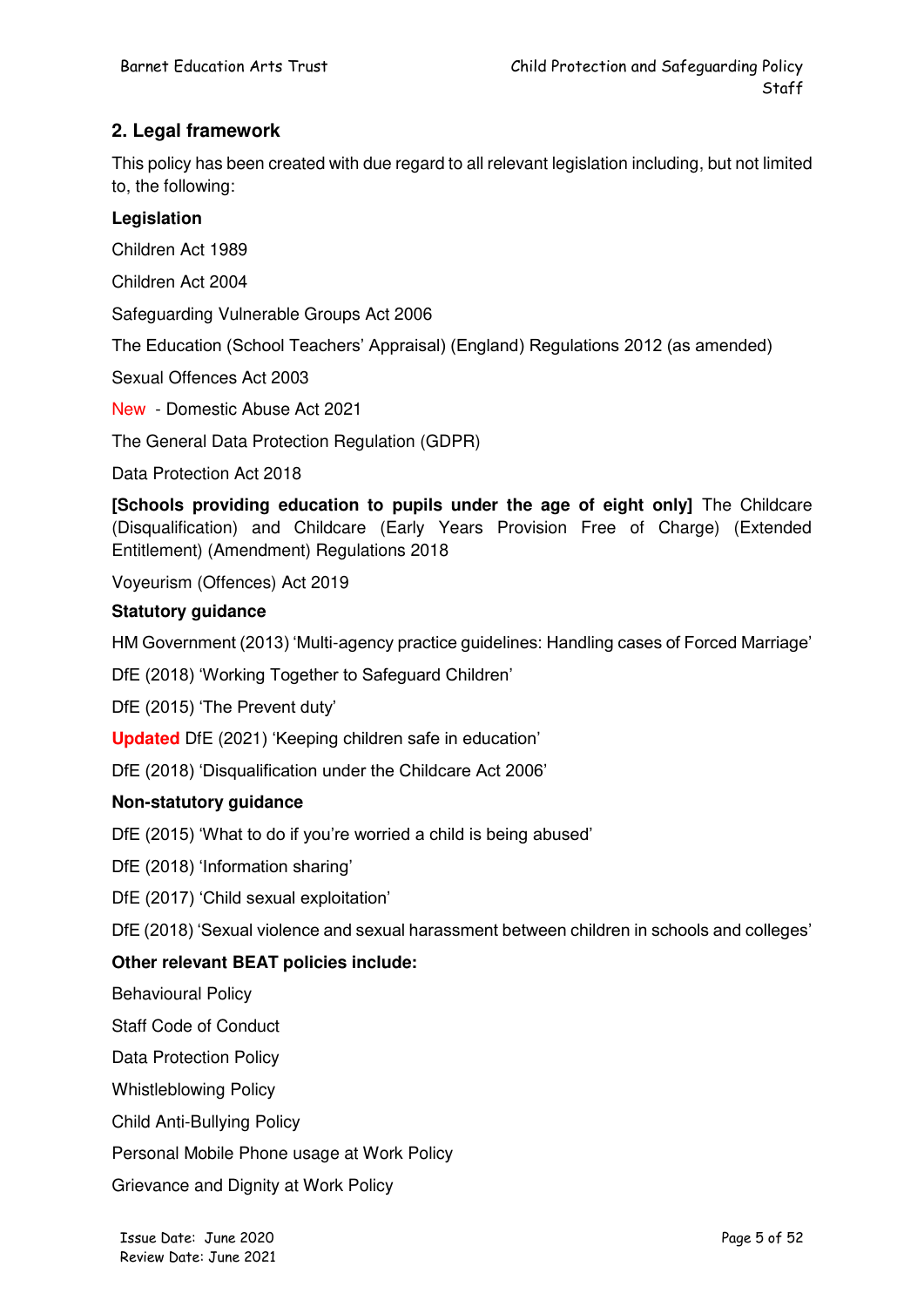## 2. Legal framework

This policy has been created with due regard to all relevant legislation including, but not limited to, the following:

**Legislation**

Children Act 1989

Children Act 2004

Safeguarding Vulnerable Groups Act 2006

The Education (School Teachers' Appraisal) (England) Regulations 2012 (as amended)

Sexual Offences Act 2003

New - Domestic Abuse Act 2021

The General Data Protection Regulation (GDPR)

Data Protection Act 2018

**[Schools providing education to pupils under the age of eight only]** The Childcare (Disqualification) and Childcare (Early Years Provision Free of Charge) (Extended Entitlement) (Amendment) Regulations 2018

Voyeurism (Offences) Act 2019

**Statutory guidance**

HM Government (2013) 'Multi-agency practice guidelines: Handling cases of Forced Marriage'

DfE (2018) 'Working Together to Safeguard Children'

DfE (2015) 'The Prevent duty'

**Updated** DfE (2021) 'Keeping children safe in education'

DfE (2018) 'Disqualification under the Childcare Act 2006'

**Non-statutory guidance**

DfE (2015) 'What to do if you're worried a child is being abused'

DfE (2018) 'Information sharing'

DfE (2017) 'Child sexual exploitation'

DfE (2018) 'Sexual violence and sexual harassment between children in schools and colleges'

**Other relevant BEAT policies include:**

Behavioural Policy

Staff Code of Conduct

Data Protection Policy

Whistleblowing Policy

Child Anti-Bullying Policy

Personal Mobile Phone usage at Work Policy

Grievance and Dignity at Work Policy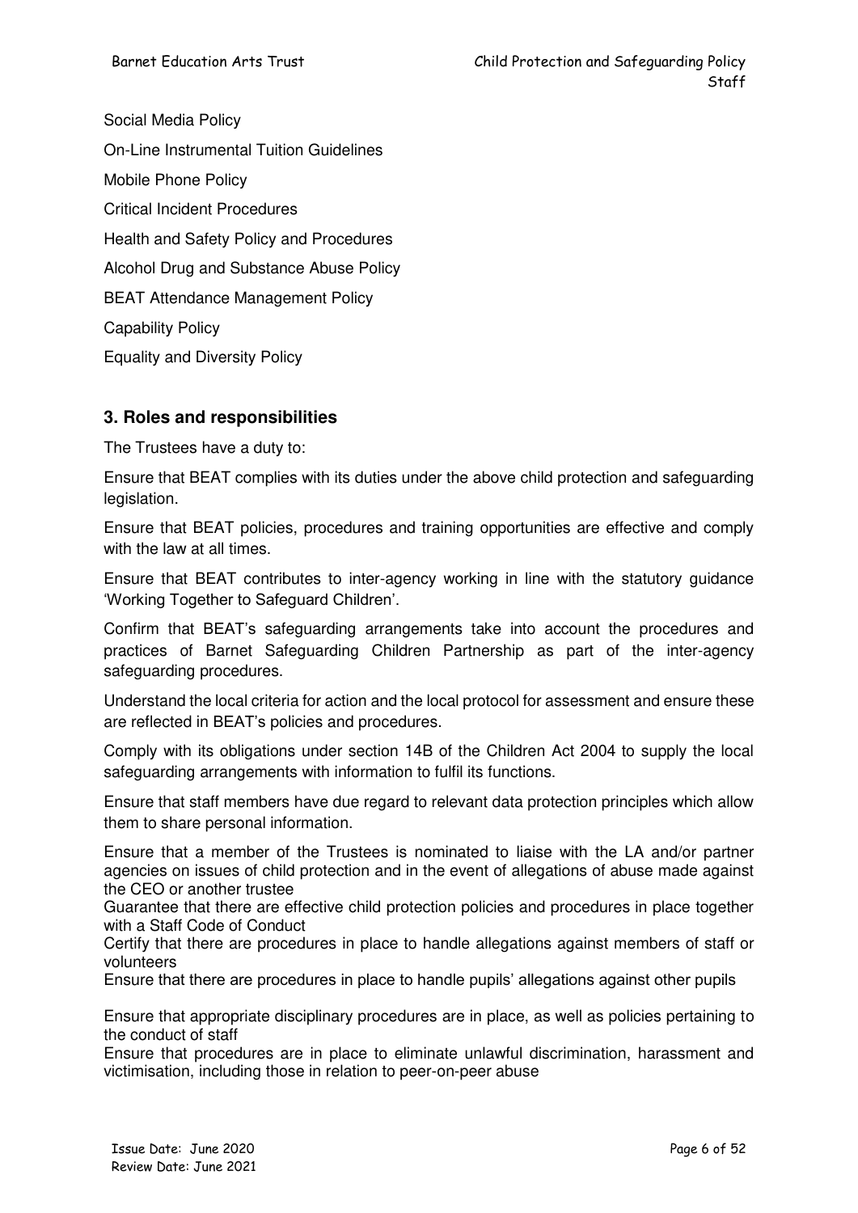Social Media Policy

On-Line Instrumental Tuition Guidelines

Mobile Phone Policy

Critical Incident Procedures

Health and Safety Policy and Procedures

Alcohol Drug and Substance Abuse Policy

BEAT Attendance Management Policy

Capability Policy

Equality and Diversity Policy

## 3. Roles and responsibilities

The Trustees have a duty to:

Ensure that BEAT complies with its duties under the above child protection and safeguarding legislation.

Ensure that BEAT policies, procedures and training opportunities are effective and comply with the law at all times.

Ensure that BEAT contributes to inter-agency working in line with the statutory guidance 'Working Together to Safeguard Children'.

Confirm that BEAT's safeguarding arrangements take into account the procedures and practices of Barnet Safeguarding Children Partnership as part of the inter-agency safeguarding procedures.

Understand the local criteria for action and the local protocol for assessment and ensure these are reflected in BEAT's policies and procedures.

Comply with its obligations under section 14B of the Children Act 2004 to supply the local safeguarding arrangements with information to fulfil its functions.

Ensure that staff members have due regard to relevant data protection principles which allow them to share personal information.

Ensure that a member of the Trustees is nominated to liaise with the LA and/or partner agencies on issues of child protection and in the event of allegations of abuse made against the CEO or another trustee

Guarantee that there are effective child protection policies and procedures in place together with a Staff Code of Conduct

Certify that there are procedures in place to handle allegations against members of staff or volunteers

Ensure that there are procedures in place to handle pupils' allegations against other pupils

Ensure that appropriate disciplinary procedures are in place, as well as policies pertaining to the conduct of staff

Ensure that procedures are in place to eliminate unlawful discrimination, harassment and victimisation, including those in relation to peer-on-peer abuse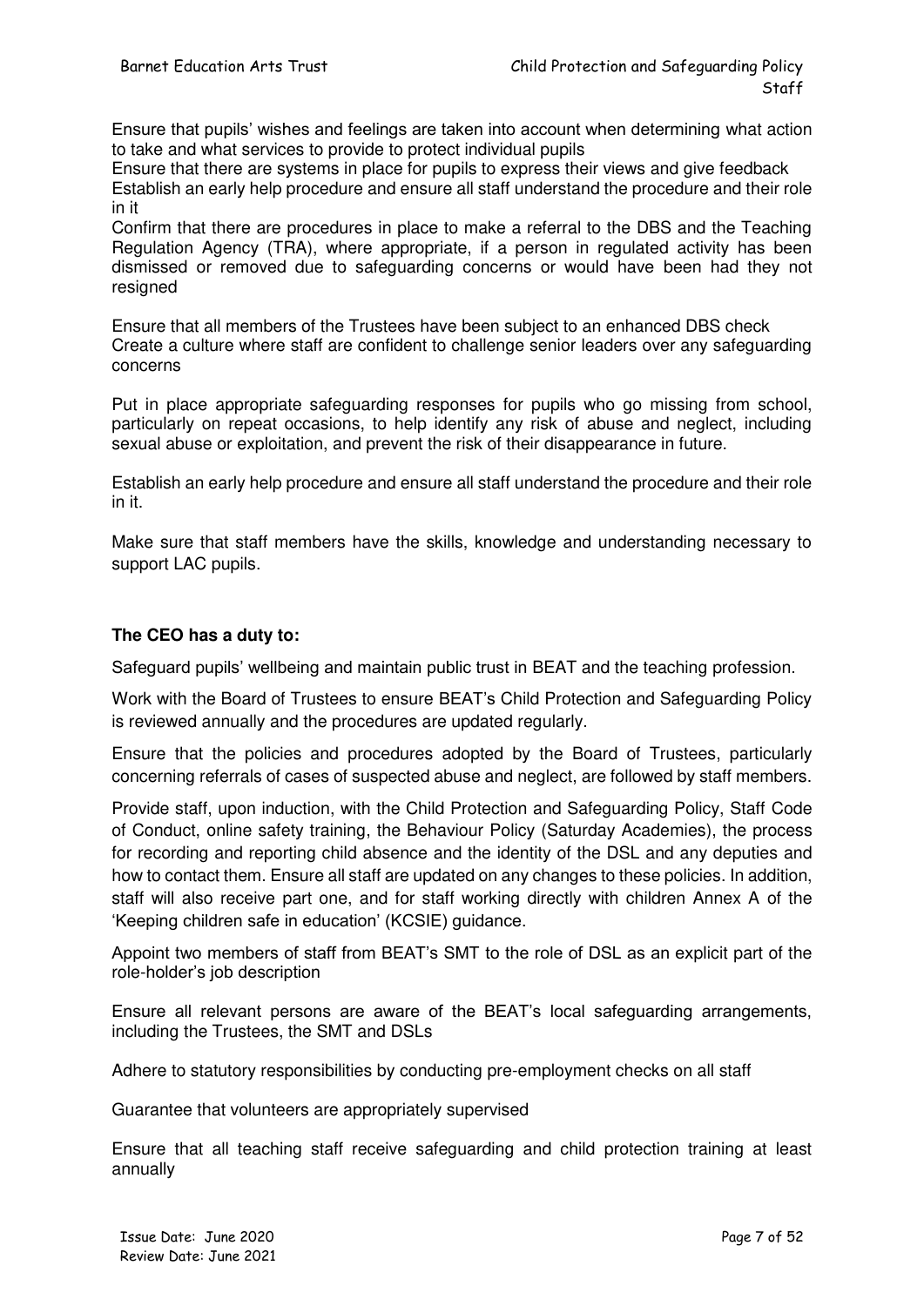Ensure that pupils' wishes and feelings are taken into account when determining what action to take and what services to provide to protect individual pupils

Ensure that there are systems in place for pupils to express their views and give feedback

Establish an early help procedure and ensure all staff understand the procedure and their role in it

Confirm that there are procedures in place to make a referral to the DBS and the Teaching Regulation Agency (TRA), where appropriate, if a person in regulated activity has been dismissed or removed due to safeguarding concerns or would have been had they not resigned

Ensure that all members of the Trustees have been subject to an enhanced DBS check

Create a culture where staff are confident to challenge senior leaders over any safeguarding concerns

Put in place appropriate safeguarding responses for pupils who go missing from school, particularly on repeat occasions, to help identify any risk of abuse and neglect, including sexual abuse or exploitation, and prevent the risk of their disappearance in future.

Establish an early help procedure and ensure all staff understand the procedure and their role in it.

Make sure that staff members have the skills, knowledge and understanding necessary to support LAC pupils.

**The CEO has a duty to:**

Safeguard pupils' wellbeing and maintain public trust in BEAT and the teaching profession.

Work with the Board of Trustees to ensure BEAT's Child Protection and Safeguarding Policy is reviewed annually and the procedures are updated regularly.

Ensure that the policies and procedures adopted by the Board of Trustees, particularly concerning referrals of cases of suspected abuse and neglect, are followed by staff members.

Provide staff, upon induction, with the Child Protection and Safeguarding Policy, Staff Code of Conduct, online safety training, the Behaviour Policy (Saturday Academies), the process for recording and reporting child absence and the identity of the DSL and any deputies and how to contact them. Ensure all staff are updated on any changes to these policies. In addition, staff will also receive part one, and for staff working directly with children Annex A of the 'Keeping children safe in education' (KCSIE) guidance.

Appoint two members of staff from BEAT's SMT to the role of DSL as an explicit part of the role-holder's job description

Ensure all relevant persons are aware of the BEAT's local safeguarding arrangements, including the Trustees, the SMT and DSLs

Adhere to statutory responsibilities by conducting pre-employment checks on all staff

Guarantee that volunteers are appropriately supervised

Ensure that all teaching staff receive safeguarding and child protection training at least annually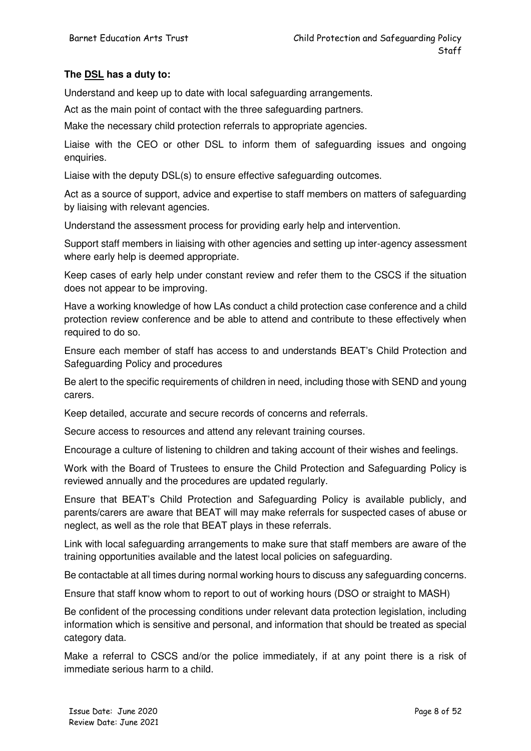**The <u>DSL</u> has a duty to:**

Understand and keep up to date with local safeguarding arrangements.

Act as the main point of contact with the three safeguarding partners.

Make the necessary child protection referrals to appropriate agencies.

Liaise with the CEO or other DSL to inform them of safeguarding issues and ongoing enquiries.

Liaise with the deputy DSL(s) to ensure effective safeguarding outcomes.

Act as a source of support, advice and expertise to staff members on matters of safeguarding by liaising with relevant agencies.

Understand the assessment process for providing early help and intervention.

Support staff members in liaising with other agencies and setting up inter-agency assessment where early help is deemed appropriate.

Keep cases of early help under constant review and refer them to the CSCS if the situation does not appear to be improving.

Have a working knowledge of how LAs conduct a child protection case conference and a child protection review conference and be able to attend and contribute to these effectively when required to do so.

Ensure each member of staff has access to and understands BEAT's Child Protection and Safeguarding Policy and procedures

Be alert to the specific requirements of children in need, including those with SEND and young carers.

Keep detailed, accurate and secure records of concerns and referrals.

Secure access to resources and attend any relevant training courses.

Encourage a culture of listening to children and taking account of their wishes and feelings.

Work with the Board of Trustees to ensure the Child Protection and Safeguarding Policy is reviewed annually and the procedures are updated regularly.

Ensure that BEAT's Child Protection and Safeguarding Policy is available publicly, and parents/carers are aware that BEAT will may make referrals for suspected cases of abuse or neglect, as well as the role that BEAT plays in these referrals.

Link with local safeguarding arrangements to make sure that staff members are aware of the training opportunities available and the latest local policies on safeguarding.

Be contactable at all times during normal working hours to discuss any safeguarding concerns.

Ensure that staff know whom to report to out of working hours (DSO or straight to MASH)

Be confident of the processing conditions under relevant data protection legislation, including information which is sensitive and personal, and information that should be treated as special category data.

Make a referral to CSCS and/or the police immediately, if at any point there is a risk of immediate serious harm to a child.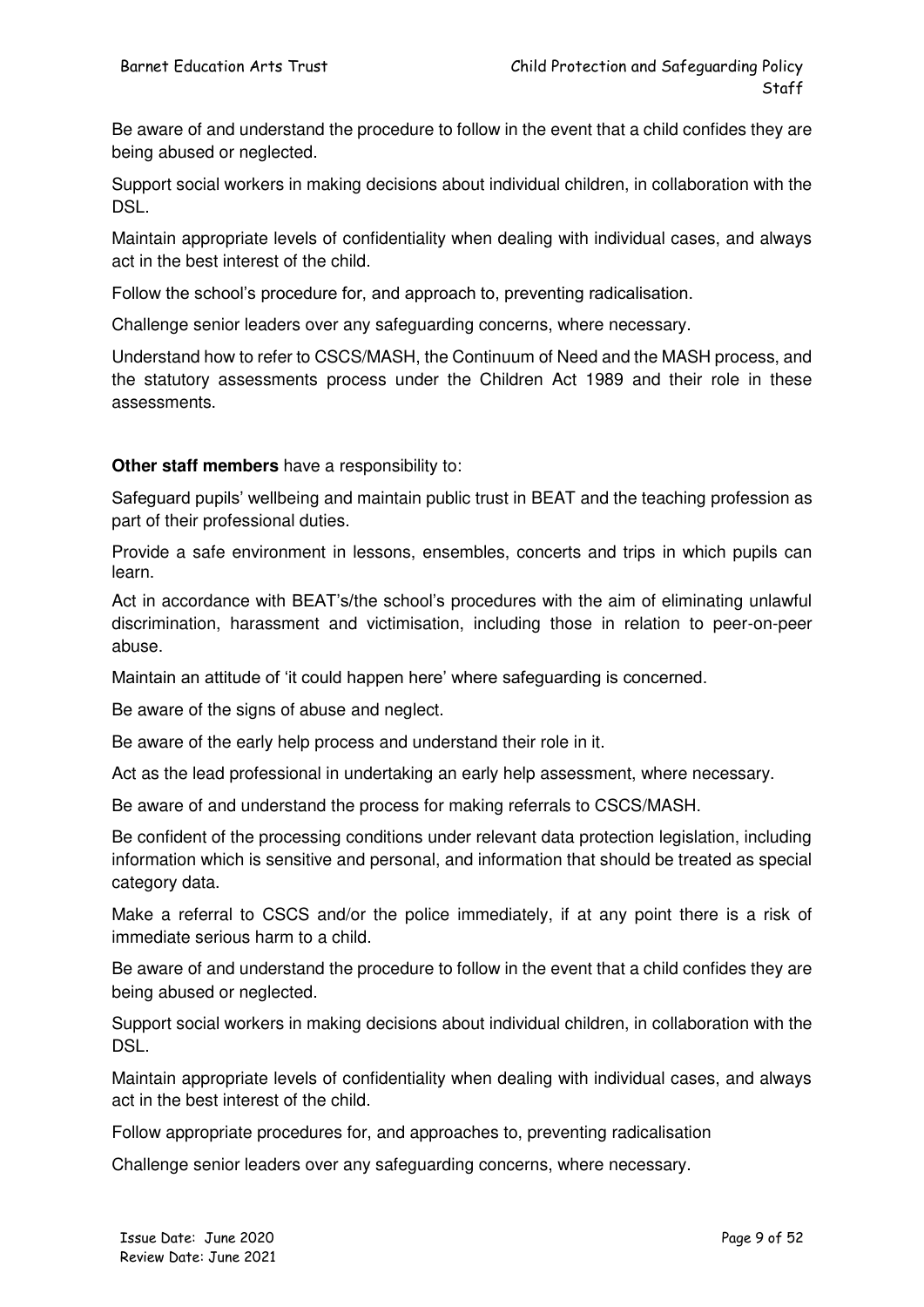Be aware of and understand the procedure to follow in the event that a child confides they are being abused or neglected.

Support social workers in making decisions about individual children, in collaboration with the DSL.

Maintain appropriate levels of confidentiality when dealing with individual cases, and always act in the best interest of the child.

Follow the school's procedure for, and approach to, preventing radicalisation.

Challenge senior leaders over any safeguarding concerns, where necessary.

Understand how to refer to CSCS/MASH, the Continuum of Need and the MASH process, and the statutory assessments process under the Children Act 1989 and their role in these assessments.

**Other staff members** have a responsibility to:

Safeguard pupils' wellbeing and maintain public trust in BEAT and the teaching profession as part of their professional duties.

Provide a safe environment in lessons, ensembles, concerts and trips in which pupils can learn.

Act in accordance with BEAT's/the school's procedures with the aim of eliminating unlawful discrimination, harassment and victimisation, including those in relation to peer-on-peer abuse.

Maintain an attitude of 'it could happen here' where safeguarding is concerned.

Be aware of the signs of abuse and neglect.

Be aware of the early help process and understand their role in it.

Act as the lead professional in undertaking an early help assessment, where necessary.

Be aware of and understand the process for making referrals to CSCS/MASH.

Be confident of the processing conditions under relevant data protection legislation, including information which is sensitive and personal, and information that should be treated as special category data.

Make a referral to CSCS and/or the police immediately, if at any point there is a risk of immediate serious harm to a child.

Be aware of and understand the procedure to follow in the event that a child confides they are being abused or neglected.

Support social workers in making decisions about individual children, in collaboration with the DSL.

Maintain appropriate levels of confidentiality when dealing with individual cases, and always act in the best interest of the child.

Follow appropriate procedures for, and approaches to, preventing radicalisation

Challenge senior leaders over any safeguarding concerns, where necessary.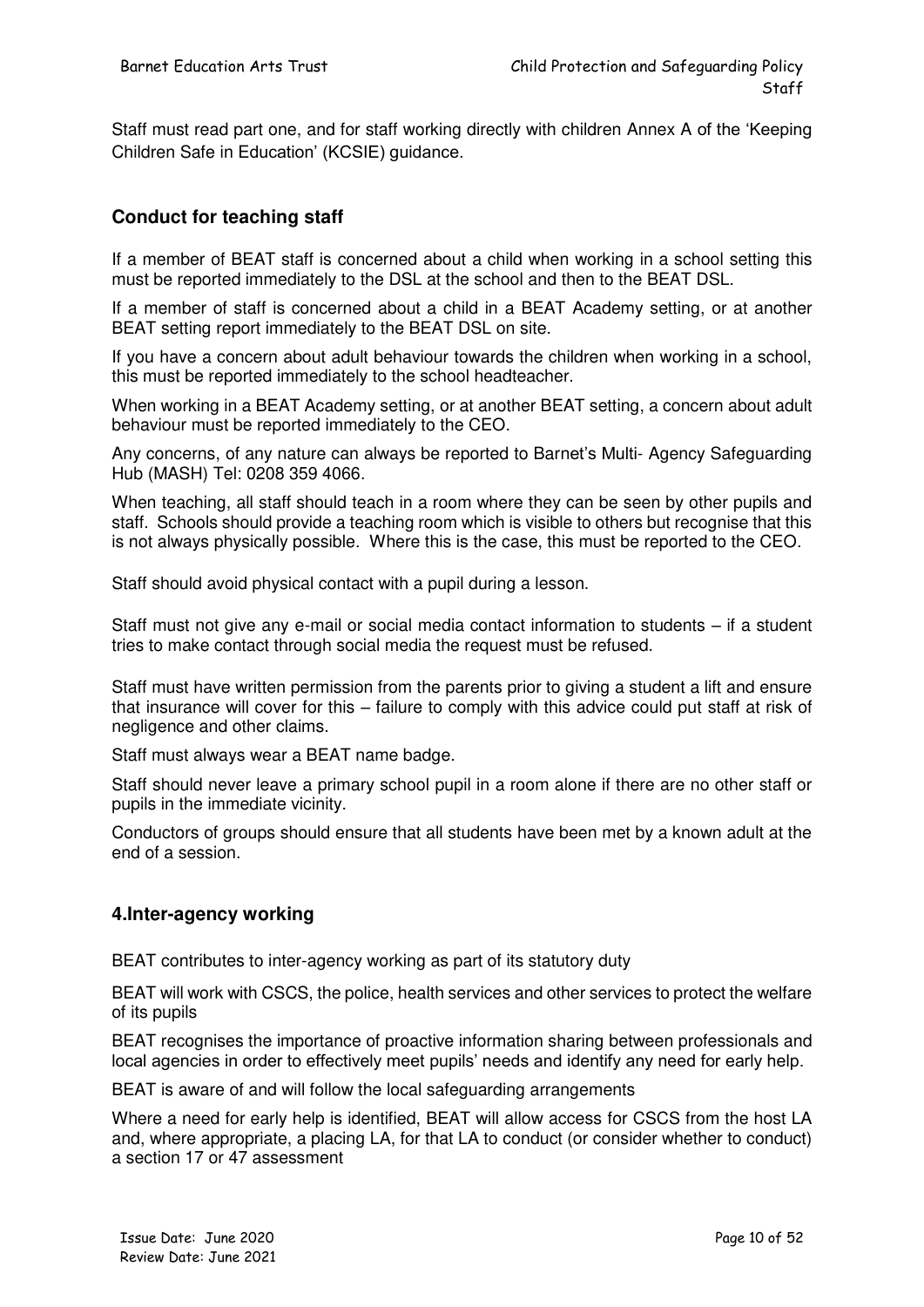Staff must read part one, and for staff working directly with children Annex A of the 'Keeping Children Safe in Education' (KCSIE) guidance.

## Conduct for teaching staff

If a member of BEAT staff is concerned about a child when working in a school setting this must be reported immediately to the DSL at the school and then to the BEAT DSL.

If a member of staff is concerned about a child in a BEAT Academy setting, or at another BEAT setting report immediately to the BEAT DSL on site.

If you have a concern about adult behaviour towards the children when working in a school, this must be reported immediately to the school headteacher.

When working in a BEAT Academy setting, or at another BEAT setting, a concern about adult behaviour must be reported immediately to the CEO.

Any concerns, of any nature can always be reported to Barnet's Multi- Agency Safeguarding Hub (MASH) Tel: 0208 359 4066.

When teaching, all staff should teach in a room where they can be seen by other pupils and staff. Schools should provide a teaching room which is visible to others but recognise that this is not always physically possible. Where this is the case, this must be reported to the CEO.

Staff should avoid physical contact with a pupil during a lesson.

Staff must not give any e-mail or social media contact information to students – if a student tries to make contact through social media the request must be refused.

Staff must have written permission from the parents prior to giving a student a lift and ensure that insurance will cover for this – failure to comply with this advice could put staff at risk of negligence and other claims.

Staff must always wear a BEAT name badge.

Staff should never leave a primary school pupil in a room alone if there are no other staff or pupils in the immediate vicinity.

Conductors of groups should ensure that all students have been met by a known adult at the end of a session.

## 4.Inter-agency working

BEAT contributes to inter-agency working as part of its statutory duty

BEAT will work with CSCS, the police, health services and other services to protect the welfare of its pupils

BEAT recognises the importance of proactive information sharing between professionals and local agencies in order to effectively meet pupils' needs and identify any need for early help.

BEAT is aware of and will follow the local safeguarding arrangements

Where a need for early help is identified, BEAT will allow access for CSCS from the host LA and, where appropriate, a placing LA, for that LA to conduct (or consider whether to conduct) a section 17 or 47 assessment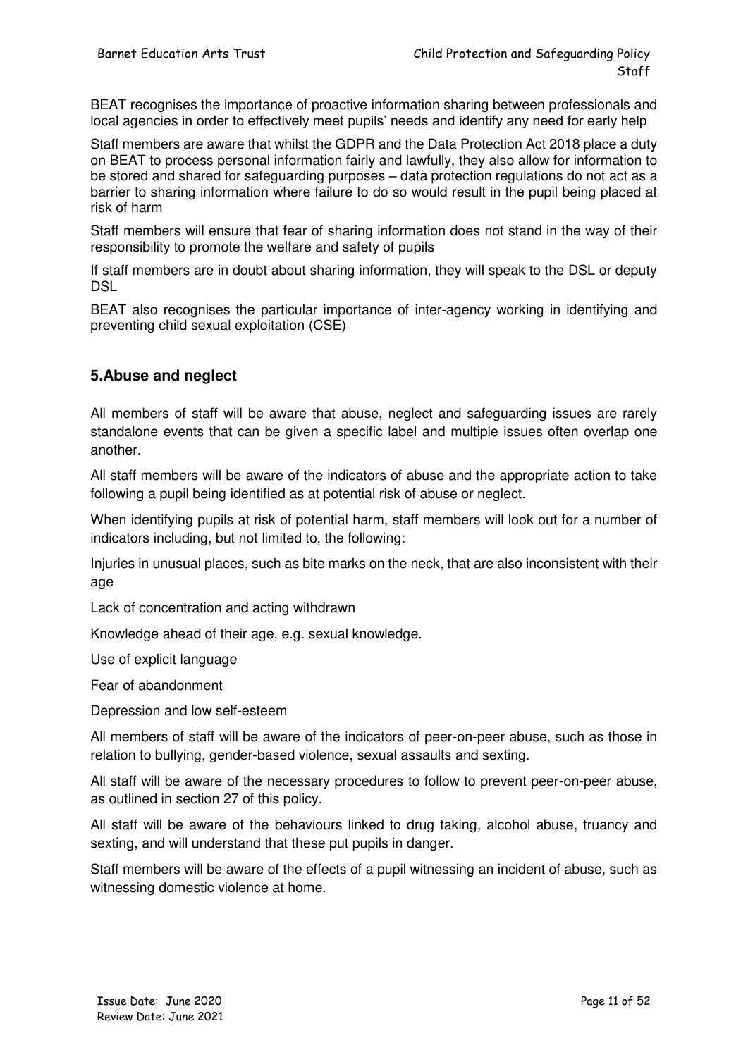BEAT recognises the importance of proactive information sharing between professionals and local agencies in order to effectively meet pupils' needs and identify any need for early help

Staff members are aware that whilst the GDPR and the Data Protection Act 2018 place a duty on BEAT to process personal information fairly and lawfully, they also allow for information to be stored and shared for safeguarding purposes – data protection regulations do not act as a barrier to sharing information where failure to do so would result in the pupil being placed at risk of harm

Staff members will ensure that fear of sharing information does not stand in the way of their responsibility to promote the welfare and safety of pupils

If staff members are in doubt about sharing information, they will speak to the DSL or deputy DSL

BEAT also recognises the particular importance of inter-agency working in identifying and preventing child sexual exploitation (CSE)

## 5.Abuse and neglect

All members of staff will be aware that abuse, neglect and safeguarding issues are rarely standalone events that can be given a specific label and multiple issues often overlap one another.

All staff members will be aware of the indicators of abuse and the appropriate action to take following a pupil being identified as at potential risk of abuse or neglect.

When identifying pupils at risk of potential harm, staff members will look out for a number of indicators including, but not limited to, the following:

Injuries in unusual places, such as bite marks on the neck, that are also inconsistent with their age

Lack of concentration and acting withdrawn

Knowledge ahead of their age, e.g. sexual knowledge.

Use of explicit language

Fear of abandonment

Depression and low self-esteem

All members of staff will be aware of the indicators of peer-on-peer abuse, such as those in relation to bullying, gender-based violence, sexual assaults and sexting.

All staff will be aware of the necessary procedures to follow to prevent peer-on-peer abuse, as outlined in section 27 of this policy.

All staff will be aware of the behaviours linked to drug taking, alcohol abuse, truancy and sexting, and will understand that these put pupils in danger.

Staff members will be aware of the effects of a pupil witnessing an incident of abuse, such as witnessing domestic violence at home.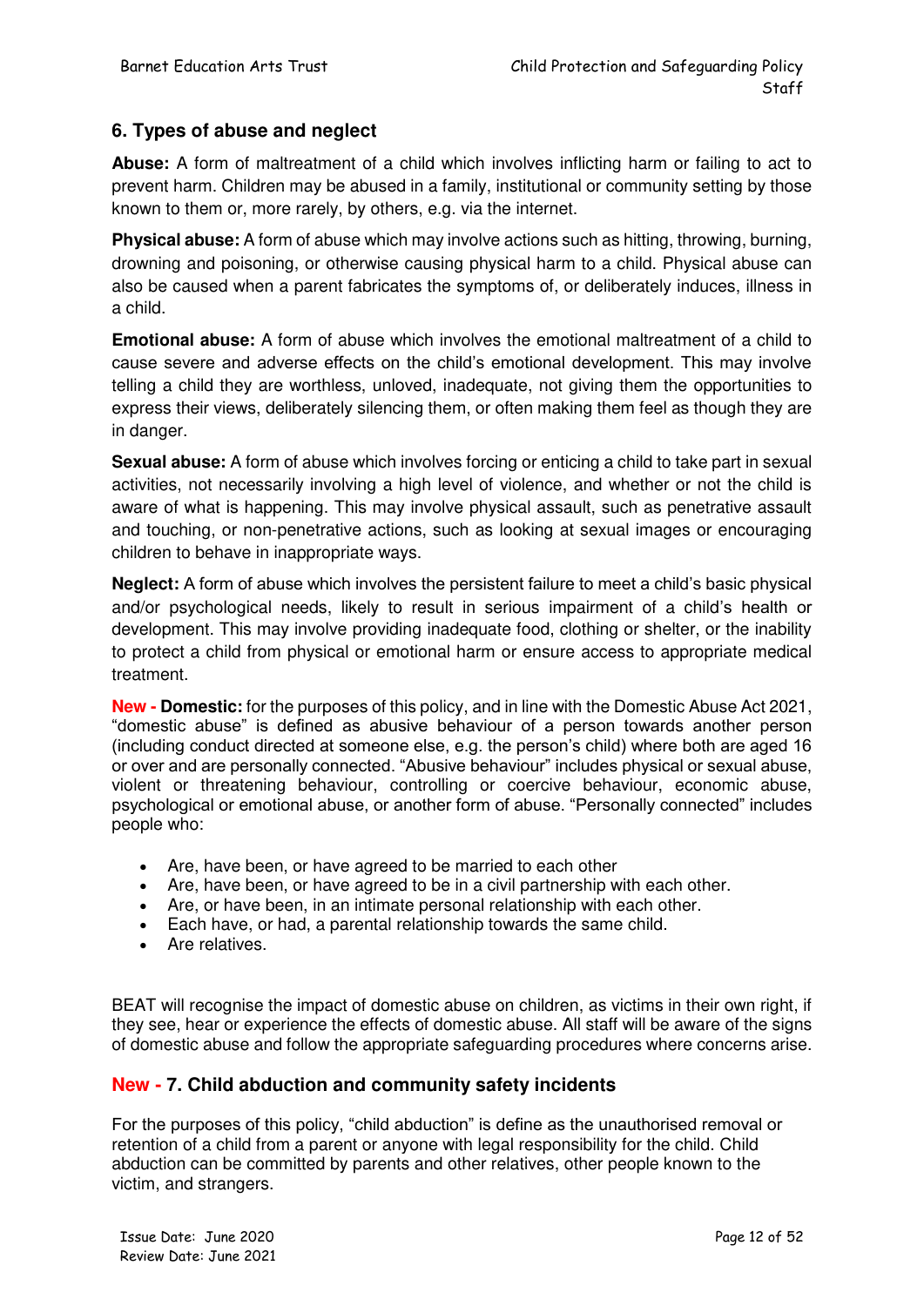## 6. Types of abuse and neglect

**Abuse:** A form of maltreatment of a child which involves inflicting harm or failing to act to prevent harm. Children may be abused in a family, institutional or community setting by those known to them or, more rarely, by others, e.g. via the internet.

**Physical abuse:** A form of abuse which may involve actions such as hitting, throwing, burning, drowning and poisoning, or otherwise causing physical harm to a child. Physical abuse can also be caused when a parent fabricates the symptoms of, or deliberately induces, illness in a child.

**Emotional abuse:** A form of abuse which involves the emotional maltreatment of a child to cause severe and adverse effects on the child's emotional development. This may involve telling a child they are worthless, unloved, inadequate, not giving them the opportunities to express their views, deliberately silencing them, or often making them feel as though they are in danger.

**Sexual abuse:** A form of abuse which involves forcing or enticing a child to take part in sexual activities, not necessarily involving a high level of violence, and whether or not the child is aware of what is happening. This may involve physical assault, such as penetrative assault and touching, or non-penetrative actions, such as looking at sexual images or encouraging children to behave in inappropriate ways.

**Neglect:** A form of abuse which involves the persistent failure to meet a child's basic physical and/or psychological needs, likely to result in serious impairment of a child's health or development. This may involve providing inadequate food, clothing or shelter, or the inability to protect a child from physical or emotional harm or ensure access to appropriate medical treatment.

**New - Domestic:** for the purposes of this policy, and in line with the Domestic Abuse Act 2021, "domestic abuse" is defined as abusive behaviour of a person towards another person (including conduct directed at someone else, e.g. the person's child) where both are aged 16 or over and are personally connected. "Abusive behaviour" includes physical or sexual abuse, violent or threatening behaviour, controlling or coercive behaviour, economic abuse, psychological or emotional abuse, or another form of abuse. "Personally connected" includes people who:

- Are, have been, or have agreed to be married to each other
- Are, have been, or have agreed to be in a civil partnership with each other.
- Are, or have been, in an intimate personal relationship with each other.
- Each have, or had, a parental relationship towards the same child.
- Are relatives.

BEAT will recognise the impact of domestic abuse on children, as victims in their own right, if they see, hear or experience the effects of domestic abuse. All staff will be aware of the signs of domestic abuse and follow the appropriate safeguarding procedures where concerns arise.

## New - 7. Child abduction and community safety incidents

For the purposes of this policy, "child abduction" is define as the unauthorised removal or retention of a child from a parent or anyone with legal responsibility for the child. Child abduction can be committed by parents and other relatives, other people known to the victim, and strangers.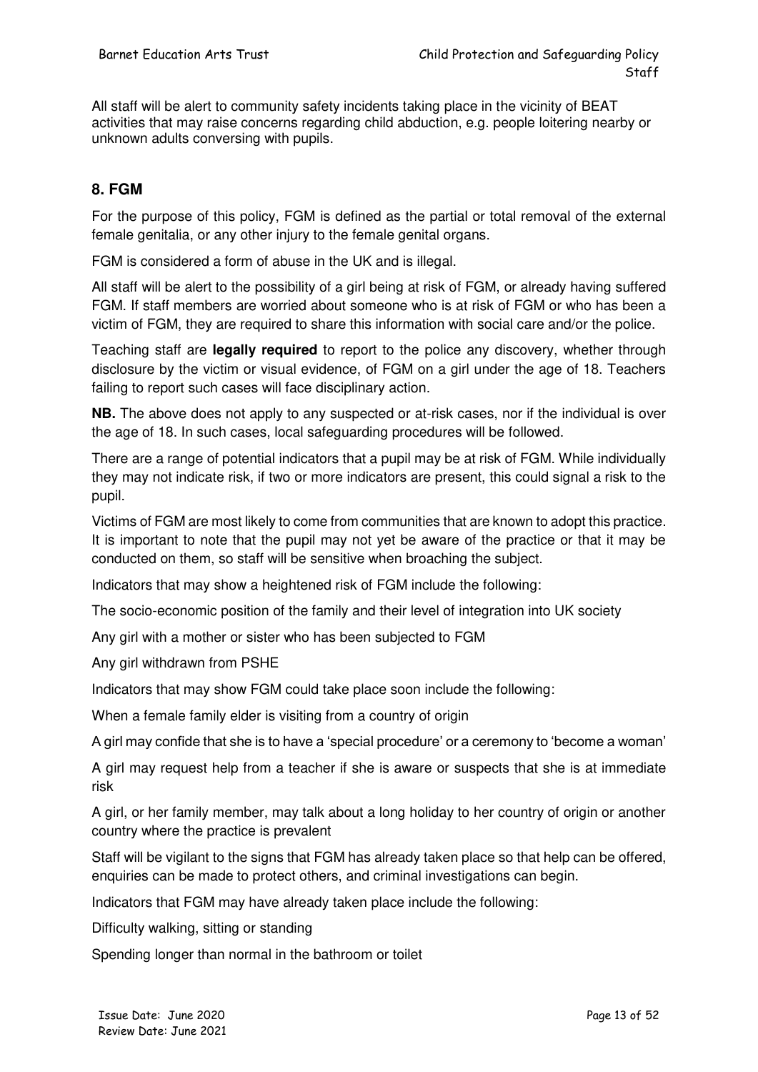All staff will be alert to community safety incidents taking place in the vicinity of BEAT activities that may raise concerns regarding child abduction, e.g. people loitering nearby or unknown adults conversing with pupils.

## 8. FGM

For the purpose of this policy, FGM is defined as the partial or total removal of the external female genitalia, or any other injury to the female genital organs.

FGM is considered a form of abuse in the UK and is illegal.

All staff will be alert to the possibility of a girl being at risk of FGM, or already having suffered FGM. If staff members are worried about someone who is at risk of FGM or who has been a victim of FGM, they are required to share this information with social care and/or the police.

Teaching staff are **legally required** to report to the police any discovery, whether through disclosure by the victim or visual evidence, of FGM on a girl under the age of 18. Teachers failing to report such cases will face disciplinary action.

**NB.** The above does not apply to any suspected or at-risk cases, nor if the individual is over the age of 18. In such cases, local safeguarding procedures will be followed.

There are a range of potential indicators that a pupil may be at risk of FGM. While individually they may not indicate risk, if two or more indicators are present, this could signal a risk to the pupil.

Victims of FGM are most likely to come from communities that are known to adopt this practice. It is important to note that the pupil may not yet be aware of the practice or that it may be conducted on them, so staff will be sensitive when broaching the subject.

Indicators that may show a heightened risk of FGM include the following:

The socio-economic position of the family and their level of integration into UK society

Any girl with a mother or sister who has been subjected to FGM

Any girl withdrawn from PSHE

Indicators that may show FGM could take place soon include the following:

When a female family elder is visiting from a country of origin

A girl may confide that she is to have a 'special procedure' or a ceremony to 'become a woman'

A girl may request help from a teacher if she is aware or suspects that she is at immediate risk

A girl, or her family member, may talk about a long holiday to her country of origin or another country where the practice is prevalent

Staff will be vigilant to the signs that FGM has already taken place so that help can be offered, enquiries can be made to protect others, and criminal investigations can begin.

Indicators that FGM may have already taken place include the following:

Difficulty walking, sitting or standing

Spending longer than normal in the bathroom or toilet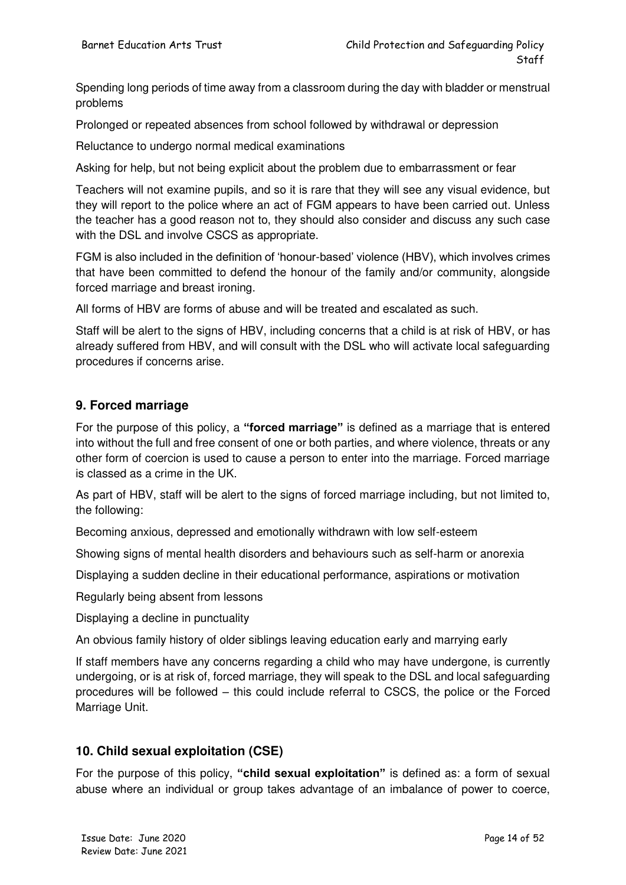Spending long periods of time away from a classroom during the day with bladder or menstrual problems

Prolonged or repeated absences from school followed by withdrawal or depression

Reluctance to undergo normal medical examinations

Asking for help, but not being explicit about the problem due to embarrassment or fear

Teachers will not examine pupils, and so it is rare that they will see any visual evidence, but they will report to the police where an act of FGM appears to have been carried out. Unless the teacher has a good reason not to, they should also consider and discuss any such case with the DSL and involve CSCS as appropriate.

FGM is also included in the definition of 'honour-based' violence (HBV), which involves crimes that have been committed to defend the honour of the family and/or community, alongside forced marriage and breast ironing.

All forms of HBV are forms of abuse and will be treated and escalated as such.

Staff will be alert to the signs of HBV, including concerns that a child is at risk of HBV, or has already suffered from HBV, and will consult with the DSL who will activate local safeguarding procedures if concerns arise.

## 9. Forced marriage

For the purpose of this policy, a **"forced marriage"** is defined as a marriage that is entered into without the full and free consent of one or both parties, and where violence, threats or any other form of coercion is used to cause a person to enter into the marriage. Forced marriage is classed as a crime in the UK.

As part of HBV, staff will be alert to the signs of forced marriage including, but not limited to, the following:

Becoming anxious, depressed and emotionally withdrawn with low self-esteem

Showing signs of mental health disorders and behaviours such as self-harm or anorexia

Displaying a sudden decline in their educational performance, aspirations or motivation

Regularly being absent from lessons

Displaying a decline in punctuality

An obvious family history of older siblings leaving education early and marrying early

If staff members have any concerns regarding a child who may have undergone, is currently undergoing, or is at risk of, forced marriage, they will speak to the DSL and local safeguarding procedures will be followed – this could include referral to CSCS, the police or the Forced Marriage Unit.

## 10. Child sexual exploitation (CSE)

For the purpose of this policy, **"child sexual exploitation"** is defined as: a form of sexual abuse where an individual or group takes advantage of an imbalance of power to coerce,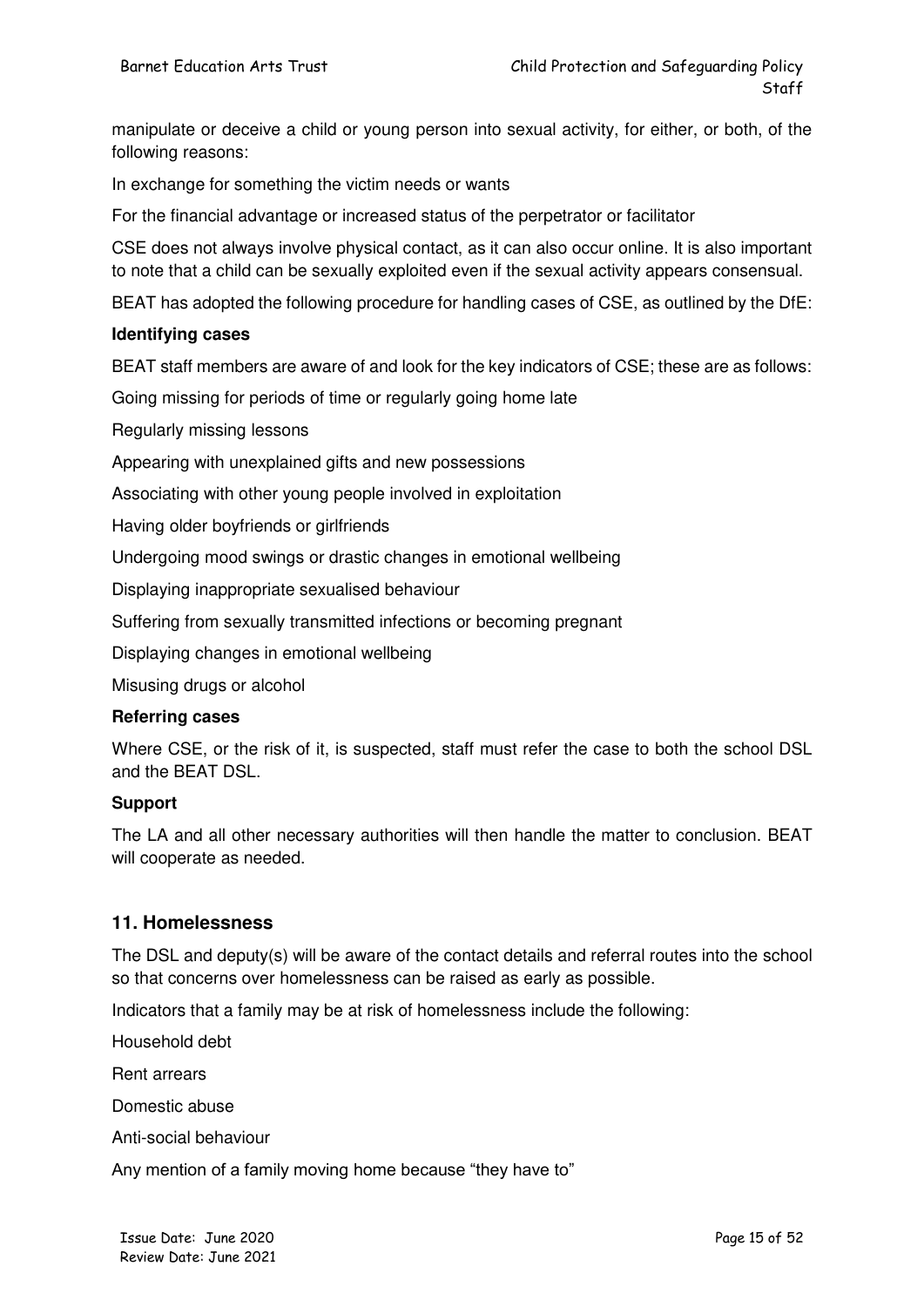manipulate or deceive a child or young person into sexual activity, for either, or both, of the following reasons:

In exchange for something the victim needs or wants

For the financial advantage or increased status of the perpetrator or facilitator

CSE does not always involve physical contact, as it can also occur online. It is also important to note that a child can be sexually exploited even if the sexual activity appears consensual.

BEAT has adopted the following procedure for handling cases of CSE, as outlined by the DfE:

**Identifying cases**

BEAT staff members are aware of and look for the key indicators of CSE; these are as follows:

Going missing for periods of time or regularly going home late

Regularly missing lessons

Appearing with unexplained gifts and new possessions

Associating with other young people involved in exploitation

Having older boyfriends or girlfriends

Undergoing mood swings or drastic changes in emotional wellbeing

Displaying inappropriate sexualised behaviour

Suffering from sexually transmitted infections or becoming pregnant

Displaying changes in emotional wellbeing

Misusing drugs or alcohol

**Referring cases**

Where CSE, or the risk of it, is suspected, staff must refer the case to both the school DSL and the BEAT DSL.

**Support**

The LA and all other necessary authorities will then handle the matter to conclusion. BEAT will cooperate as needed.

## 11. Homelessness

The DSL and deputy(s) will be aware of the contact details and referral routes into the school so that concerns over homelessness can be raised as early as possible.

Indicators that a family may be at risk of homelessness include the following:

Household debt

Rent arrears

Domestic abuse

Anti-social behaviour

Any mention of a family moving home because "they have to"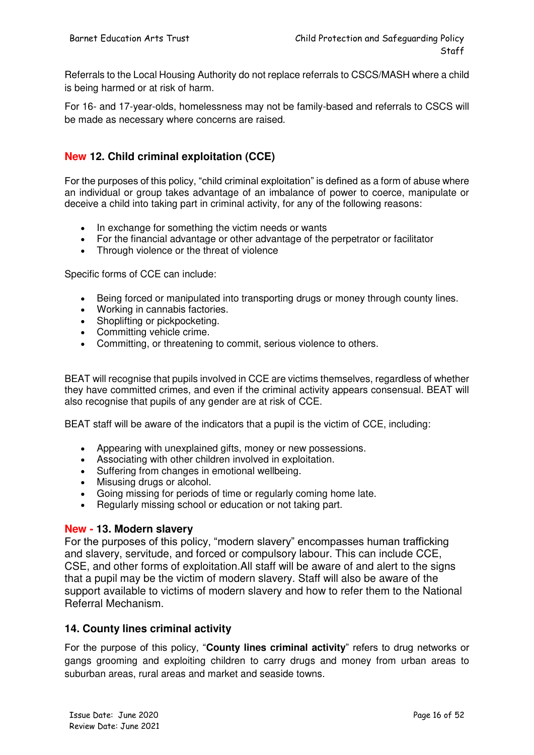Referrals to the Local Housing Authority do not replace referrals to CSCS/MASH where a child is being harmed or at risk of harm.

For 16- and 17-year-olds, homelessness may not be family-based and referrals to CSCS will be made as necessary where concerns are raised.

## New 12. Child criminal exploitation (CCE)

For the purposes of this policy, "child criminal exploitation" is defined as a form of abuse where an individual or group takes advantage of an imbalance of power to coerce, manipulate or deceive a child into taking part in criminal activity, for any of the following reasons:

- In exchange for something the victim needs or wants
- For the financial advantage or other advantage of the perpetrator or facilitator
- Through violence or the threat of violence

Specific forms of CCE can include:

- Being forced or manipulated into transporting drugs or money through county lines.
- Working in cannabis factories.
- Shoplifting or pickpocketing.
- Committing vehicle crime.
- Committing, or threatening to commit, serious violence to others.

BEAT will recognise that pupils involved in CCE are victims themselves, regardless of whether they have committed crimes, and even if the criminal activity appears consensual. BEAT will also recognise that pupils of any gender are at risk of CCE.

BEAT staff will be aware of the indicators that a pupil is the victim of CCE, including:

- Appearing with unexplained gifts, money or new possessions.
- Associating with other children involved in exploitation.
- Suffering from changes in emotional wellbeing.
- Misusing drugs or alcohol.
- Going missing for periods of time or regularly coming home late.
- Regularly missing school or education or not taking part.

## New - 13. Modern slavery

For the purposes of this policy, "modern slavery" encompasses human trafficking and slavery, servitude, and forced or compulsory labour. This can include CCE, CSE, and other forms of exploitation.All staff will be aware of and alert to the signs that a pupil may be the victim of modern slavery. Staff will also be aware of the support available to victims of modern slavery and how to refer them to the National Referral Mechanism.

## 14. County lines criminal activity

For the purpose of this policy, "**County lines criminal activity**" refers to drug networks or gangs grooming and exploiting children to carry drugs and money from urban areas to suburban areas, rural areas and market and seaside towns.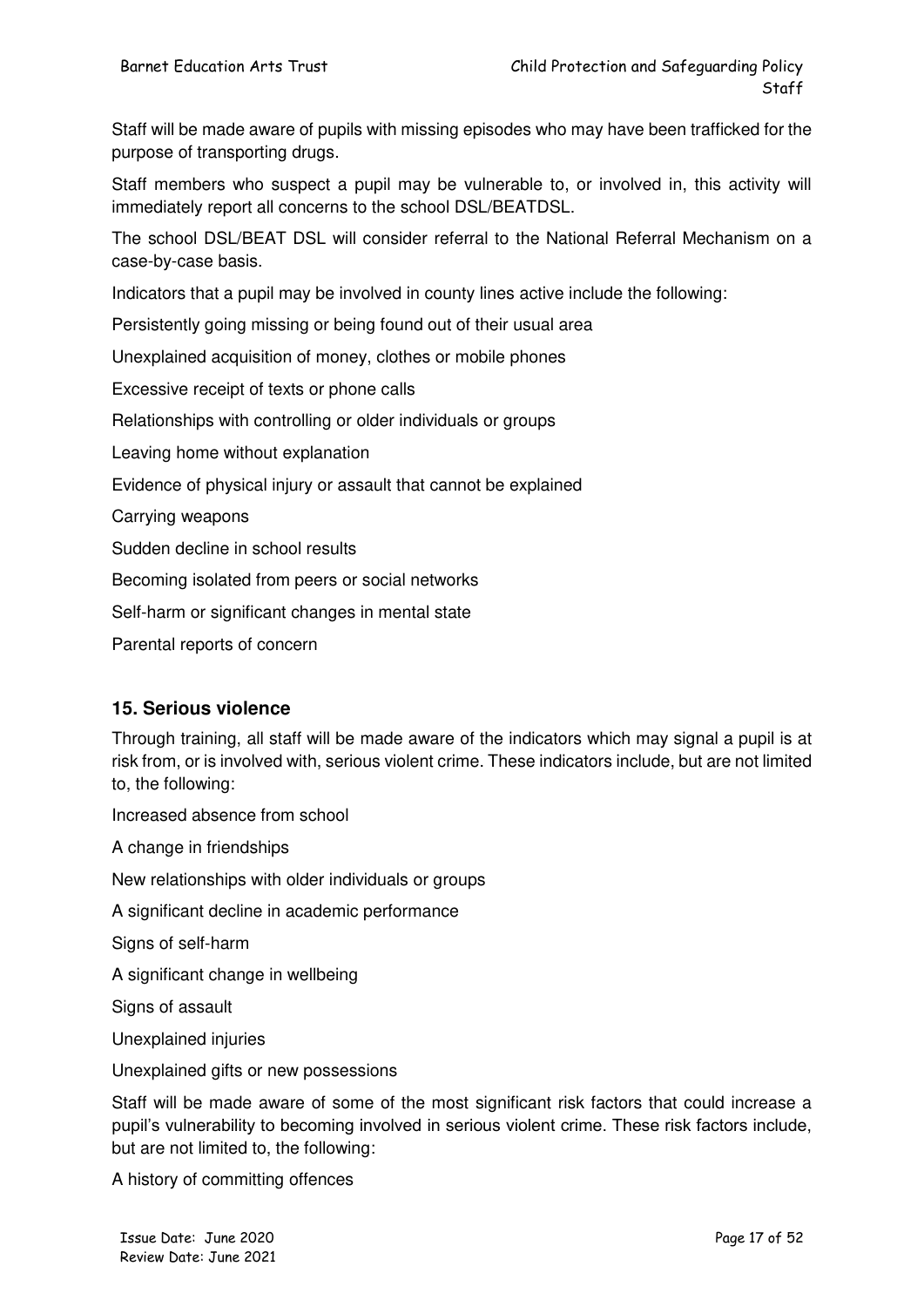Staff will be made aware of pupils with missing episodes who may have been trafficked for the purpose of transporting drugs.

Staff members who suspect a pupil may be vulnerable to, or involved in, this activity will immediately report all concerns to the school DSL/BEATDSL.

The school DSL/BEAT DSL will consider referral to the National Referral Mechanism on a case-by-case basis.

Indicators that a pupil may be involved in county lines active include the following:

Persistently going missing or being found out of their usual area

Unexplained acquisition of money, clothes or mobile phones

Excessive receipt of texts or phone calls

Relationships with controlling or older individuals or groups

Leaving home without explanation

Evidence of physical injury or assault that cannot be explained

Carrying weapons

Sudden decline in school results

Becoming isolated from peers or social networks

Self-harm or significant changes in mental state

Parental reports of concern

## 15. Serious violence

Through training, all staff will be made aware of the indicators which may signal a pupil is at risk from, or is involved with, serious violent crime. These indicators include, but are not limited to, the following:

Increased absence from school

A change in friendships

New relationships with older individuals or groups

A significant decline in academic performance

Signs of self-harm

A significant change in wellbeing

Signs of assault

Unexplained injuries

Unexplained gifts or new possessions

Staff will be made aware of some of the most significant risk factors that could increase a pupil's vulnerability to becoming involved in serious violent crime. These risk factors include, but are not limited to, the following:

A history of committing offences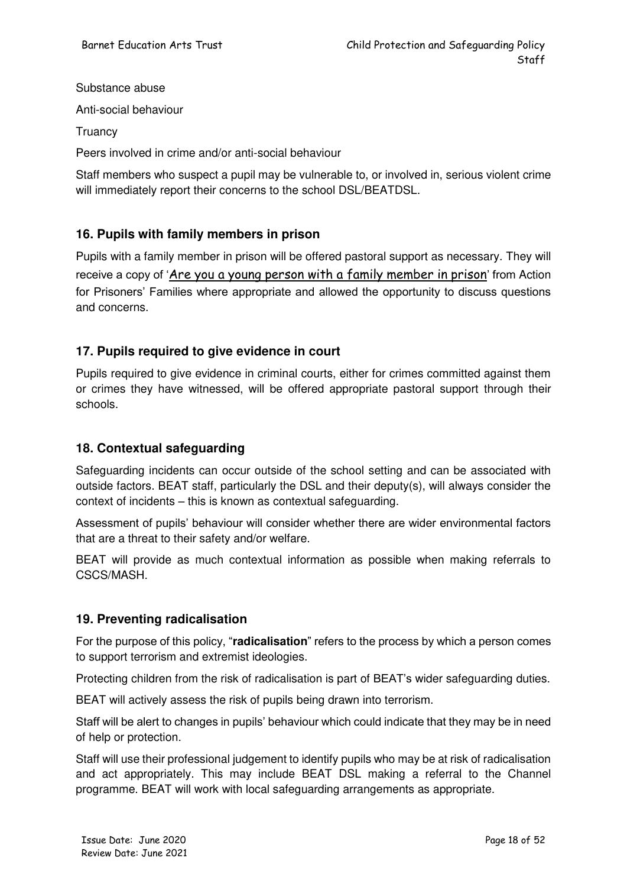Substance abuse

Anti-social behaviour

Truancy

Peers involved in crime and/or anti-social behaviour

Staff members who suspect a pupil may be vulnerable to, or involved in, serious violent crime will immediately report their concerns to the school DSL/BEATDSL.

## 16. Pupils with family members in prison

Pupils with a family member in prison will be offered pastoral support as necessary. They will receive a copy of 'Are you a young person with a family member in prison' from Action for Prisoners' Families where appropriate and allowed the opportunity to discuss questions and concerns.

## 17. Pupils required to give evidence in court

Pupils required to give evidence in criminal courts, either for crimes committed against them or crimes they have witnessed, will be offered appropriate pastoral support through their schools.

## 18. Contextual safeguarding

Safeguarding incidents can occur outside of the school setting and can be associated with outside factors. BEAT staff, particularly the DSL and their deputy(s), will always consider the context of incidents – this is known as contextual safeguarding.

Assessment of pupils' behaviour will consider whether there are wider environmental factors that are a threat to their safety and/or welfare.

BEAT will provide as much contextual information as possible when making referrals to CSCS/MASH.

## 19. Preventing radicalisation

For the purpose of this policy, "**radicalisation**" refers to the process by which a person comes to support terrorism and extremist ideologies.

Protecting children from the risk of radicalisation is part of BEAT's wider safeguarding duties.

BEAT will actively assess the risk of pupils being drawn into terrorism.

Staff will be alert to changes in pupils' behaviour which could indicate that they may be in need of help or protection.

Staff will use their professional judgement to identify pupils who may be at risk of radicalisation and act appropriately. This may include BEAT DSL making a referral to the Channel programme. BEAT will work with local safeguarding arrangements as appropriate.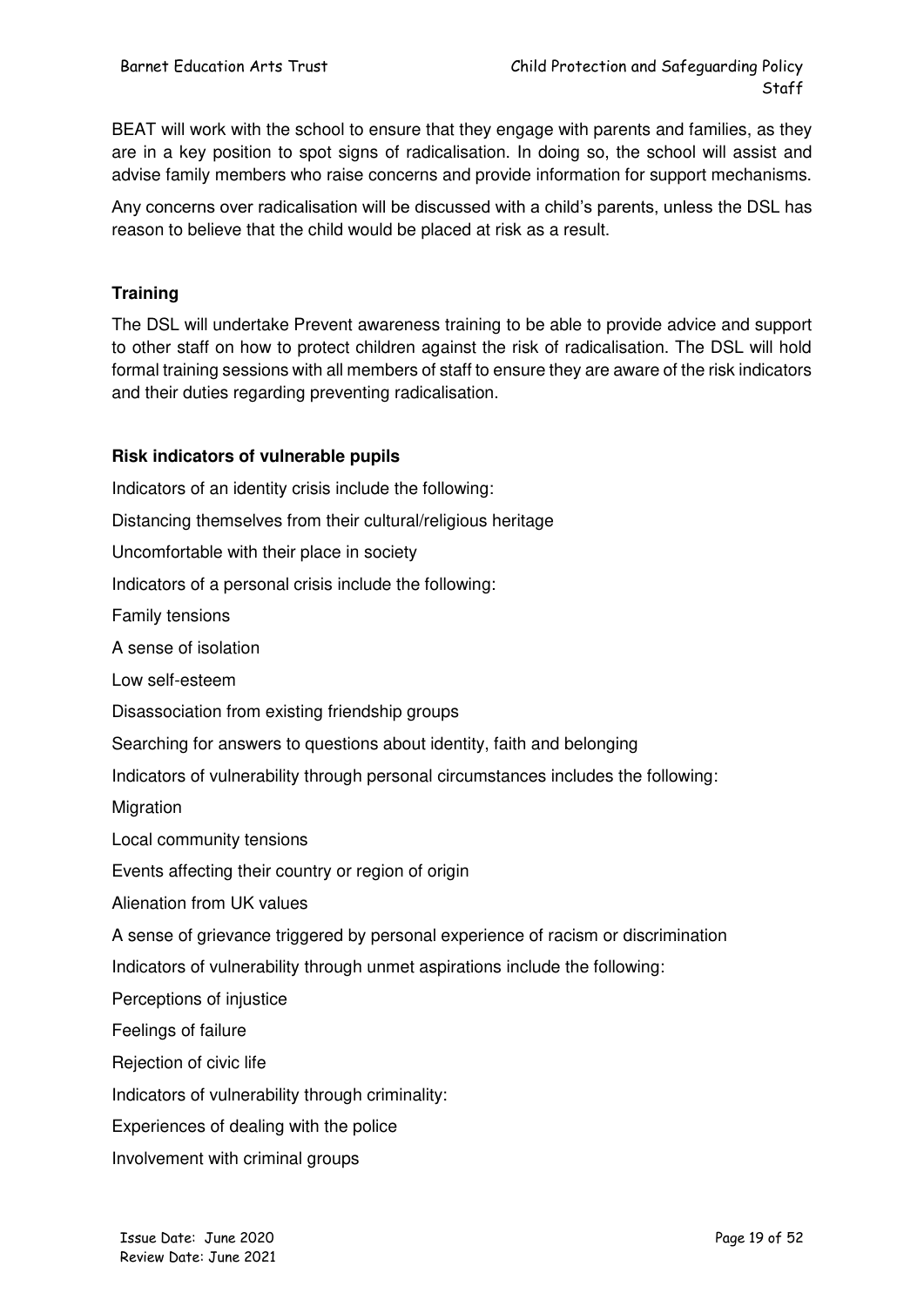BEAT will work with the school to ensure that they engage with parents and families, as they are in a key position to spot signs of radicalisation. In doing so, the school will assist and advise family members who raise concerns and provide information for support mechanisms.

Any concerns over radicalisation will be discussed with a child's parents, unless the DSL has reason to believe that the child would be placed at risk as a result.

**Training**

The DSL will undertake Prevent awareness training to be able to provide advice and support to other staff on how to protect children against the risk of radicalisation. The DSL will hold formal training sessions with all members of staff to ensure they are aware of the risk indicators and their duties regarding preventing radicalisation.

**Risk indicators of vulnerable pupils**

Indicators of an identity crisis include the following:

Distancing themselves from their cultural/religious heritage

Uncomfortable with their place in society

Indicators of a personal crisis include the following:

Family tensions

A sense of isolation

Low self-esteem

Disassociation from existing friendship groups

Searching for answers to questions about identity, faith and belonging

Indicators of vulnerability through personal circumstances includes the following:

Migration

Local community tensions

Events affecting their country or region of origin

Alienation from UK values

A sense of grievance triggered by personal experience of racism or discrimination

Indicators of vulnerability through unmet aspirations include the following:

Perceptions of injustice

Feelings of failure

Rejection of civic life

Indicators of vulnerability through criminality:

Experiences of dealing with the police

Involvement with criminal groups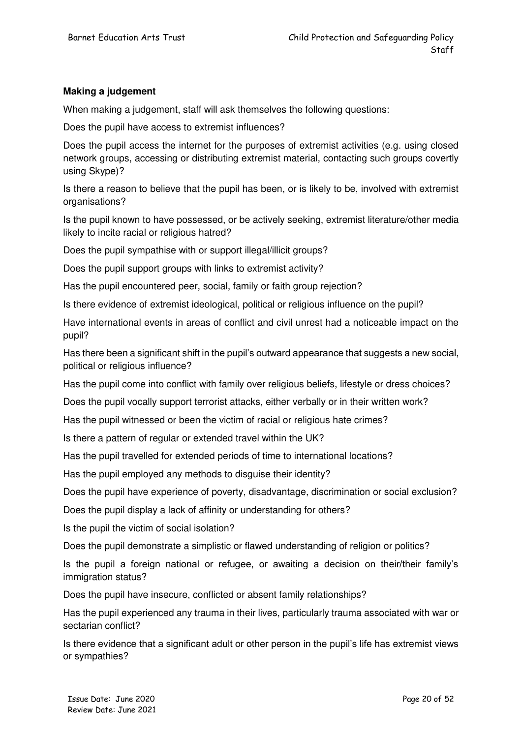**Making a judgement**

When making a judgement, staff will ask themselves the following questions:

Does the pupil have access to extremist influences?

Does the pupil access the internet for the purposes of extremist activities (e.g. using closed network groups, accessing or distributing extremist material, contacting such groups covertly using Skype)?

Is there a reason to believe that the pupil has been, or is likely to be, involved with extremist organisations?

Is the pupil known to have possessed, or be actively seeking, extremist literature/other media likely to incite racial or religious hatred?

Does the pupil sympathise with or support illegal/illicit groups?

Does the pupil support groups with links to extremist activity?

Has the pupil encountered peer, social, family or faith group rejection?

Is there evidence of extremist ideological, political or religious influence on the pupil?

Have international events in areas of conflict and civil unrest had a noticeable impact on the pupil?

Has there been a significant shift in the pupil's outward appearance that suggests a new social, political or religious influence?

Has the pupil come into conflict with family over religious beliefs, lifestyle or dress choices?

Does the pupil vocally support terrorist attacks, either verbally or in their written work?

Has the pupil witnessed or been the victim of racial or religious hate crimes?

Is there a pattern of regular or extended travel within the UK?

Has the pupil travelled for extended periods of time to international locations?

Has the pupil employed any methods to disguise their identity?

Does the pupil have experience of poverty, disadvantage, discrimination or social exclusion?

Does the pupil display a lack of affinity or understanding for others?

Is the pupil the victim of social isolation?

Does the pupil demonstrate a simplistic or flawed understanding of religion or politics?

Is the pupil a foreign national or refugee, or awaiting a decision on their/their family's immigration status?

Does the pupil have insecure, conflicted or absent family relationships?

Has the pupil experienced any trauma in their lives, particularly trauma associated with war or sectarian conflict?

Is there evidence that a significant adult or other person in the pupil's life has extremist views or sympathies?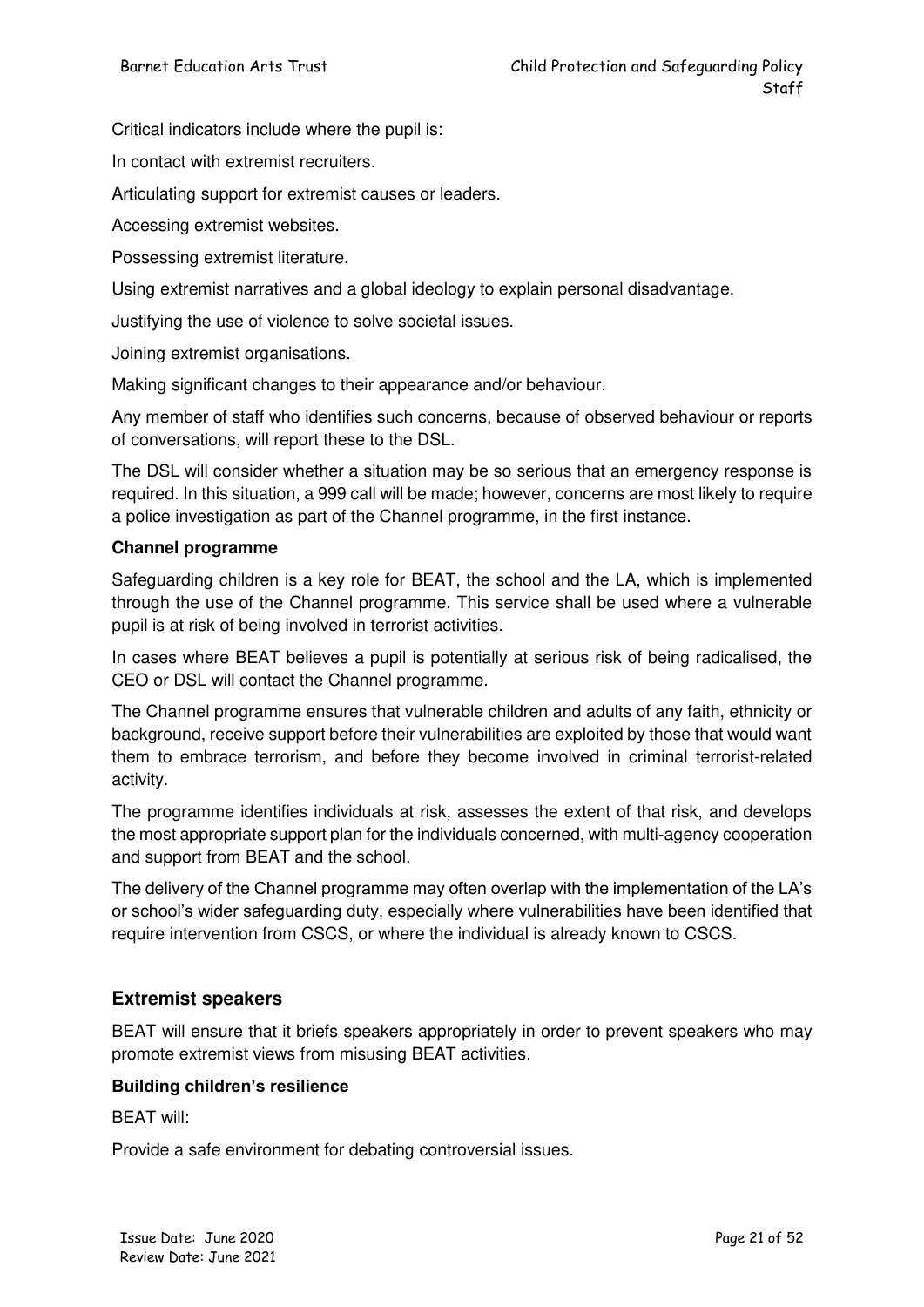Critical indicators include where the pupil is:

In contact with extremist recruiters.

Articulating support for extremist causes or leaders.

Accessing extremist websites.

Possessing extremist literature.

Using extremist narratives and a global ideology to explain personal disadvantage.

Justifying the use of violence to solve societal issues.

Joining extremist organisations.

Making significant changes to their appearance and/or behaviour.

Any member of staff who identifies such concerns, because of observed behaviour or reports of conversations, will report these to the DSL.

The DSL will consider whether a situation may be so serious that an emergency response is required. In this situation, a 999 call will be made; however, concerns are most likely to require a police investigation as part of the Channel programme, in the first instance.

**Channel programme**

Safeguarding children is a key role for BEAT, the school and the LA, which is implemented through the use of the Channel programme. This service shall be used where a vulnerable pupil is at risk of being involved in terrorist activities.

In cases where BEAT believes a pupil is potentially at serious risk of being radicalised, the CEO or DSL will contact the Channel programme.

The Channel programme ensures that vulnerable children and adults of any faith, ethnicity or background, receive support before their vulnerabilities are exploited by those that would want them to embrace terrorism, and before they become involved in criminal terrorist-related activity.

The programme identifies individuals at risk, assesses the extent of that risk, and develops the most appropriate support plan for the individuals concerned, with multi-agency cooperation and support from BEAT and the school.

The delivery of the Channel programme may often overlap with the implementation of the LA's or school's wider safeguarding duty, especially where vulnerabilities have been identified that require intervention from CSCS, or where the individual is already known to CSCS.

## Extremist speakers

BEAT will ensure that it briefs speakers appropriately in order to prevent speakers who may promote extremist views from misusing BEAT activities.

**Building children's resilience**

BEAT will:

Provide a safe environment for debating controversial issues.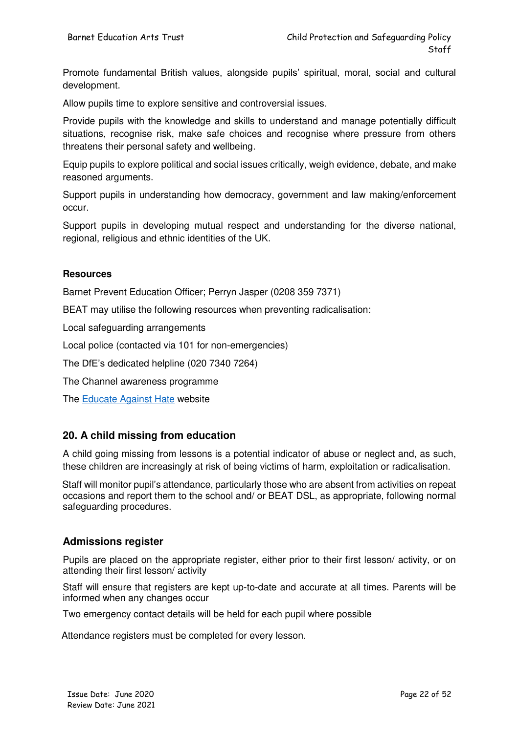Promote fundamental British values, alongside pupils' spiritual, moral, social and cultural development.

Allow pupils time to explore sensitive and controversial issues.

Provide pupils with the knowledge and skills to understand and manage potentially difficult situations, recognise risk, make safe choices and recognise where pressure from others threatens their personal safety and wellbeing.

Equip pupils to explore political and social issues critically, weigh evidence, debate, and make reasoned arguments.

Support pupils in understanding how democracy, government and law making/enforcement occur.

Support pupils in developing mutual respect and understanding for the diverse national, regional, religious and ethnic identities of the UK.

**Resources**

Barnet Prevent Education Officer; Perryn Jasper (0208 359 7371)

BEAT may utilise the following resources when preventing radicalisation:

Local safeguarding arrangements

Local police (contacted via 101 for non-emergencies)

The DfE's dedicated helpline (020 7340 7264)

The Channel awareness programme

The Educate Against Hate website

## 20. A child missing from education

A child going missing from lessons is a potential indicator of abuse or neglect and, as such, these children are increasingly at risk of being victims of harm, exploitation or radicalisation.

Staff will monitor pupil's attendance, particularly those who are absent from activities on repeat occasions and report them to the school and/ or BEAT DSL, as appropriate, following normal safeguarding procedures.

## Admissions register

Pupils are placed on the appropriate register, either prior to their first lesson/ activity, or on attending their first lesson/ activity

Staff will ensure that registers are kept up-to-date and accurate at all times. Parents will be informed when any changes occur

Two emergency contact details will be held for each pupil where possible

Attendance registers must be completed for every lesson.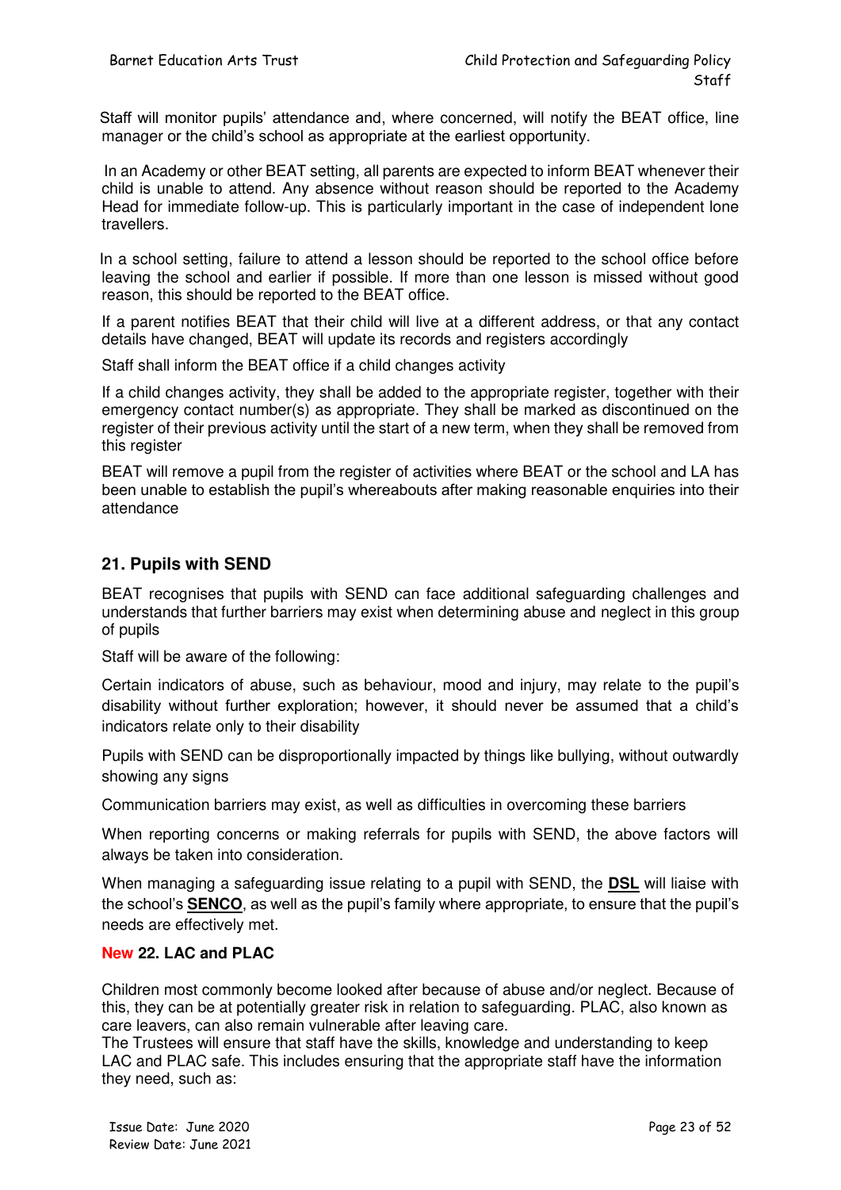Staff will monitor pupils' attendance and, where concerned, will notify the BEAT office, line manager or the child's school as appropriate at the earliest opportunity.

In an Academy or other BEAT setting, all parents are expected to inform BEAT whenever their child is unable to attend. Any absence without reason should be reported to the Academy Head for immediate follow-up. This is particularly important in the case of independent lone travellers.

In a school setting, failure to attend a lesson should be reported to the school office before leaving the school and earlier if possible. If more than one lesson is missed without good reason, this should be reported to the BEAT office.

If a parent notifies BEAT that their child will live at a different address, or that any contact details have changed, BEAT will update its records and registers accordingly

Staff shall inform the BEAT office if a child changes activity

If a child changes activity, they shall be added to the appropriate register, together with their emergency contact number(s) as appropriate. They shall be marked as discontinued on the register of their previous activity until the start of a new term, when they shall be removed from this register

BEAT will remove a pupil from the register of activities where BEAT or the school and LA has been unable to establish the pupil's whereabouts after making reasonable enquiries into their attendance

## 21. Pupils with SEND

BEAT recognises that pupils with SEND can face additional safeguarding challenges and understands that further barriers may exist when determining abuse and neglect in this group of pupils

Staff will be aware of the following:

Certain indicators of abuse, such as behaviour, mood and injury, may relate to the pupil's disability without further exploration; however, it should never be assumed that a child's indicators relate only to their disability

Pupils with SEND can be disproportionally impacted by things like bullying, without outwardly showing any signs

Communication barriers may exist, as well as difficulties in overcoming these barriers

When reporting concerns or making referrals for pupils with SEND, the above factors will always be taken into consideration.

When managing a safeguarding issue relating to a pupil with SEND, the **DSL** will liaise with the school's **SENCO**, as well as the pupil's family where appropriate, to ensure that the pupil's needs are effectively met.

### New 22. LAC and PLAC

Children most commonly become looked after because of abuse and/or neglect. Because of this, they can be at potentially greater risk in relation to safeguarding. PLAC, also known as care leavers, can also remain vulnerable after leaving care.
The Trustees will ensure that staff have the skills, knowledge and understanding to keep LAC and PLAC safe. This includes ensuring that the appropriate staff have the information they need, such as: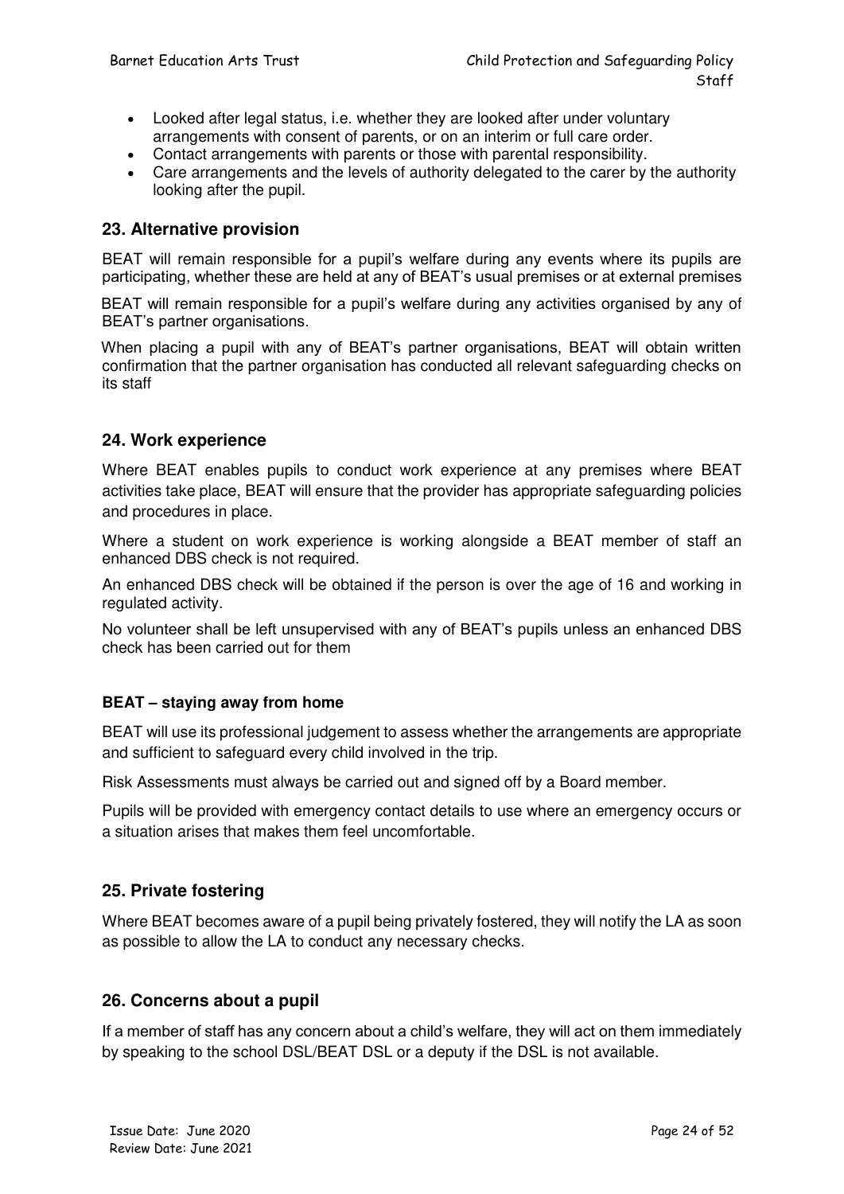- Looked after legal status, i.e. whether they are looked after under voluntary arrangements with consent of parents, or on an interim or full care order.
- Contact arrangements with parents or those with parental responsibility.
- Care arrangements and the levels of authority delegated to the carer by the authority looking after the pupil.

## 23. Alternative provision

BEAT will remain responsible for a pupil's welfare during any events where its pupils are participating, whether these are held at any of BEAT's usual premises or at external premises

BEAT will remain responsible for a pupil's welfare during any activities organised by any of BEAT's partner organisations.

When placing a pupil with any of BEAT's partner organisations, BEAT will obtain written confirmation that the partner organisation has conducted all relevant safeguarding checks on its staff

## 24. Work experience

Where BEAT enables pupils to conduct work experience at any premises where BEAT activities take place, BEAT will ensure that the provider has appropriate safeguarding policies and procedures in place.

Where a student on work experience is working alongside a BEAT member of staff an enhanced DBS check is not required.

An enhanced DBS check will be obtained if the person is over the age of 16 and working in regulated activity.

No volunteer shall be left unsupervised with any of BEAT's pupils unless an enhanced DBS check has been carried out for them

### BEAT – staying away from home

BEAT will use its professional judgement to assess whether the arrangements are appropriate and sufficient to safeguard every child involved in the trip.

Risk Assessments must always be carried out and signed off by a Board member.

Pupils will be provided with emergency contact details to use where an emergency occurs or a situation arises that makes them feel uncomfortable.

## 25. Private fostering

Where BEAT becomes aware of a pupil being privately fostered, they will notify the LA as soon as possible to allow the LA to conduct any necessary checks.

## 26. Concerns about a pupil

If a member of staff has any concern about a child's welfare, they will act on them immediately by speaking to the school DSL/BEAT DSL or a deputy if the DSL is not available.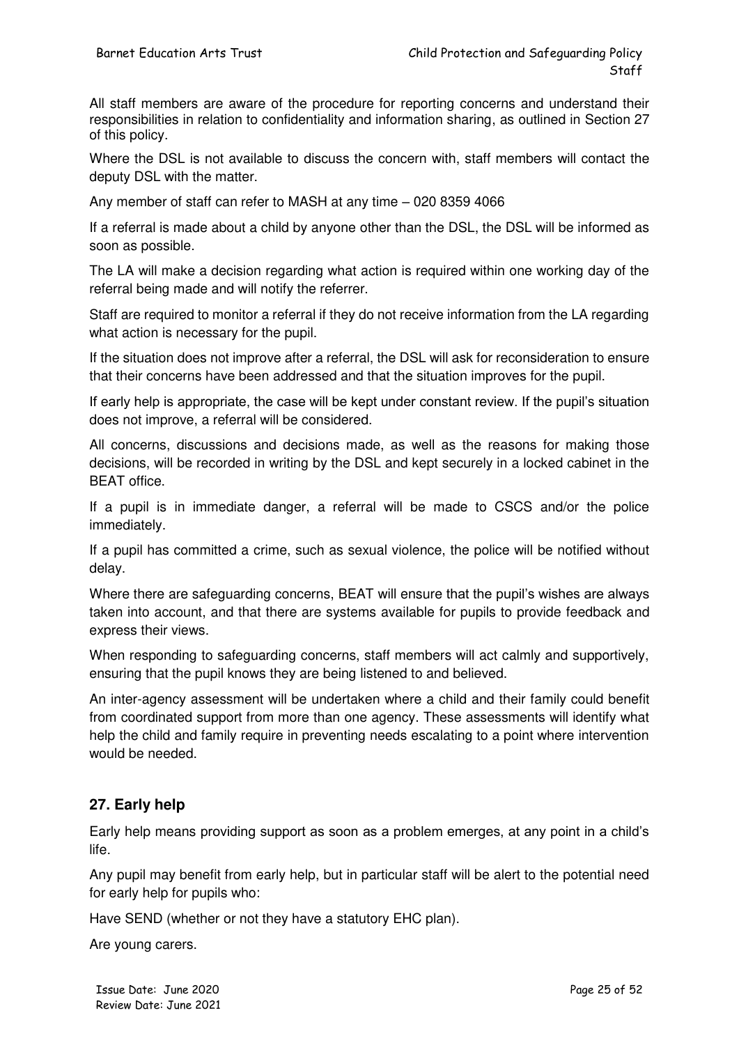All staff members are aware of the procedure for reporting concerns and understand their responsibilities in relation to confidentiality and information sharing, as outlined in Section 27 of this policy.

Where the DSL is not available to discuss the concern with, staff members will contact the deputy DSL with the matter.

Any member of staff can refer to MASH at any time – 020 8359 4066

If a referral is made about a child by anyone other than the DSL, the DSL will be informed as soon as possible.

The LA will make a decision regarding what action is required within one working day of the referral being made and will notify the referrer.

Staff are required to monitor a referral if they do not receive information from the LA regarding what action is necessary for the pupil.

If the situation does not improve after a referral, the DSL will ask for reconsideration to ensure that their concerns have been addressed and that the situation improves for the pupil.

If early help is appropriate, the case will be kept under constant review. If the pupil's situation does not improve, a referral will be considered.

All concerns, discussions and decisions made, as well as the reasons for making those decisions, will be recorded in writing by the DSL and kept securely in a locked cabinet in the BEAT office.

If a pupil is in immediate danger, a referral will be made to CSCS and/or the police immediately.

If a pupil has committed a crime, such as sexual violence, the police will be notified without delay.

Where there are safeguarding concerns, BEAT will ensure that the pupil's wishes are always taken into account, and that there are systems available for pupils to provide feedback and express their views.

When responding to safeguarding concerns, staff members will act calmly and supportively, ensuring that the pupil knows they are being listened to and believed.

An inter-agency assessment will be undertaken where a child and their family could benefit from coordinated support from more than one agency. These assessments will identify what help the child and family require in preventing needs escalating to a point where intervention would be needed.

## 27. Early help

Early help means providing support as soon as a problem emerges, at any point in a child's life.

Any pupil may benefit from early help, but in particular staff will be alert to the potential need for early help for pupils who:

Have SEND (whether or not they have a statutory EHC plan).

Are young carers.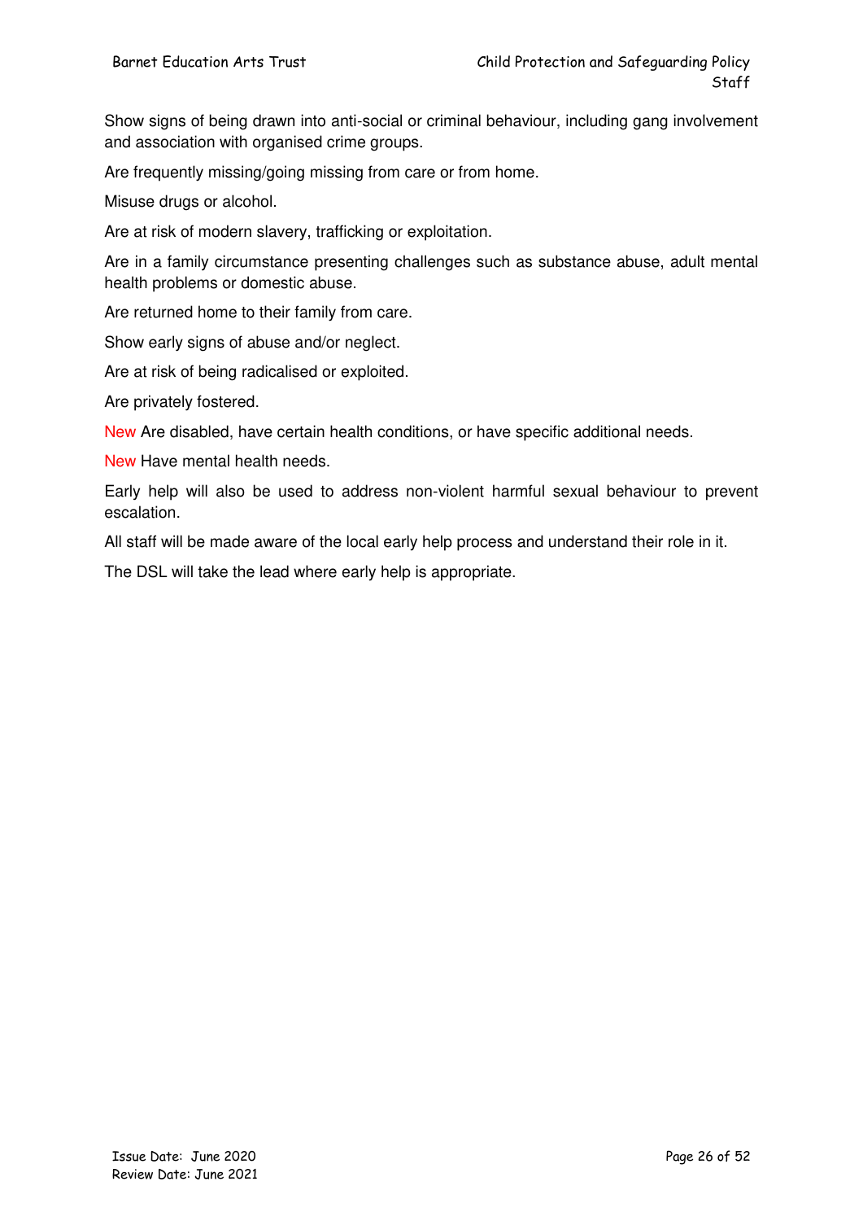Show signs of being drawn into anti-social or criminal behaviour, including gang involvement and association with organised crime groups.

Are frequently missing/going missing from care or from home.

Misuse drugs or alcohol.

Are at risk of modern slavery, trafficking or exploitation.

Are in a family circumstance presenting challenges such as substance abuse, adult mental health problems or domestic abuse.

Are returned home to their family from care.

Show early signs of abuse and/or neglect.

Are at risk of being radicalised or exploited.

Are privately fostered.

New Are disabled, have certain health conditions, or have specific additional needs.

New Have mental health needs.

Early help will also be used to address non-violent harmful sexual behaviour to prevent escalation.

All staff will be made aware of the local early help process and understand their role in it.

The DSL will take the lead where early help is appropriate.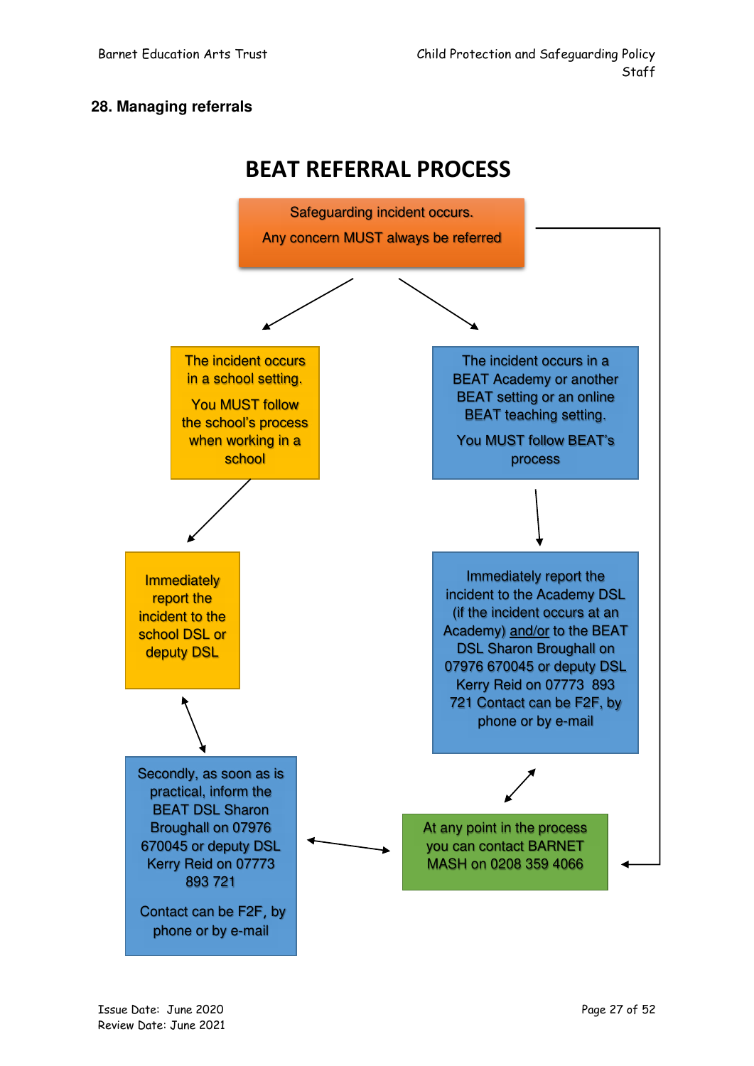## 28. Managing referrals

# BEAT REFERRAL PROCESS

Safeguarding incident occurs.

Any concern MUST always be referred

The incident occurs in a school setting.

You MUST follow the school's process when working in a school

The incident occurs in a BEAT Academy or another BEAT setting or an online BEAT teaching setting.

You MUST follow BEAT's process

Immediately report the incident to the school DSL or deputy DSL

Immediately report the incident to the Academy DSL (if the incident occurs at an Academy) and/or to the BEAT DSL Sharon Broughall on 07976 670045 or deputy DSL Kerry Reid on 07773 893 721 Contact can be F2F, by phone or by e-mail

Secondly, as soon as is practical, inform the BEAT DSL Sharon Broughall on 07976 670045 or deputy DSL Kerry Reid on 07773 893 721

Contact can be F2F, by phone or by e-mail

At any point in the process you can contact BARNET MASH on 0208 359 4066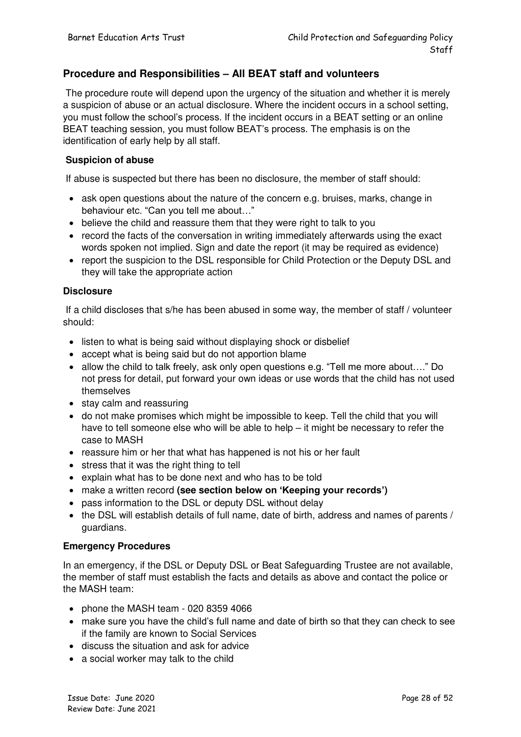## Procedure and Responsibilities – All BEAT staff and volunteers

The procedure route will depend upon the urgency of the situation and whether it is merely a suspicion of abuse or an actual disclosure. Where the incident occurs in a school setting, you must follow the school's process. If the incident occurs in a BEAT setting or an online BEAT teaching session, you must follow BEAT's process. The emphasis is on the identification of early help by all staff.

### Suspicion of abuse

If abuse is suspected but there has been no disclosure, the member of staff should:

- ask open questions about the nature of the concern e.g. bruises, marks, change in behaviour etc. "Can you tell me about…"
- believe the child and reassure them that they were right to talk to you
- record the facts of the conversation in writing immediately afterwards using the exact words spoken not implied. Sign and date the report (it may be required as evidence)
- report the suspicion to the DSL responsible for Child Protection or the Deputy DSL and they will take the appropriate action

### Disclosure

If a child discloses that s/he has been abused in some way, the member of staff / volunteer should:

- listen to what is being said without displaying shock or disbelief
- accept what is being said but do not apportion blame
- allow the child to talk freely, ask only open questions e.g. "Tell me more about…." Do not press for detail, put forward your own ideas or use words that the child has not used themselves
- stay calm and reassuring
- do not make promises which might be impossible to keep. Tell the child that you will have to tell someone else who will be able to help – it might be necessary to refer the case to MASH
- reassure him or her that what has happened is not his or her fault
- stress that it was the right thing to tell
- explain what has to be done next and who has to be told
- make a written record **(see section below on 'Keeping your records')**
- pass information to the DSL or deputy DSL without delay
- the DSL will establish details of full name, date of birth, address and names of parents / guardians.

### Emergency Procedures

In an emergency, if the DSL or Deputy DSL or Beat Safeguarding Trustee are not available, the member of staff must establish the facts and details as above and contact the police or the MASH team:

- phone the MASH team - 020 8359 4066
- make sure you have the child's full name and date of birth so that they can check to see if the family are known to Social Services
- discuss the situation and ask for advice
- a social worker may talk to the child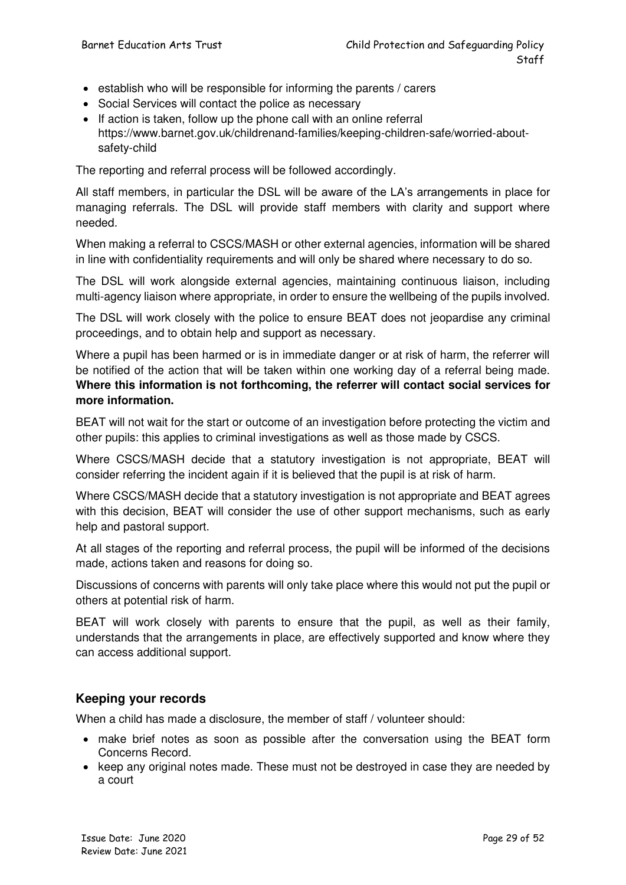- establish who will be responsible for informing the parents / carers
- Social Services will contact the police as necessary
- If action is taken, follow up the phone call with an online referral https://www.barnet.gov.uk/childrenand-families/keeping-children-safe/worried-about-safety-child

The reporting and referral process will be followed accordingly.

All staff members, in particular the DSL will be aware of the LA's arrangements in place for managing referrals. The DSL will provide staff members with clarity and support where needed.

When making a referral to CSCS/MASH or other external agencies, information will be shared in line with confidentiality requirements and will only be shared where necessary to do so.

The DSL will work alongside external agencies, maintaining continuous liaison, including multi-agency liaison where appropriate, in order to ensure the wellbeing of the pupils involved.

The DSL will work closely with the police to ensure BEAT does not jeopardise any criminal proceedings, and to obtain help and support as necessary.

Where a pupil has been harmed or is in immediate danger or at risk of harm, the referrer will be notified of the action that will be taken within one working day of a referral being made. **Where this information is not forthcoming, the referrer will contact social services for more information.**

BEAT will not wait for the start or outcome of an investigation before protecting the victim and other pupils: this applies to criminal investigations as well as those made by CSCS.

Where CSCS/MASH decide that a statutory investigation is not appropriate, BEAT will consider referring the incident again if it is believed that the pupil is at risk of harm.

Where CSCS/MASH decide that a statutory investigation is not appropriate and BEAT agrees with this decision, BEAT will consider the use of other support mechanisms, such as early help and pastoral support.

At all stages of the reporting and referral process, the pupil will be informed of the decisions made, actions taken and reasons for doing so.

Discussions of concerns with parents will only take place where this would not put the pupil or others at potential risk of harm.

BEAT will work closely with parents to ensure that the pupil, as well as their family, understands that the arrangements in place, are effectively supported and know where they can access additional support.

### Keeping your records

When a child has made a disclosure, the member of staff / volunteer should:

- make brief notes as soon as possible after the conversation using the BEAT form Concerns Record.
- keep any original notes made. These must not be destroyed in case they are needed by a court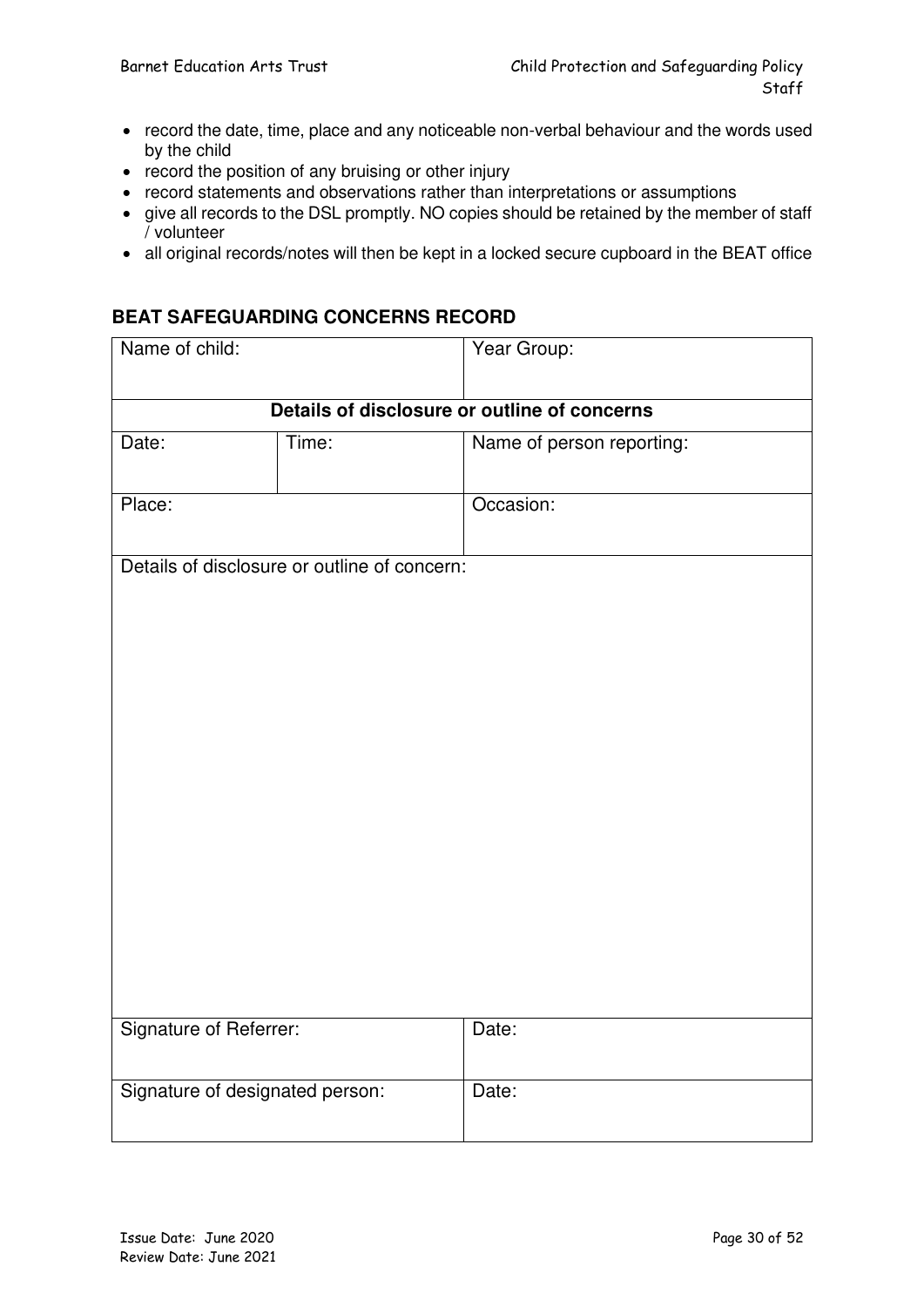- record the date, time, place and any noticeable non-verbal behaviour and the words used by the child
- record the position of any bruising or other injury
- record statements and observations rather than interpretations or assumptions
- give all records to the DSL promptly. NO copies should be retained by the member of staff / volunteer
- all original records/notes will then be kept in a locked secure cupboard in the BEAT office

### BEAT SAFEGUARDING CONCERNS RECORD

| Name of child: | | Year Group: |
|---|---|---|
| **Details of disclosure or outline of concerns** | | |
| Date: | Time: | Name of person reporting: |
| Place: | | Occasion: |
| Details of disclosure or outline of concern: | | |
| Signature of Referrer: | | Date: |
| Signature of designated person: | | Date: |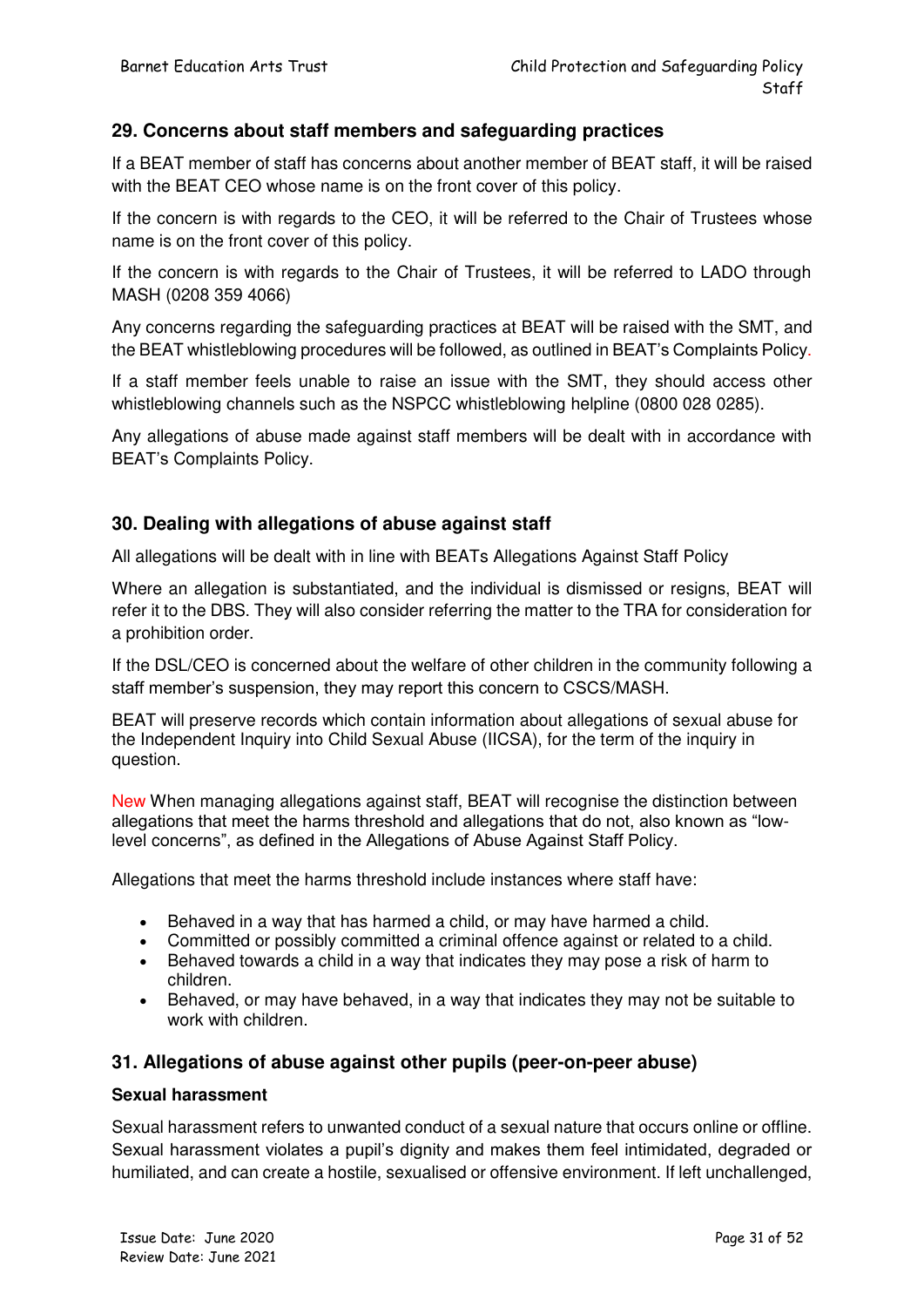## 29. Concerns about staff members and safeguarding practices

If a BEAT member of staff has concerns about another member of BEAT staff, it will be raised with the BEAT CEO whose name is on the front cover of this policy.

If the concern is with regards to the CEO, it will be referred to the Chair of Trustees whose name is on the front cover of this policy.

If the concern is with regards to the Chair of Trustees, it will be referred to LADO through MASH (0208 359 4066)

Any concerns regarding the safeguarding practices at BEAT will be raised with the SMT, and the BEAT whistleblowing procedures will be followed, as outlined in BEAT's Complaints Policy.

If a staff member feels unable to raise an issue with the SMT, they should access other whistleblowing channels such as the NSPCC whistleblowing helpline (0800 028 0285).

Any allegations of abuse made against staff members will be dealt with in accordance with BEAT's Complaints Policy.

## 30. Dealing with allegations of abuse against staff

All allegations will be dealt with in line with BEATs Allegations Against Staff Policy

Where an allegation is substantiated, and the individual is dismissed or resigns, BEAT will refer it to the DBS. They will also consider referring the matter to the TRA for consideration for a prohibition order.

If the DSL/CEO is concerned about the welfare of other children in the community following a staff member's suspension, they may report this concern to CSCS/MASH.

BEAT will preserve records which contain information about allegations of sexual abuse for the Independent Inquiry into Child Sexual Abuse (IICSA), for the term of the inquiry in question.

New When managing allegations against staff, BEAT will recognise the distinction between allegations that meet the harms threshold and allegations that do not, also known as "low-level concerns", as defined in the Allegations of Abuse Against Staff Policy.

Allegations that meet the harms threshold include instances where staff have:

- Behaved in a way that has harmed a child, or may have harmed a child.
- Committed or possibly committed a criminal offence against or related to a child.
- Behaved towards a child in a way that indicates they may pose a risk of harm to children.
- Behaved, or may have behaved, in a way that indicates they may not be suitable to work with children.

## 31. Allegations of abuse against other pupils (peer-on-peer abuse)

**Sexual harassment**

Sexual harassment refers to unwanted conduct of a sexual nature that occurs online or offline. Sexual harassment violates a pupil's dignity and makes them feel intimidated, degraded or humiliated, and can create a hostile, sexualised or offensive environment. If left unchallenged,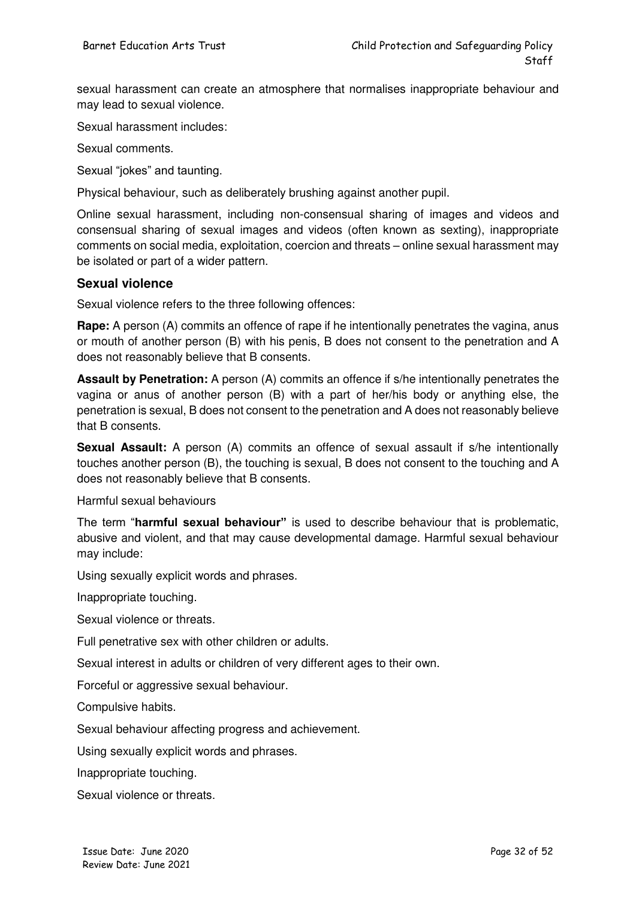sexual harassment can create an atmosphere that normalises inappropriate behaviour and may lead to sexual violence.

Sexual harassment includes:

Sexual comments.

Sexual "jokes" and taunting.

Physical behaviour, such as deliberately brushing against another pupil.

Online sexual harassment, including non-consensual sharing of images and videos and consensual sharing of sexual images and videos (often known as sexting), inappropriate comments on social media, exploitation, coercion and threats – online sexual harassment may be isolated or part of a wider pattern.

## Sexual violence

Sexual violence refers to the three following offences:

**Rape:** A person (A) commits an offence of rape if he intentionally penetrates the vagina, anus or mouth of another person (B) with his penis, B does not consent to the penetration and A does not reasonably believe that B consents.

**Assault by Penetration:** A person (A) commits an offence if s/he intentionally penetrates the vagina or anus of another person (B) with a part of her/his body or anything else, the penetration is sexual, B does not consent to the penetration and A does not reasonably believe that B consents.

**Sexual Assault:** A person (A) commits an offence of sexual assault if s/he intentionally touches another person (B), the touching is sexual, B does not consent to the touching and A does not reasonably believe that B consents.

Harmful sexual behaviours

The term "**harmful sexual behaviour"** is used to describe behaviour that is problematic, abusive and violent, and that may cause developmental damage. Harmful sexual behaviour may include:

Using sexually explicit words and phrases.

Inappropriate touching.

Sexual violence or threats.

Full penetrative sex with other children or adults.

Sexual interest in adults or children of very different ages to their own.

Forceful or aggressive sexual behaviour.

Compulsive habits.

Sexual behaviour affecting progress and achievement.

Using sexually explicit words and phrases.

Inappropriate touching.

Sexual violence or threats.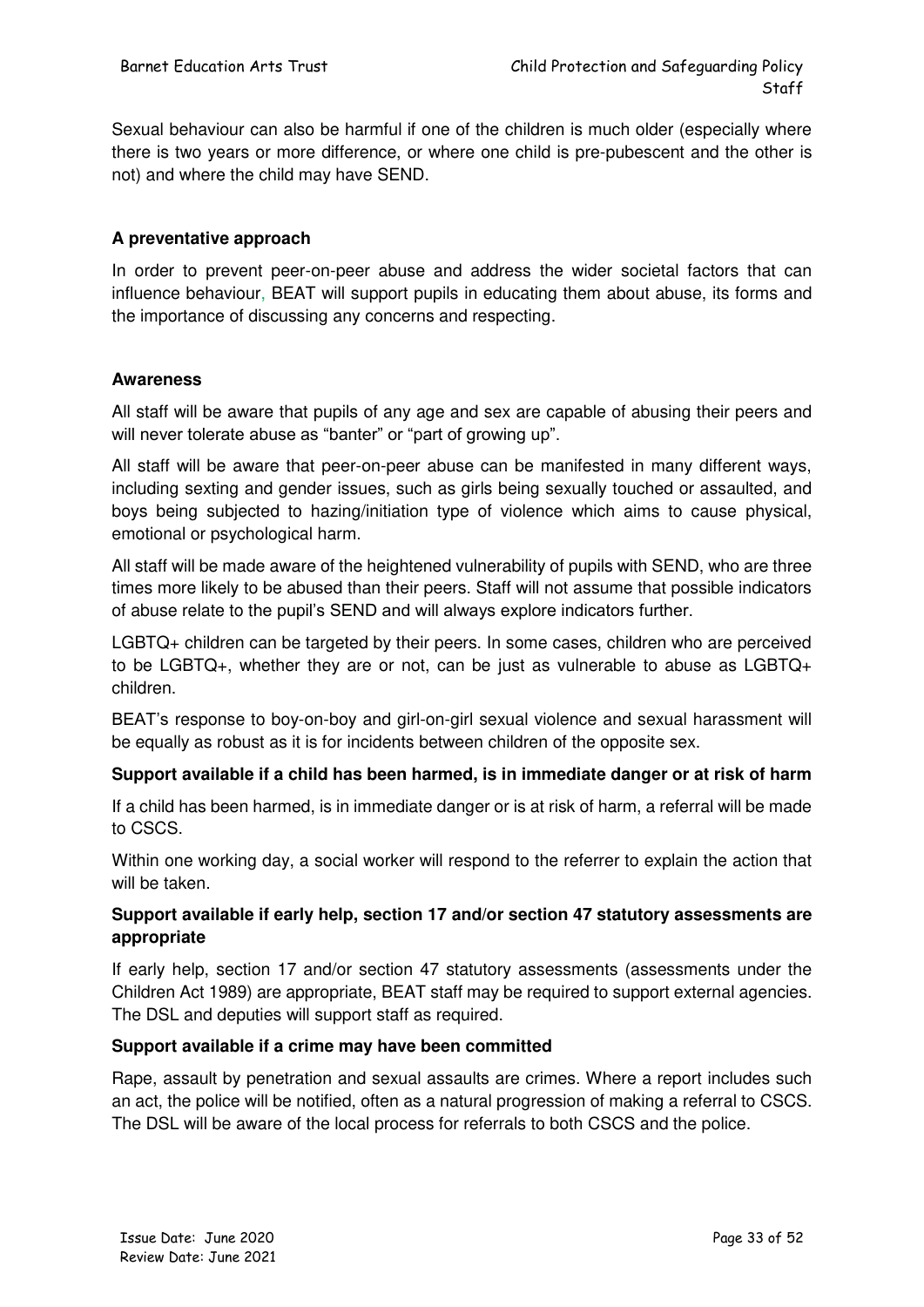Sexual behaviour can also be harmful if one of the children is much older (especially where there is two years or more difference, or where one child is pre-pubescent and the other is not) and where the child may have SEND.

**A preventative approach**

In order to prevent peer-on-peer abuse and address the wider societal factors that can influence behaviour, BEAT will support pupils in educating them about abuse, its forms and the importance of discussing any concerns and respecting.

**Awareness**

All staff will be aware that pupils of any age and sex are capable of abusing their peers and will never tolerate abuse as "banter" or "part of growing up".

All staff will be aware that peer-on-peer abuse can be manifested in many different ways, including sexting and gender issues, such as girls being sexually touched or assaulted, and boys being subjected to hazing/initiation type of violence which aims to cause physical, emotional or psychological harm.

All staff will be made aware of the heightened vulnerability of pupils with SEND, who are three times more likely to be abused than their peers. Staff will not assume that possible indicators of abuse relate to the pupil's SEND and will always explore indicators further.

LGBTQ+ children can be targeted by their peers. In some cases, children who are perceived to be LGBTQ+, whether they are or not, can be just as vulnerable to abuse as LGBTQ+ children.

BEAT's response to boy-on-boy and girl-on-girl sexual violence and sexual harassment will be equally as robust as it is for incidents between children of the opposite sex.

**Support available if a child has been harmed, is in immediate danger or at risk of harm**

If a child has been harmed, is in immediate danger or is at risk of harm, a referral will be made to CSCS.

Within one working day, a social worker will respond to the referrer to explain the action that will be taken.

**Support available if early help, section 17 and/or section 47 statutory assessments are appropriate**

If early help, section 17 and/or section 47 statutory assessments (assessments under the Children Act 1989) are appropriate, BEAT staff may be required to support external agencies. The DSL and deputies will support staff as required.

**Support available if a crime may have been committed**

Rape, assault by penetration and sexual assaults are crimes. Where a report includes such an act, the police will be notified, often as a natural progression of making a referral to CSCS. The DSL will be aware of the local process for referrals to both CSCS and the police.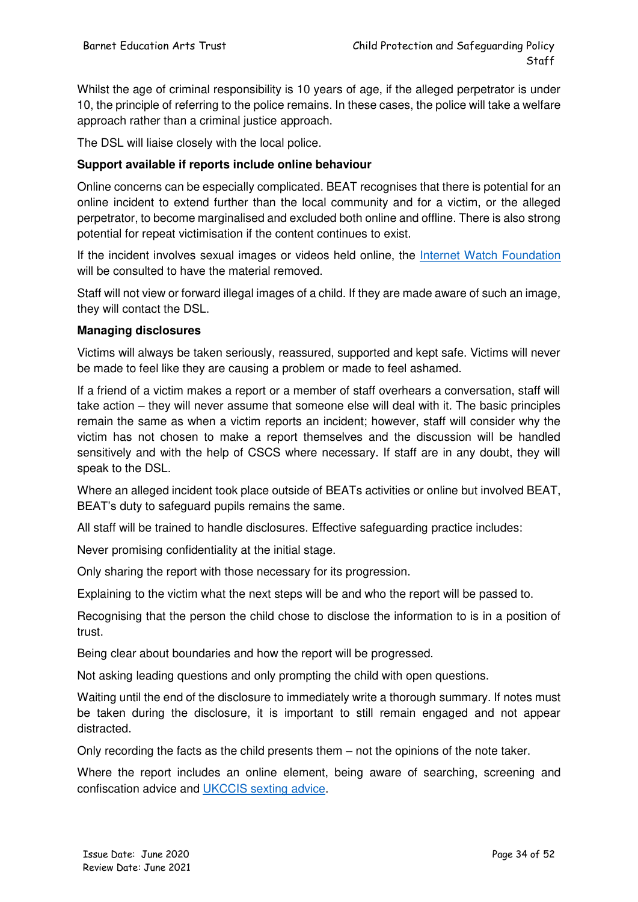Whilst the age of criminal responsibility is 10 years of age, if the alleged perpetrator is under 10, the principle of referring to the police remains. In these cases, the police will take a welfare approach rather than a criminal justice approach.

The DSL will liaise closely with the local police.

**Support available if reports include online behaviour**

Online concerns can be especially complicated. BEAT recognises that there is potential for an online incident to extend further than the local community and for a victim, or the alleged perpetrator, to become marginalised and excluded both online and offline. There is also strong potential for repeat victimisation if the content continues to exist.

If the incident involves sexual images or videos held online, the Internet Watch Foundation will be consulted to have the material removed.

Staff will not view or forward illegal images of a child. If they are made aware of such an image, they will contact the DSL.

**Managing disclosures**

Victims will always be taken seriously, reassured, supported and kept safe. Victims will never be made to feel like they are causing a problem or made to feel ashamed.

If a friend of a victim makes a report or a member of staff overhears a conversation, staff will take action – they will never assume that someone else will deal with it. The basic principles remain the same as when a victim reports an incident; however, staff will consider why the victim has not chosen to make a report themselves and the discussion will be handled sensitively and with the help of CSCS where necessary. If staff are in any doubt, they will speak to the DSL.

Where an alleged incident took place outside of BEATs activities or online but involved BEAT, BEAT's duty to safeguard pupils remains the same.

All staff will be trained to handle disclosures. Effective safeguarding practice includes:

Never promising confidentiality at the initial stage.

Only sharing the report with those necessary for its progression.

Explaining to the victim what the next steps will be and who the report will be passed to.

Recognising that the person the child chose to disclose the information to is in a position of trust.

Being clear about boundaries and how the report will be progressed.

Not asking leading questions and only prompting the child with open questions.

Waiting until the end of the disclosure to immediately write a thorough summary. If notes must be taken during the disclosure, it is important to still remain engaged and not appear distracted.

Only recording the facts as the child presents them – not the opinions of the note taker.

Where the report includes an online element, being aware of searching, screening and confiscation advice and UKCCIS sexting advice.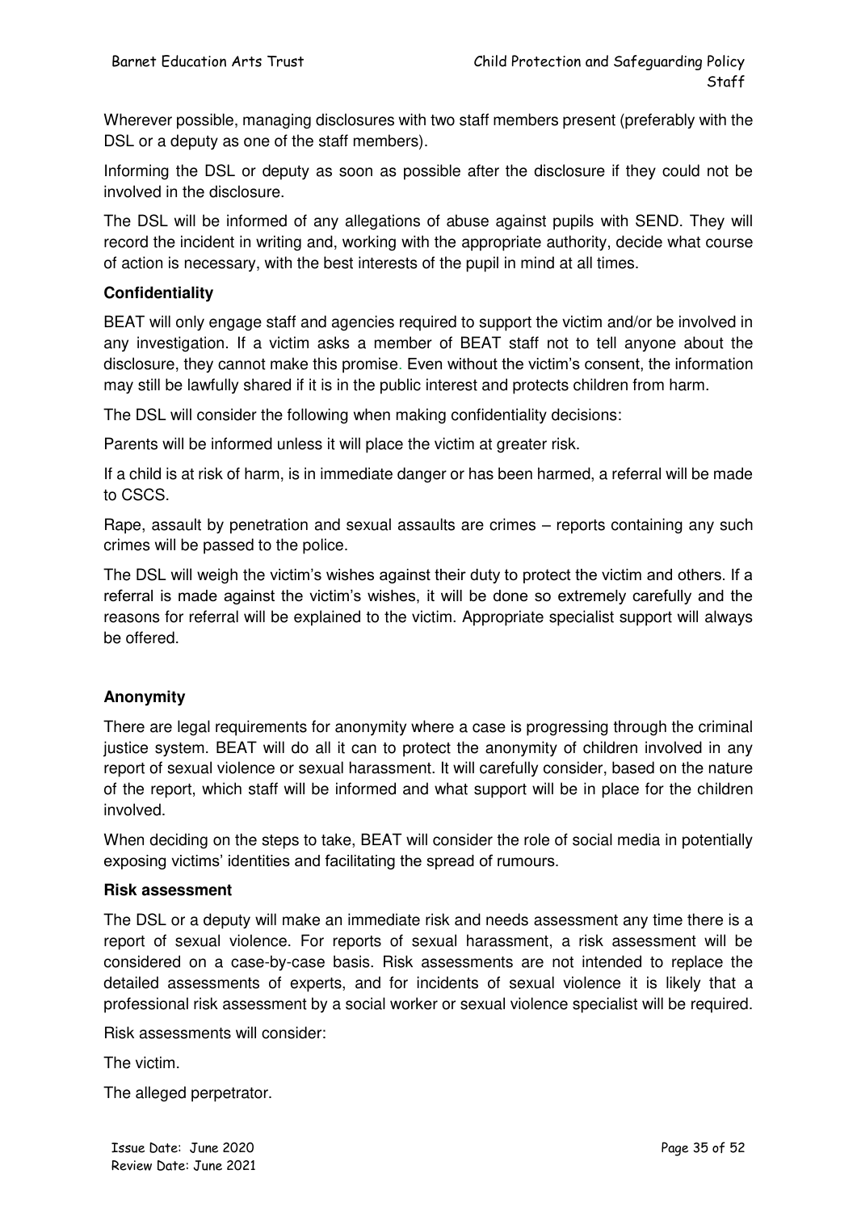Wherever possible, managing disclosures with two staff members present (preferably with the DSL or a deputy as one of the staff members).

Informing the DSL or deputy as soon as possible after the disclosure if they could not be involved in the disclosure.

The DSL will be informed of any allegations of abuse against pupils with SEND. They will record the incident in writing and, working with the appropriate authority, decide what course of action is necessary, with the best interests of the pupil in mind at all times.

**Confidentiality**

BEAT will only engage staff and agencies required to support the victim and/or be involved in any investigation. If a victim asks a member of BEAT staff not to tell anyone about the disclosure, they cannot make this promise. Even without the victim's consent, the information may still be lawfully shared if it is in the public interest and protects children from harm.

The DSL will consider the following when making confidentiality decisions:

Parents will be informed unless it will place the victim at greater risk.

If a child is at risk of harm, is in immediate danger or has been harmed, a referral will be made to CSCS.

Rape, assault by penetration and sexual assaults are crimes – reports containing any such crimes will be passed to the police.

The DSL will weigh the victim's wishes against their duty to protect the victim and others. If a referral is made against the victim's wishes, it will be done so extremely carefully and the reasons for referral will be explained to the victim. Appropriate specialist support will always be offered.

**Anonymity**

There are legal requirements for anonymity where a case is progressing through the criminal justice system. BEAT will do all it can to protect the anonymity of children involved in any report of sexual violence or sexual harassment. It will carefully consider, based on the nature of the report, which staff will be informed and what support will be in place for the children involved.

When deciding on the steps to take, BEAT will consider the role of social media in potentially exposing victims' identities and facilitating the spread of rumours.

**Risk assessment**

The DSL or a deputy will make an immediate risk and needs assessment any time there is a report of sexual violence. For reports of sexual harassment, a risk assessment will be considered on a case-by-case basis. Risk assessments are not intended to replace the detailed assessments of experts, and for incidents of sexual violence it is likely that a professional risk assessment by a social worker or sexual violence specialist will be required.

Risk assessments will consider:

The victim.

The alleged perpetrator.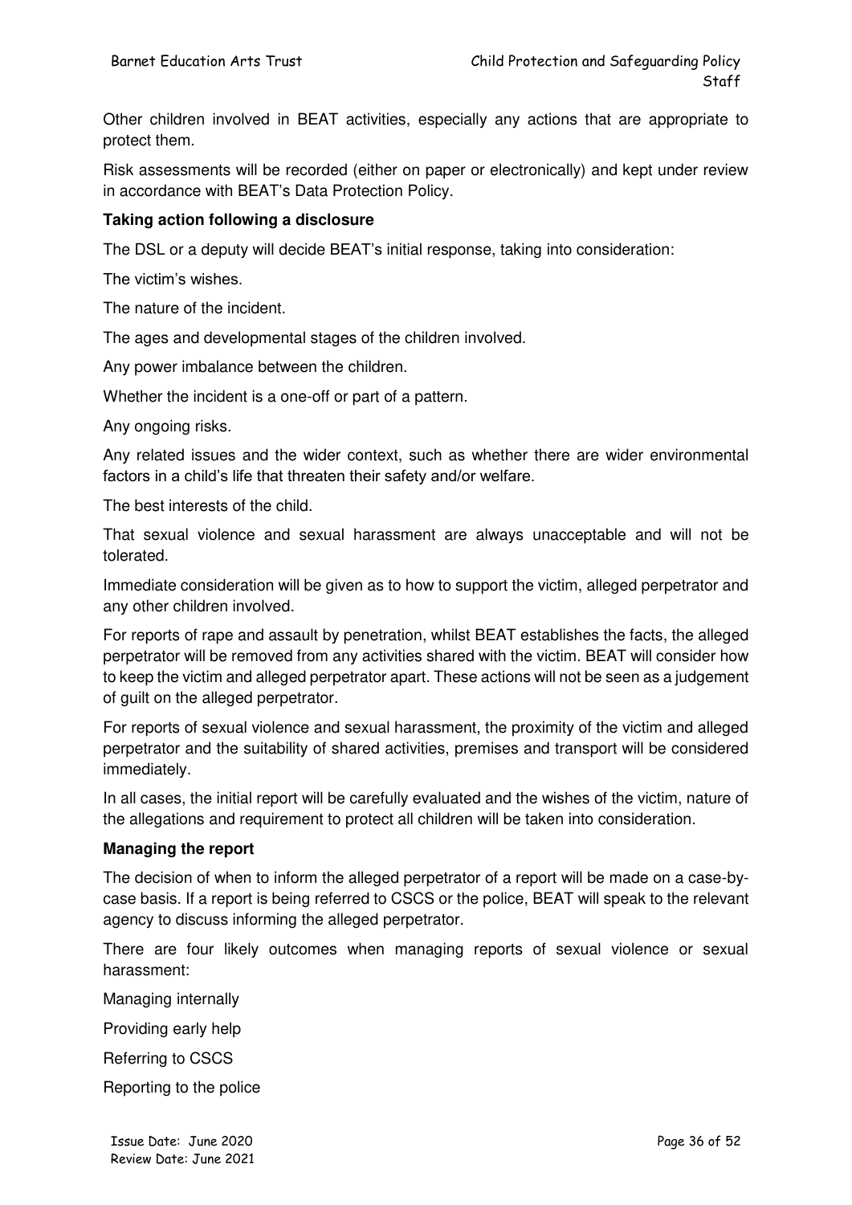Other children involved in BEAT activities, especially any actions that are appropriate to protect them.

Risk assessments will be recorded (either on paper or electronically) and kept under review in accordance with BEAT's Data Protection Policy.

**Taking action following a disclosure**

The DSL or a deputy will decide BEAT's initial response, taking into consideration:

The victim's wishes.

The nature of the incident.

The ages and developmental stages of the children involved.

Any power imbalance between the children.

Whether the incident is a one-off or part of a pattern.

Any ongoing risks.

Any related issues and the wider context, such as whether there are wider environmental factors in a child's life that threaten their safety and/or welfare.

The best interests of the child.

That sexual violence and sexual harassment are always unacceptable and will not be tolerated.

Immediate consideration will be given as to how to support the victim, alleged perpetrator and any other children involved.

For reports of rape and assault by penetration, whilst BEAT establishes the facts, the alleged perpetrator will be removed from any activities shared with the victim. BEAT will consider how to keep the victim and alleged perpetrator apart. These actions will not be seen as a judgement of guilt on the alleged perpetrator.

For reports of sexual violence and sexual harassment, the proximity of the victim and alleged perpetrator and the suitability of shared activities, premises and transport will be considered immediately.

In all cases, the initial report will be carefully evaluated and the wishes of the victim, nature of the allegations and requirement to protect all children will be taken into consideration.

**Managing the report**

The decision of when to inform the alleged perpetrator of a report will be made on a case-by-case basis. If a report is being referred to CSCS or the police, BEAT will speak to the relevant agency to discuss informing the alleged perpetrator.

There are four likely outcomes when managing reports of sexual violence or sexual harassment:

Managing internally

Providing early help

Referring to CSCS

Reporting to the police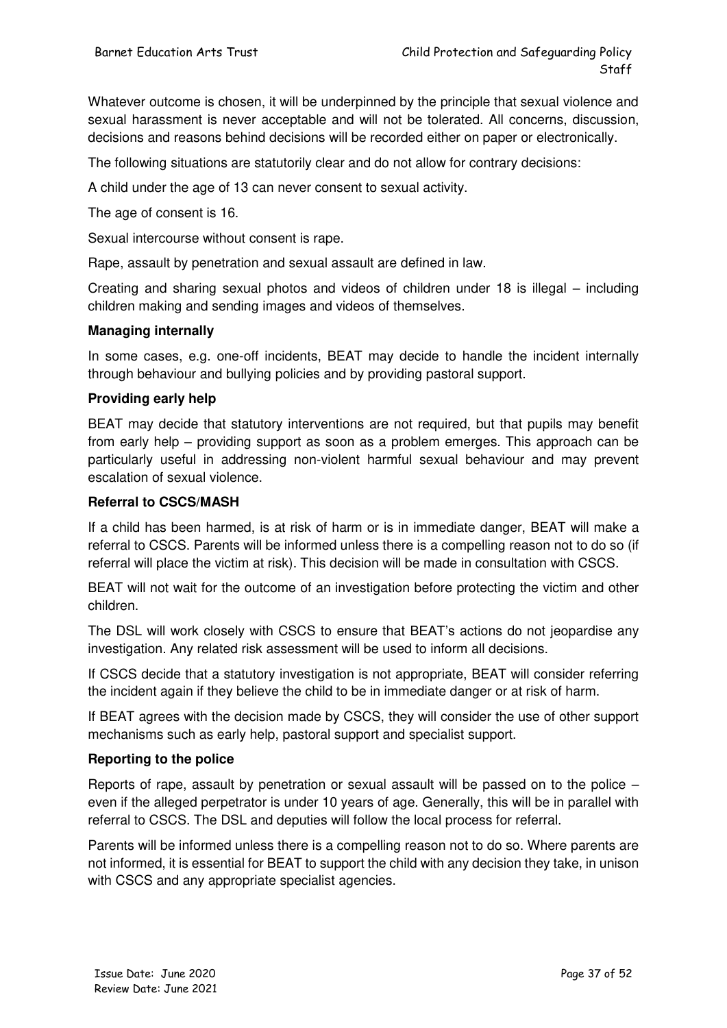Whatever outcome is chosen, it will be underpinned by the principle that sexual violence and sexual harassment is never acceptable and will not be tolerated. All concerns, discussion, decisions and reasons behind decisions will be recorded either on paper or electronically.

The following situations are statutorily clear and do not allow for contrary decisions:

A child under the age of 13 can never consent to sexual activity.

The age of consent is 16.

Sexual intercourse without consent is rape.

Rape, assault by penetration and sexual assault are defined in law.

Creating and sharing sexual photos and videos of children under 18 is illegal – including children making and sending images and videos of themselves.

**Managing internally**

In some cases, e.g. one-off incidents, BEAT may decide to handle the incident internally through behaviour and bullying policies and by providing pastoral support.

**Providing early help**

BEAT may decide that statutory interventions are not required, but that pupils may benefit from early help – providing support as soon as a problem emerges. This approach can be particularly useful in addressing non-violent harmful sexual behaviour and may prevent escalation of sexual violence.

**Referral to CSCS/MASH**

If a child has been harmed, is at risk of harm or is in immediate danger, BEAT will make a referral to CSCS. Parents will be informed unless there is a compelling reason not to do so (if referral will place the victim at risk). This decision will be made in consultation with CSCS.

BEAT will not wait for the outcome of an investigation before protecting the victim and other children.

The DSL will work closely with CSCS to ensure that BEAT's actions do not jeopardise any investigation. Any related risk assessment will be used to inform all decisions.

If CSCS decide that a statutory investigation is not appropriate, BEAT will consider referring the incident again if they believe the child to be in immediate danger or at risk of harm.

If BEAT agrees with the decision made by CSCS, they will consider the use of other support mechanisms such as early help, pastoral support and specialist support.

**Reporting to the police**

Reports of rape, assault by penetration or sexual assault will be passed on to the police – even if the alleged perpetrator is under 10 years of age. Generally, this will be in parallel with referral to CSCS. The DSL and deputies will follow the local process for referral.

Parents will be informed unless there is a compelling reason not to do so. Where parents are not informed, it is essential for BEAT to support the child with any decision they take, in unison with CSCS and any appropriate specialist agencies.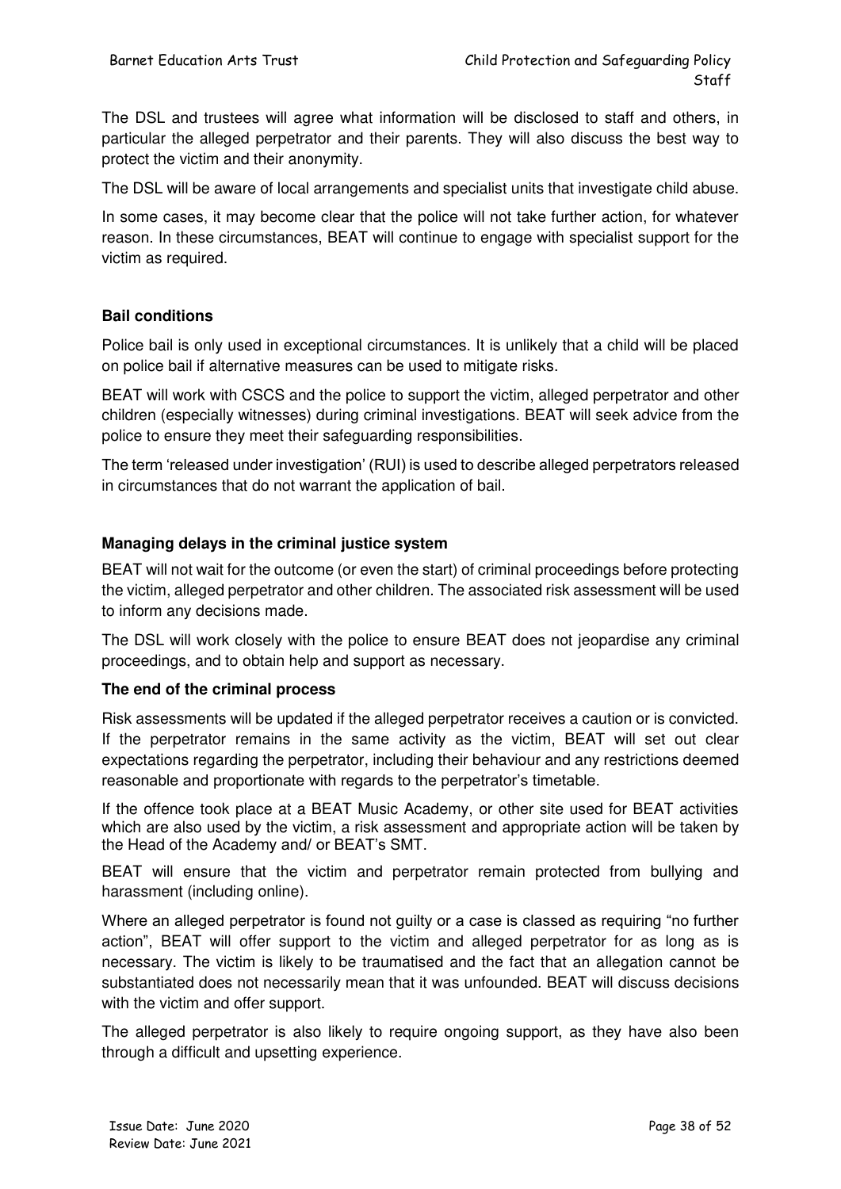The DSL and trustees will agree what information will be disclosed to staff and others, in particular the alleged perpetrator and their parents. They will also discuss the best way to protect the victim and their anonymity.

The DSL will be aware of local arrangements and specialist units that investigate child abuse.

In some cases, it may become clear that the police will not take further action, for whatever reason. In these circumstances, BEAT will continue to engage with specialist support for the victim as required.

**Bail conditions**

Police bail is only used in exceptional circumstances. It is unlikely that a child will be placed on police bail if alternative measures can be used to mitigate risks.

BEAT will work with CSCS and the police to support the victim, alleged perpetrator and other children (especially witnesses) during criminal investigations. BEAT will seek advice from the police to ensure they meet their safeguarding responsibilities.

The term 'released under investigation' (RUI) is used to describe alleged perpetrators released in circumstances that do not warrant the application of bail.

**Managing delays in the criminal justice system**

BEAT will not wait for the outcome (or even the start) of criminal proceedings before protecting the victim, alleged perpetrator and other children. The associated risk assessment will be used to inform any decisions made.

The DSL will work closely with the police to ensure BEAT does not jeopardise any criminal proceedings, and to obtain help and support as necessary.

**The end of the criminal process**

Risk assessments will be updated if the alleged perpetrator receives a caution or is convicted. If the perpetrator remains in the same activity as the victim, BEAT will set out clear expectations regarding the perpetrator, including their behaviour and any restrictions deemed reasonable and proportionate with regards to the perpetrator's timetable.

If the offence took place at a BEAT Music Academy, or other site used for BEAT activities which are also used by the victim, a risk assessment and appropriate action will be taken by the Head of the Academy and/ or BEAT's SMT.

BEAT will ensure that the victim and perpetrator remain protected from bullying and harassment (including online).

Where an alleged perpetrator is found not guilty or a case is classed as requiring "no further action", BEAT will offer support to the victim and alleged perpetrator for as long as is necessary. The victim is likely to be traumatised and the fact that an allegation cannot be substantiated does not necessarily mean that it was unfounded. BEAT will discuss decisions with the victim and offer support.

The alleged perpetrator is also likely to require ongoing support, as they have also been through a difficult and upsetting experience.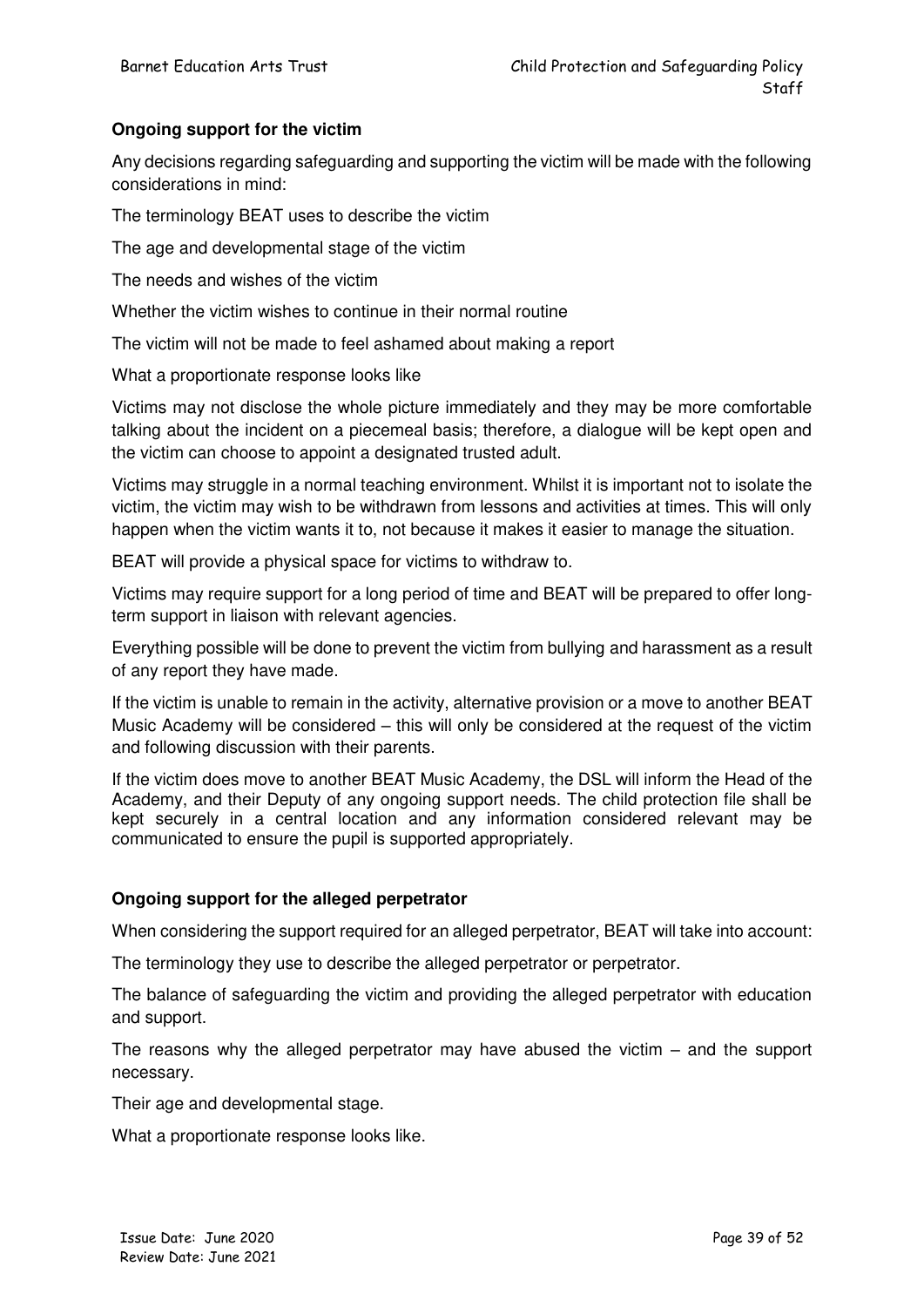### Ongoing support for the victim

Any decisions regarding safeguarding and supporting the victim will be made with the following considerations in mind:

The terminology BEAT uses to describe the victim

The age and developmental stage of the victim

The needs and wishes of the victim

Whether the victim wishes to continue in their normal routine

The victim will not be made to feel ashamed about making a report

What a proportionate response looks like

Victims may not disclose the whole picture immediately and they may be more comfortable talking about the incident on a piecemeal basis; therefore, a dialogue will be kept open and the victim can choose to appoint a designated trusted adult.

Victims may struggle in a normal teaching environment. Whilst it is important not to isolate the victim, the victim may wish to be withdrawn from lessons and activities at times. This will only happen when the victim wants it to, not because it makes it easier to manage the situation.

BEAT will provide a physical space for victims to withdraw to.

Victims may require support for a long period of time and BEAT will be prepared to offer long-term support in liaison with relevant agencies.

Everything possible will be done to prevent the victim from bullying and harassment as a result of any report they have made.

If the victim is unable to remain in the activity, alternative provision or a move to another BEAT Music Academy will be considered – this will only be considered at the request of the victim and following discussion with their parents.

If the victim does move to another BEAT Music Academy, the DSL will inform the Head of the Academy, and their Deputy of any ongoing support needs. The child protection file shall be kept securely in a central location and any information considered relevant may be communicated to ensure the pupil is supported appropriately.

### Ongoing support for the alleged perpetrator

When considering the support required for an alleged perpetrator, BEAT will take into account:

The terminology they use to describe the alleged perpetrator or perpetrator.

The balance of safeguarding the victim and providing the alleged perpetrator with education and support.

The reasons why the alleged perpetrator may have abused the victim – and the support necessary.

Their age and developmental stage.

What a proportionate response looks like.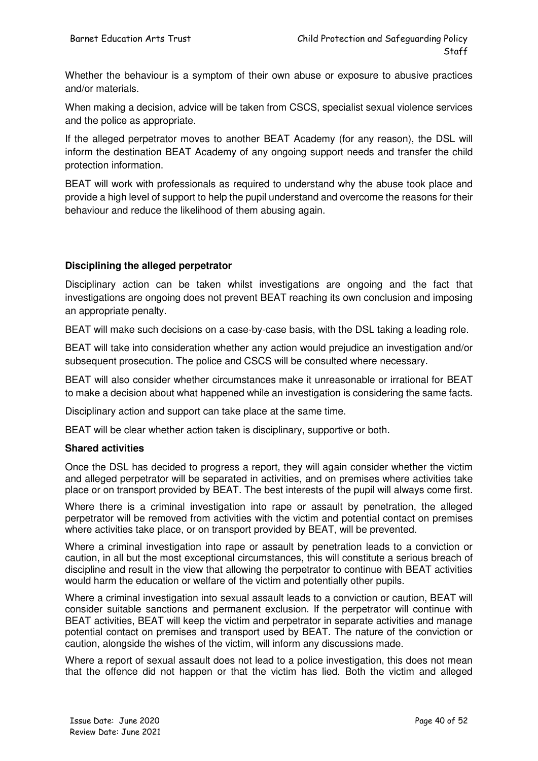Whether the behaviour is a symptom of their own abuse or exposure to abusive practices and/or materials.

When making a decision, advice will be taken from CSCS, specialist sexual violence services and the police as appropriate.

If the alleged perpetrator moves to another BEAT Academy (for any reason), the DSL will inform the destination BEAT Academy of any ongoing support needs and transfer the child protection information.

BEAT will work with professionals as required to understand why the abuse took place and provide a high level of support to help the pupil understand and overcome the reasons for their behaviour and reduce the likelihood of them abusing again.

**Disciplining the alleged perpetrator**

Disciplinary action can be taken whilst investigations are ongoing and the fact that investigations are ongoing does not prevent BEAT reaching its own conclusion and imposing an appropriate penalty.

BEAT will make such decisions on a case-by-case basis, with the DSL taking a leading role.

BEAT will take into consideration whether any action would prejudice an investigation and/or subsequent prosecution. The police and CSCS will be consulted where necessary.

BEAT will also consider whether circumstances make it unreasonable or irrational for BEAT to make a decision about what happened while an investigation is considering the same facts.

Disciplinary action and support can take place at the same time.

BEAT will be clear whether action taken is disciplinary, supportive or both.

**Shared activities**

Once the DSL has decided to progress a report, they will again consider whether the victim and alleged perpetrator will be separated in activities, and on premises where activities take place or on transport provided by BEAT. The best interests of the pupil will always come first.

Where there is a criminal investigation into rape or assault by penetration, the alleged perpetrator will be removed from activities with the victim and potential contact on premises where activities take place, or on transport provided by BEAT, will be prevented.

Where a criminal investigation into rape or assault by penetration leads to a conviction or caution, in all but the most exceptional circumstances, this will constitute a serious breach of discipline and result in the view that allowing the perpetrator to continue with BEAT activities would harm the education or welfare of the victim and potentially other pupils.

Where a criminal investigation into sexual assault leads to a conviction or caution, BEAT will consider suitable sanctions and permanent exclusion. If the perpetrator will continue with BEAT activities, BEAT will keep the victim and perpetrator in separate activities and manage potential contact on premises and transport used by BEAT. The nature of the conviction or caution, alongside the wishes of the victim, will inform any discussions made.

Where a report of sexual assault does not lead to a police investigation, this does not mean that the offence did not happen or that the victim has lied. Both the victim and alleged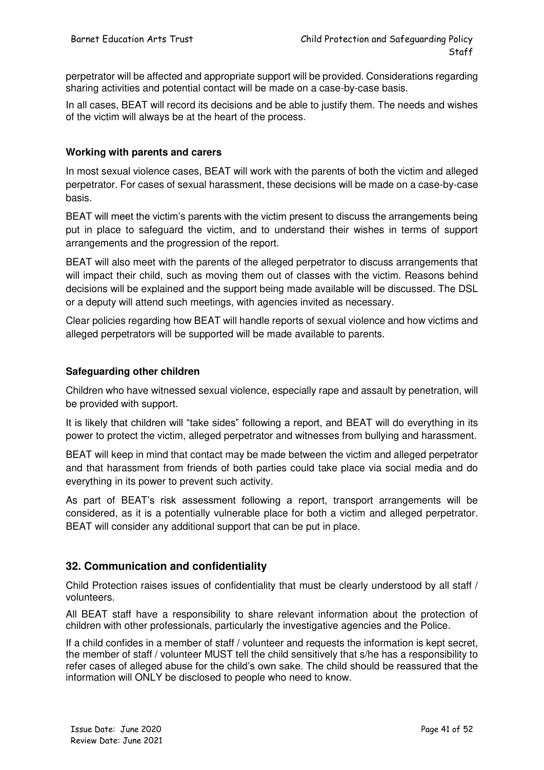perpetrator will be affected and appropriate support will be provided. Considerations regarding sharing activities and potential contact will be made on a case-by-case basis.

In all cases, BEAT will record its decisions and be able to justify them. The needs and wishes of the victim will always be at the heart of the process.

**Working with parents and carers**

In most sexual violence cases, BEAT will work with the parents of both the victim and alleged perpetrator. For cases of sexual harassment, these decisions will be made on a case-by-case basis.

BEAT will meet the victim's parents with the victim present to discuss the arrangements being put in place to safeguard the victim, and to understand their wishes in terms of support arrangements and the progression of the report.

BEAT will also meet with the parents of the alleged perpetrator to discuss arrangements that will impact their child, such as moving them out of classes with the victim. Reasons behind decisions will be explained and the support being made available will be discussed. The DSL or a deputy will attend such meetings, with agencies invited as necessary.

Clear policies regarding how BEAT will handle reports of sexual violence and how victims and alleged perpetrators will be supported will be made available to parents.

**Safeguarding other children**

Children who have witnessed sexual violence, especially rape and assault by penetration, will be provided with support.

It is likely that children will "take sides" following a report, and BEAT will do everything in its power to protect the victim, alleged perpetrator and witnesses from bullying and harassment.

BEAT will keep in mind that contact may be made between the victim and alleged perpetrator and that harassment from friends of both parties could take place via social media and do everything in its power to prevent such activity.

As part of BEAT's risk assessment following a report, transport arrangements will be considered, as it is a potentially vulnerable place for both a victim and alleged perpetrator. BEAT will consider any additional support that can be put in place.

## 32. Communication and confidentiality

Child Protection raises issues of confidentiality that must be clearly understood by all staff / volunteers.

All BEAT staff have a responsibility to share relevant information about the protection of children with other professionals, particularly the investigative agencies and the Police.

If a child confides in a member of staff / volunteer and requests the information is kept secret, the member of staff / volunteer MUST tell the child sensitively that s/he has a responsibility to refer cases of alleged abuse for the child's own sake. The child should be reassured that the information will ONLY be disclosed to people who need to know.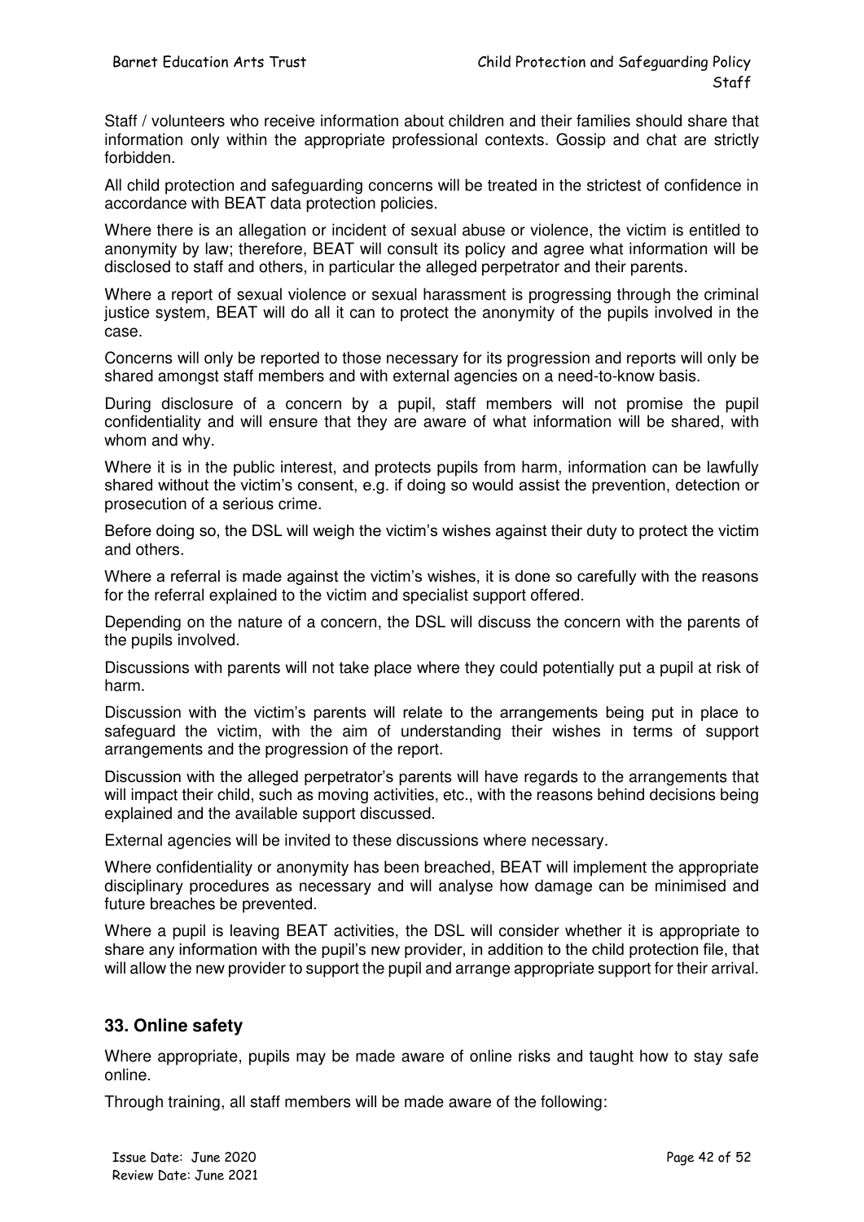Staff / volunteers who receive information about children and their families should share that information only within the appropriate professional contexts. Gossip and chat are strictly forbidden.

All child protection and safeguarding concerns will be treated in the strictest of confidence in accordance with BEAT data protection policies.

Where there is an allegation or incident of sexual abuse or violence, the victim is entitled to anonymity by law; therefore, BEAT will consult its policy and agree what information will be disclosed to staff and others, in particular the alleged perpetrator and their parents.

Where a report of sexual violence or sexual harassment is progressing through the criminal justice system, BEAT will do all it can to protect the anonymity of the pupils involved in the case.

Concerns will only be reported to those necessary for its progression and reports will only be shared amongst staff members and with external agencies on a need-to-know basis.

During disclosure of a concern by a pupil, staff members will not promise the pupil confidentiality and will ensure that they are aware of what information will be shared, with whom and why.

Where it is in the public interest, and protects pupils from harm, information can be lawfully shared without the victim's consent, e.g. if doing so would assist the prevention, detection or prosecution of a serious crime.

Before doing so, the DSL will weigh the victim's wishes against their duty to protect the victim and others.

Where a referral is made against the victim's wishes, it is done so carefully with the reasons for the referral explained to the victim and specialist support offered.

Depending on the nature of a concern, the DSL will discuss the concern with the parents of the pupils involved.

Discussions with parents will not take place where they could potentially put a pupil at risk of harm.

Discussion with the victim's parents will relate to the arrangements being put in place to safeguard the victim, with the aim of understanding their wishes in terms of support arrangements and the progression of the report.

Discussion with the alleged perpetrator's parents will have regards to the arrangements that will impact their child, such as moving activities, etc., with the reasons behind decisions being explained and the available support discussed.

External agencies will be invited to these discussions where necessary.

Where confidentiality or anonymity has been breached, BEAT will implement the appropriate disciplinary procedures as necessary and will analyse how damage can be minimised and future breaches be prevented.

Where a pupil is leaving BEAT activities, the DSL will consider whether it is appropriate to share any information with the pupil's new provider, in addition to the child protection file, that will allow the new provider to support the pupil and arrange appropriate support for their arrival.

## 33. Online safety

Where appropriate, pupils may be made aware of online risks and taught how to stay safe online.

Through training, all staff members will be made aware of the following: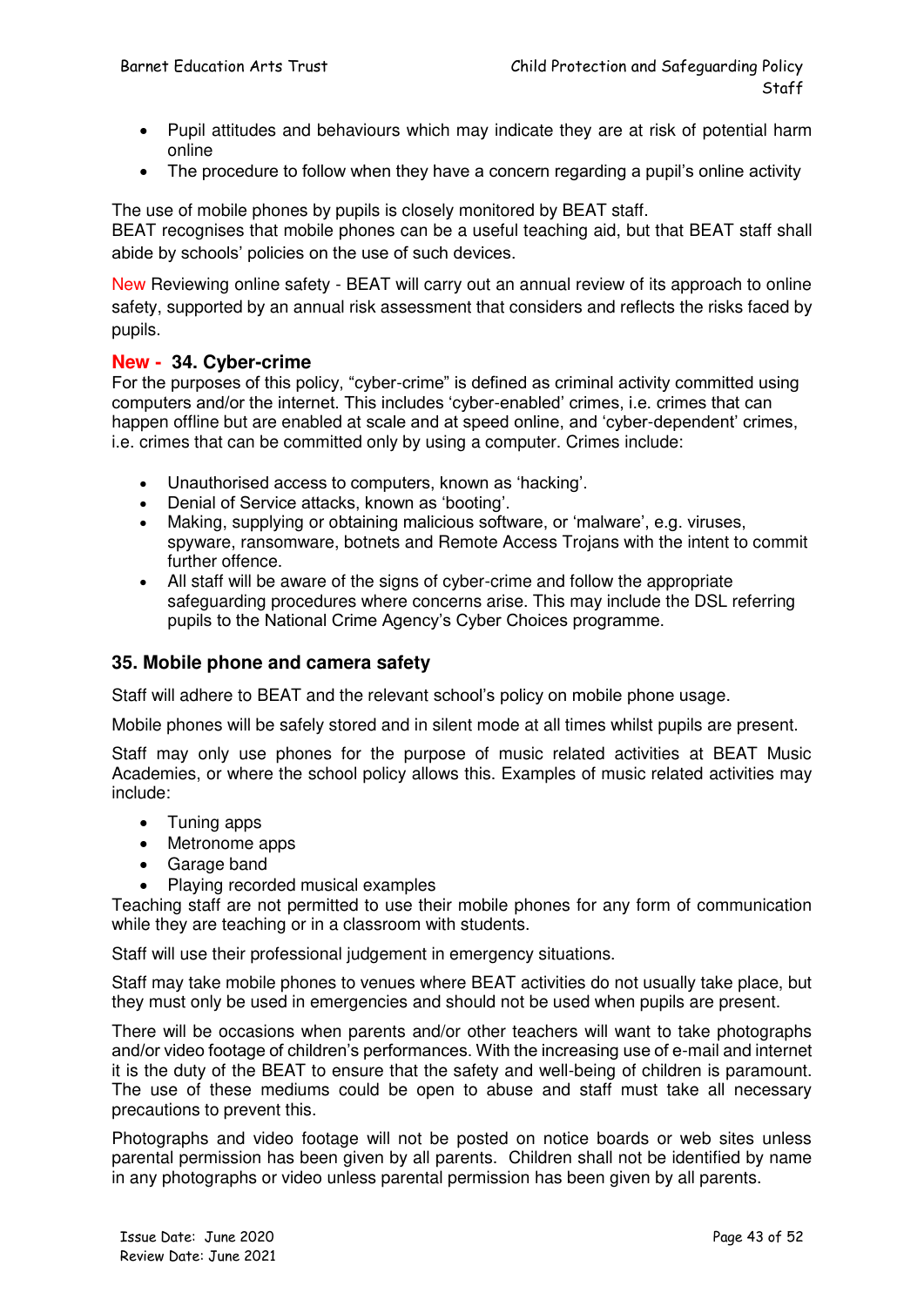- Pupil attitudes and behaviours which may indicate they are at risk of potential harm online
- The procedure to follow when they have a concern regarding a pupil's online activity

The use of mobile phones by pupils is closely monitored by BEAT staff.
BEAT recognises that mobile phones can be a useful teaching aid, but that BEAT staff shall abide by schools' policies on the use of such devices.

New Reviewing online safety - BEAT will carry out an annual review of its approach to online safety, supported by an annual risk assessment that considers and reflects the risks faced by pupils.

### New - 34. Cyber-crime

For the purposes of this policy, "cyber-crime" is defined as criminal activity committed using computers and/or the internet. This includes 'cyber-enabled' crimes, i.e. crimes that can happen offline but are enabled at scale and at speed online, and 'cyber-dependent' crimes, i.e. crimes that can be committed only by using a computer. Crimes include:

- Unauthorised access to computers, known as 'hacking'.
- Denial of Service attacks, known as 'booting'.
- Making, supplying or obtaining malicious software, or 'malware', e.g. viruses, spyware, ransomware, botnets and Remote Access Trojans with the intent to commit further offence.
- All staff will be aware of the signs of cyber-crime and follow the appropriate safeguarding procedures where concerns arise. This may include the DSL referring pupils to the National Crime Agency's Cyber Choices programme.

### 35. Mobile phone and camera safety

Staff will adhere to BEAT and the relevant school's policy on mobile phone usage.

Mobile phones will be safely stored and in silent mode at all times whilst pupils are present.

Staff may only use phones for the purpose of music related activities at BEAT Music Academies, or where the school policy allows this. Examples of music related activities may include:

- Tuning apps
- Metronome apps
- Garage band
- Playing recorded musical examples

Teaching staff are not permitted to use their mobile phones for any form of communication while they are teaching or in a classroom with students.

Staff will use their professional judgement in emergency situations.

Staff may take mobile phones to venues where BEAT activities do not usually take place, but they must only be used in emergencies and should not be used when pupils are present.

There will be occasions when parents and/or other teachers will want to take photographs and/or video footage of children's performances. With the increasing use of e-mail and internet it is the duty of the BEAT to ensure that the safety and well-being of children is paramount. The use of these mediums could be open to abuse and staff must take all necessary precautions to prevent this.

Photographs and video footage will not be posted on notice boards or web sites unless parental permission has been given by all parents. Children shall not be identified by name in any photographs or video unless parental permission has been given by all parents.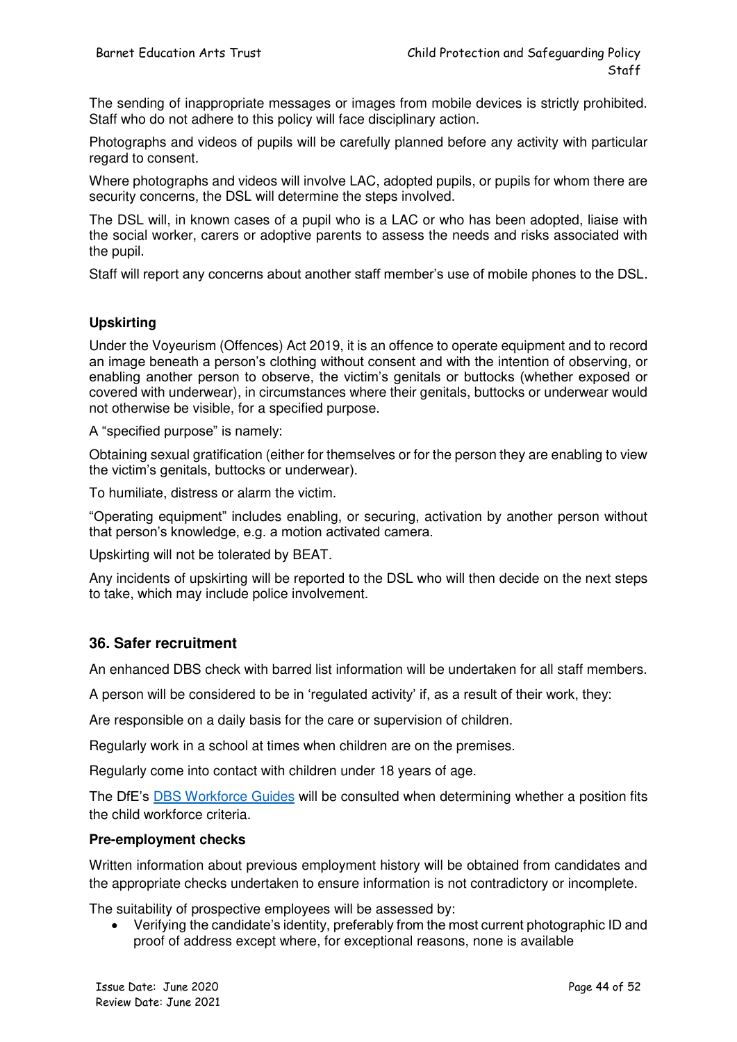The sending of inappropriate messages or images from mobile devices is strictly prohibited. Staff who do not adhere to this policy will face disciplinary action.

Photographs and videos of pupils will be carefully planned before any activity with particular regard to consent.

Where photographs and videos will involve LAC, adopted pupils, or pupils for whom there are security concerns, the DSL will determine the steps involved.

The DSL will, in known cases of a pupil who is a LAC or who has been adopted, liaise with the social worker, carers or adoptive parents to assess the needs and risks associated with the pupil.

Staff will report any concerns about another staff member's use of mobile phones to the DSL.

**Upskirting**

Under the Voyeurism (Offences) Act 2019, it is an offence to operate equipment and to record an image beneath a person's clothing without consent and with the intention of observing, or enabling another person to observe, the victim's genitals or buttocks (whether exposed or covered with underwear), in circumstances where their genitals, buttocks or underwear would not otherwise be visible, for a specified purpose.

A "specified purpose" is namely:

Obtaining sexual gratification (either for themselves or for the person they are enabling to view the victim's genitals, buttocks or underwear).

To humiliate, distress or alarm the victim.

"Operating equipment" includes enabling, or securing, activation by another person without that person's knowledge, e.g. a motion activated camera.

Upskirting will not be tolerated by BEAT.

Any incidents of upskirting will be reported to the DSL who will then decide on the next steps to take, which may include police involvement.

## 36. Safer recruitment

An enhanced DBS check with barred list information will be undertaken for all staff members.

A person will be considered to be in 'regulated activity' if, as a result of their work, they:

Are responsible on a daily basis for the care or supervision of children.

Regularly work in a school at times when children are on the premises.

Regularly come into contact with children under 18 years of age.

The DfE's [DBS Workforce Guides] will be consulted when determining whether a position fits the child workforce criteria.

**Pre-employment checks**

Written information about previous employment history will be obtained from candidates and the appropriate checks undertaken to ensure information is not contradictory or incomplete.

The suitability of prospective employees will be assessed by:

- Verifying the candidate's identity, preferably from the most current photographic ID and proof of address except where, for exceptional reasons, none is available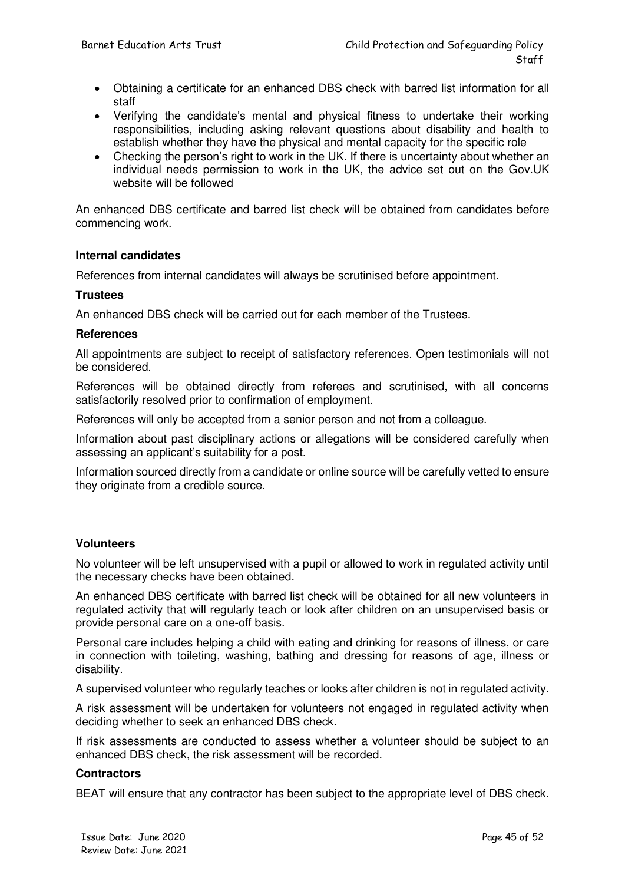- Obtaining a certificate for an enhanced DBS check with barred list information for all staff
- Verifying the candidate's mental and physical fitness to undertake their working responsibilities, including asking relevant questions about disability and health to establish whether they have the physical and mental capacity for the specific role
- Checking the person's right to work in the UK. If there is uncertainty about whether an individual needs permission to work in the UK, the advice set out on the Gov.UK website will be followed

An enhanced DBS certificate and barred list check will be obtained from candidates before commencing work.

**Internal candidates**

References from internal candidates will always be scrutinised before appointment.

**Trustees**

An enhanced DBS check will be carried out for each member of the Trustees.

**References**

All appointments are subject to receipt of satisfactory references. Open testimonials will not be considered.

References will be obtained directly from referees and scrutinised, with all concerns satisfactorily resolved prior to confirmation of employment.

References will only be accepted from a senior person and not from a colleague.

Information about past disciplinary actions or allegations will be considered carefully when assessing an applicant's suitability for a post.

Information sourced directly from a candidate or online source will be carefully vetted to ensure they originate from a credible source.

**Volunteers**

No volunteer will be left unsupervised with a pupil or allowed to work in regulated activity until the necessary checks have been obtained.

An enhanced DBS certificate with barred list check will be obtained for all new volunteers in regulated activity that will regularly teach or look after children on an unsupervised basis or provide personal care on a one-off basis.

Personal care includes helping a child with eating and drinking for reasons of illness, or care in connection with toileting, washing, bathing and dressing for reasons of age, illness or disability.

A supervised volunteer who regularly teaches or looks after children is not in regulated activity.

A risk assessment will be undertaken for volunteers not engaged in regulated activity when deciding whether to seek an enhanced DBS check.

If risk assessments are conducted to assess whether a volunteer should be subject to an enhanced DBS check, the risk assessment will be recorded.

**Contractors**

BEAT will ensure that any contractor has been subject to the appropriate level of DBS check.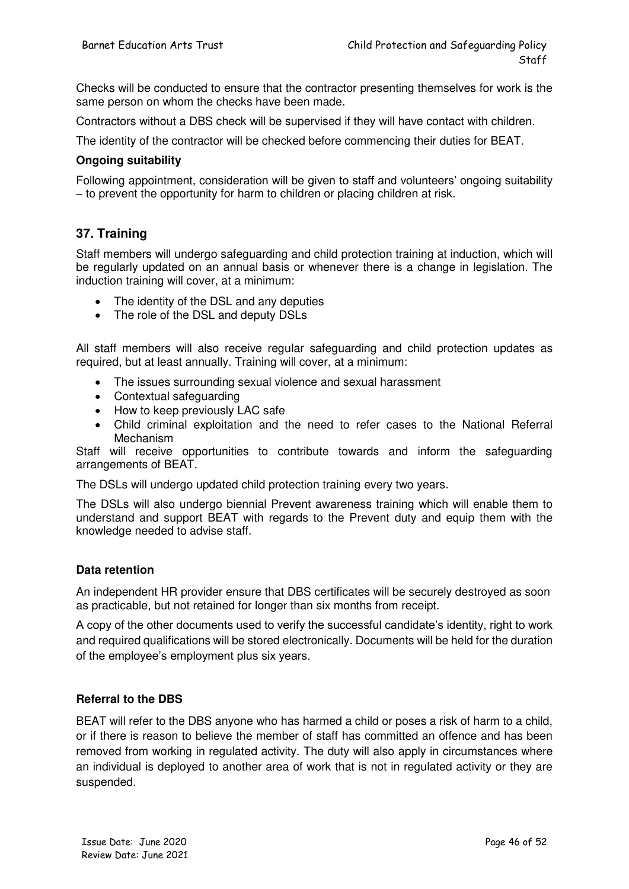Checks will be conducted to ensure that the contractor presenting themselves for work is the same person on whom the checks have been made.

Contractors without a DBS check will be supervised if they will have contact with children.

The identity of the contractor will be checked before commencing their duties for BEAT.

**Ongoing suitability**

Following appointment, consideration will be given to staff and volunteers' ongoing suitability – to prevent the opportunity for harm to children or placing children at risk.

## 37. Training

Staff members will undergo safeguarding and child protection training at induction, which will be regularly updated on an annual basis or whenever there is a change in legislation. The induction training will cover, at a minimum:

- The identity of the DSL and any deputies
- The role of the DSL and deputy DSLs

All staff members will also receive regular safeguarding and child protection updates as required, but at least annually. Training will cover, at a minimum:

- The issues surrounding sexual violence and sexual harassment
- Contextual safeguarding
- How to keep previously LAC safe
- Child criminal exploitation and the need to refer cases to the National Referral Mechanism

Staff will receive opportunities to contribute towards and inform the safeguarding arrangements of BEAT.

The DSLs will undergo updated child protection training every two years.

The DSLs will also undergo biennial Prevent awareness training which will enable them to understand and support BEAT with regards to the Prevent duty and equip them with the knowledge needed to advise staff.

**Data retention**

An independent HR provider ensure that DBS certificates will be securely destroyed as soon as practicable, but not retained for longer than six months from receipt.

A copy of the other documents used to verify the successful candidate's identity, right to work and required qualifications will be stored electronically. Documents will be held for the duration of the employee's employment plus six years.

**Referral to the DBS**

BEAT will refer to the DBS anyone who has harmed a child or poses a risk of harm to a child, or if there is reason to believe the member of staff has committed an offence and has been removed from working in regulated activity. The duty will also apply in circumstances where an individual is deployed to another area of work that is not in regulated activity or they are suspended.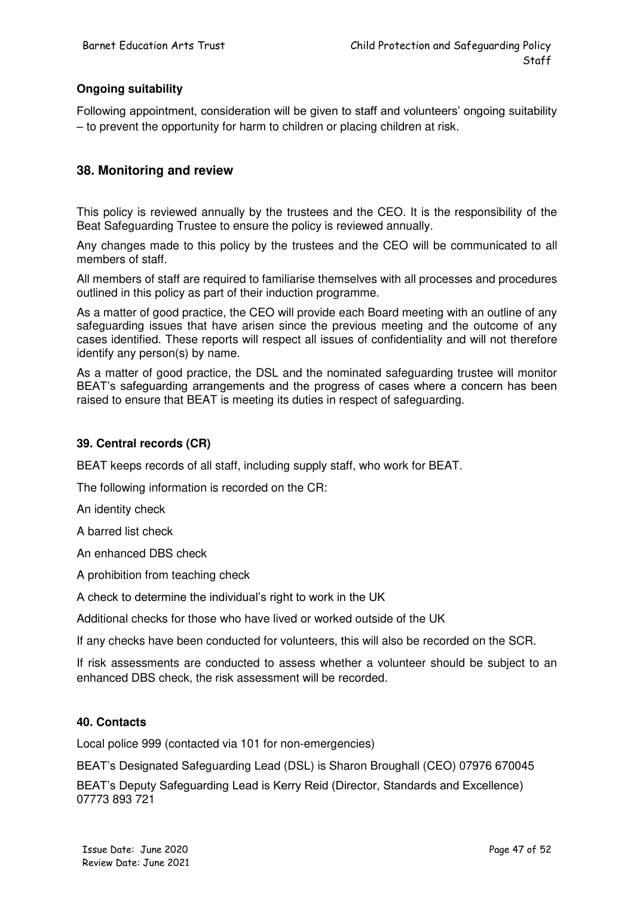**Ongoing suitability**

Following appointment, consideration will be given to staff and volunteers' ongoing suitability – to prevent the opportunity for harm to children or placing children at risk.

## 38. Monitoring and review

This policy is reviewed annually by the trustees and the CEO. It is the responsibility of the Beat Safeguarding Trustee to ensure the policy is reviewed annually.

Any changes made to this policy by the trustees and the CEO will be communicated to all members of staff.

All members of staff are required to familiarise themselves with all processes and procedures outlined in this policy as part of their induction programme.

As a matter of good practice, the CEO will provide each Board meeting with an outline of any safeguarding issues that have arisen since the previous meeting and the outcome of any cases identified. These reports will respect all issues of confidentiality and will not therefore identify any person(s) by name.

As a matter of good practice, the DSL and the nominated safeguarding trustee will monitor BEAT's safeguarding arrangements and the progress of cases where a concern has been raised to ensure that BEAT is meeting its duties in respect of safeguarding.

### 39. Central records (CR)

BEAT keeps records of all staff, including supply staff, who work for BEAT.

The following information is recorded on the CR:

An identity check

A barred list check

An enhanced DBS check

A prohibition from teaching check

A check to determine the individual's right to work in the UK

Additional checks for those who have lived or worked outside of the UK

If any checks have been conducted for volunteers, this will also be recorded on the SCR.

If risk assessments are conducted to assess whether a volunteer should be subject to an enhanced DBS check, the risk assessment will be recorded.

### 40. Contacts

Local police 999 (contacted via 101 for non-emergencies)

BEAT's Designated Safeguarding Lead (DSL) is Sharon Broughall (CEO) 07976 670045

BEAT's Deputy Safeguarding Lead is Kerry Reid (Director, Standards and Excellence) 07773 893 721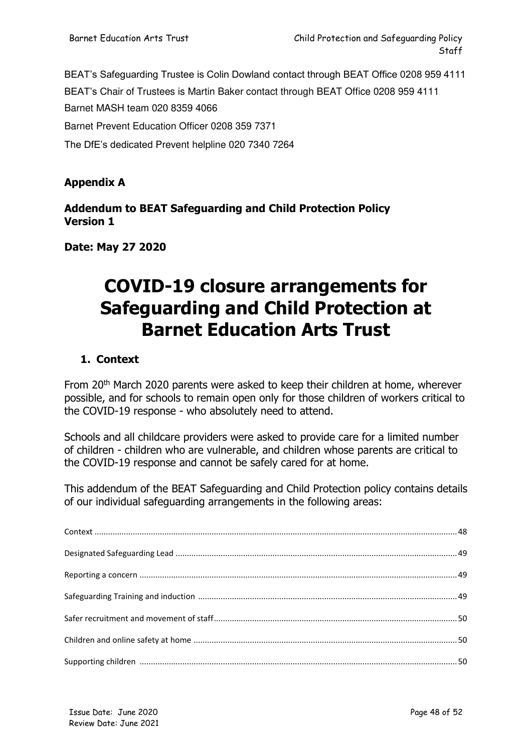BEAT's Safeguarding Trustee is Colin Dowland contact through BEAT Office 0208 959 4111

BEAT's Chair of Trustees is Martin Baker contact through BEAT Office 0208 959 4111

Barnet MASH team 020 8359 4066

Barnet Prevent Education Officer 0208 359 7371

The DfE's dedicated Prevent helpline 020 7340 7264

**Appendix A**

**Addendum to BEAT Safeguarding and Child Protection Policy**
**Version 1**

**Date: May 27 2020**

# COVID-19 closure arrangements for Safeguarding and Child Protection at Barnet Education Arts Trust

## 1. Context

From 20th March 2020 parents were asked to keep their children at home, wherever possible, and for schools to remain open only for those children of workers critical to the COVID-19 response - who absolutely need to attend.

Schools and all childcare providers were asked to provide care for a limited number of children - children who are vulnerable, and children whose parents are critical to the COVID-19 response and cannot be safely cared for at home.

This addendum of the BEAT Safeguarding and Child Protection policy contains details of our individual safeguarding arrangements in the following areas:

Context ........................................................ 48

Designated Safeguarding Lead ........................................................ 49

Reporting a concern ........................................................ 49

Safeguarding Training and induction ........................................................ 49

Safer recruitment and movement of staff ........................................................ 50

Children and online safety at home ........................................................ 50

Supporting children ........................................................ 50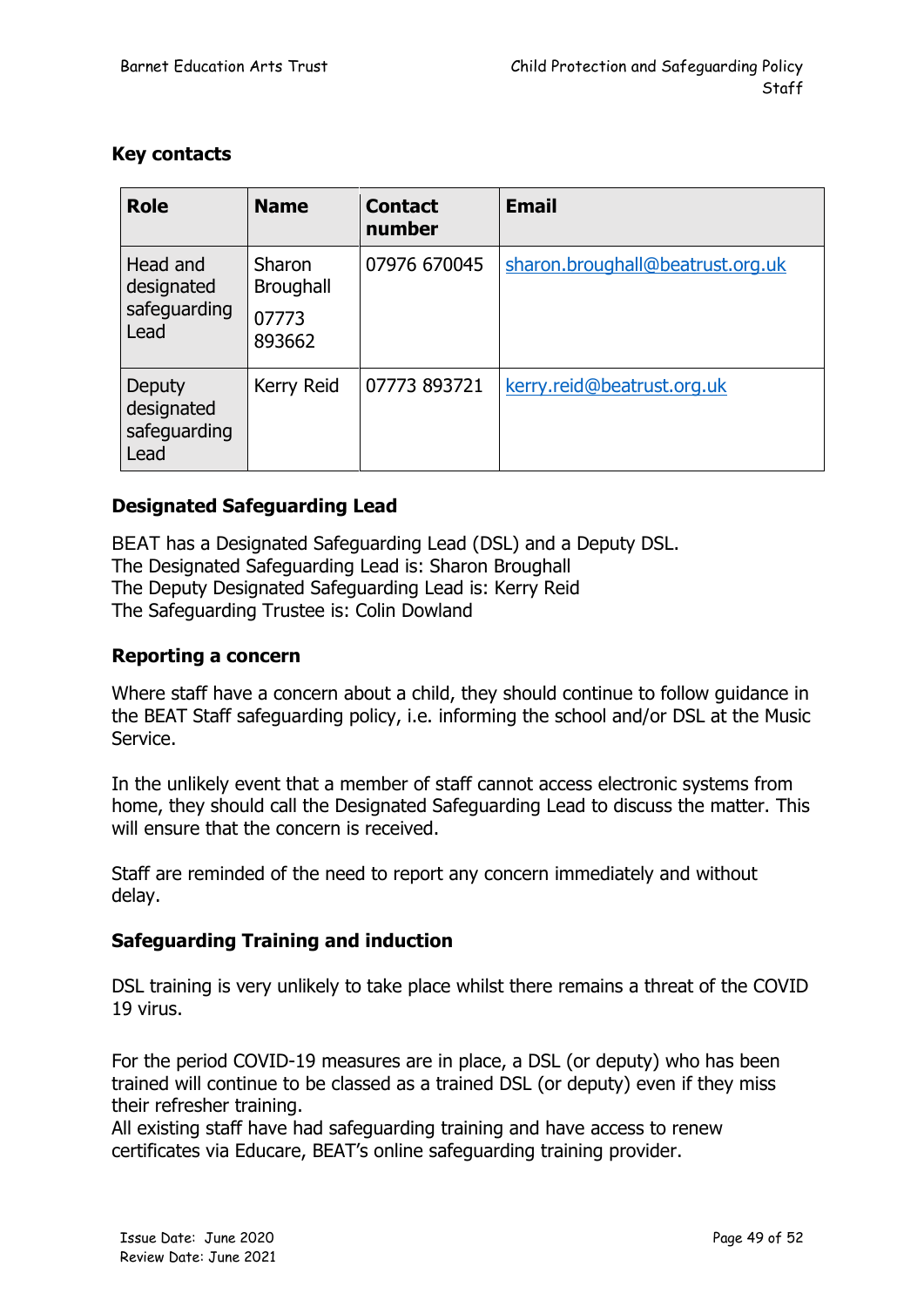**Key contacts**

| Role | Name | Contact number | Email |
|---|---|---|---|
| Head and designated safeguarding Lead | Sharon Broughall 07773 893662 | 07976 670045 | sharon.broughall@beatrust.org.uk |
| Deputy designated safeguarding Lead | Kerry Reid | 07773 893721 | kerry.reid@beatrust.org.uk |

**Designated Safeguarding Lead**

BEAT has a Designated Safeguarding Lead (DSL) and a Deputy DSL.
The Designated Safeguarding Lead is: Sharon Broughall
The Deputy Designated Safeguarding Lead is: Kerry Reid
The Safeguarding Trustee is: Colin Dowland

**Reporting a concern**

Where staff have a concern about a child, they should continue to follow guidance in the BEAT Staff safeguarding policy, i.e. informing the school and/or DSL at the Music Service.

In the unlikely event that a member of staff cannot access electronic systems from home, they should call the Designated Safeguarding Lead to discuss the matter. This will ensure that the concern is received.

Staff are reminded of the need to report any concern immediately and without delay.

**Safeguarding Training and induction**

DSL training is very unlikely to take place whilst there remains a threat of the COVID 19 virus.

For the period COVID-19 measures are in place, a DSL (or deputy) who has been trained will continue to be classed as a trained DSL (or deputy) even if they miss their refresher training.
All existing staff have had safeguarding training and have access to renew certificates via Educare, BEAT's online safeguarding training provider.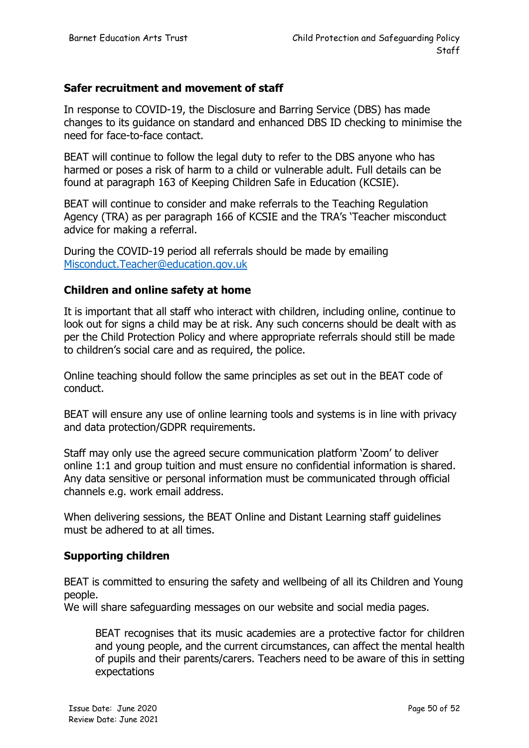### Safer recruitment and movement of staff

In response to COVID-19, the Disclosure and Barring Service (DBS) has made changes to its guidance on standard and enhanced DBS ID checking to minimise the need for face-to-face contact.

BEAT will continue to follow the legal duty to refer to the DBS anyone who has harmed or poses a risk of harm to a child or vulnerable adult. Full details can be found at paragraph 163 of Keeping Children Safe in Education (KCSIE).

BEAT will continue to consider and make referrals to the Teaching Regulation Agency (TRA) as per paragraph 166 of KCSIE and the TRA's 'Teacher misconduct advice for making a referral.

During the COVID-19 period all referrals should be made by emailing [Misconduct.Teacher@education.gov.uk](mailto:Misconduct.Teacher@education.gov.uk)

### Children and online safety at home

It is important that all staff who interact with children, including online, continue to look out for signs a child may be at risk. Any such concerns should be dealt with as per the Child Protection Policy and where appropriate referrals should still be made to children's social care and as required, the police.

Online teaching should follow the same principles as set out in the BEAT code of conduct.

BEAT will ensure any use of online learning tools and systems is in line with privacy and data protection/GDPR requirements.

Staff may only use the agreed secure communication platform 'Zoom' to deliver online 1:1 and group tuition and must ensure no confidential information is shared. Any data sensitive or personal information must be communicated through official channels e.g. work email address.

When delivering sessions, the BEAT Online and Distant Learning staff guidelines must be adhered to at all times.

### Supporting children

BEAT is committed to ensuring the safety and wellbeing of all its Children and Young people.
We will share safeguarding messages on our website and social media pages.

> BEAT recognises that its music academies are a protective factor for children and young people, and the current circumstances, can affect the mental health of pupils and their parents/carers. Teachers need to be aware of this in setting expectations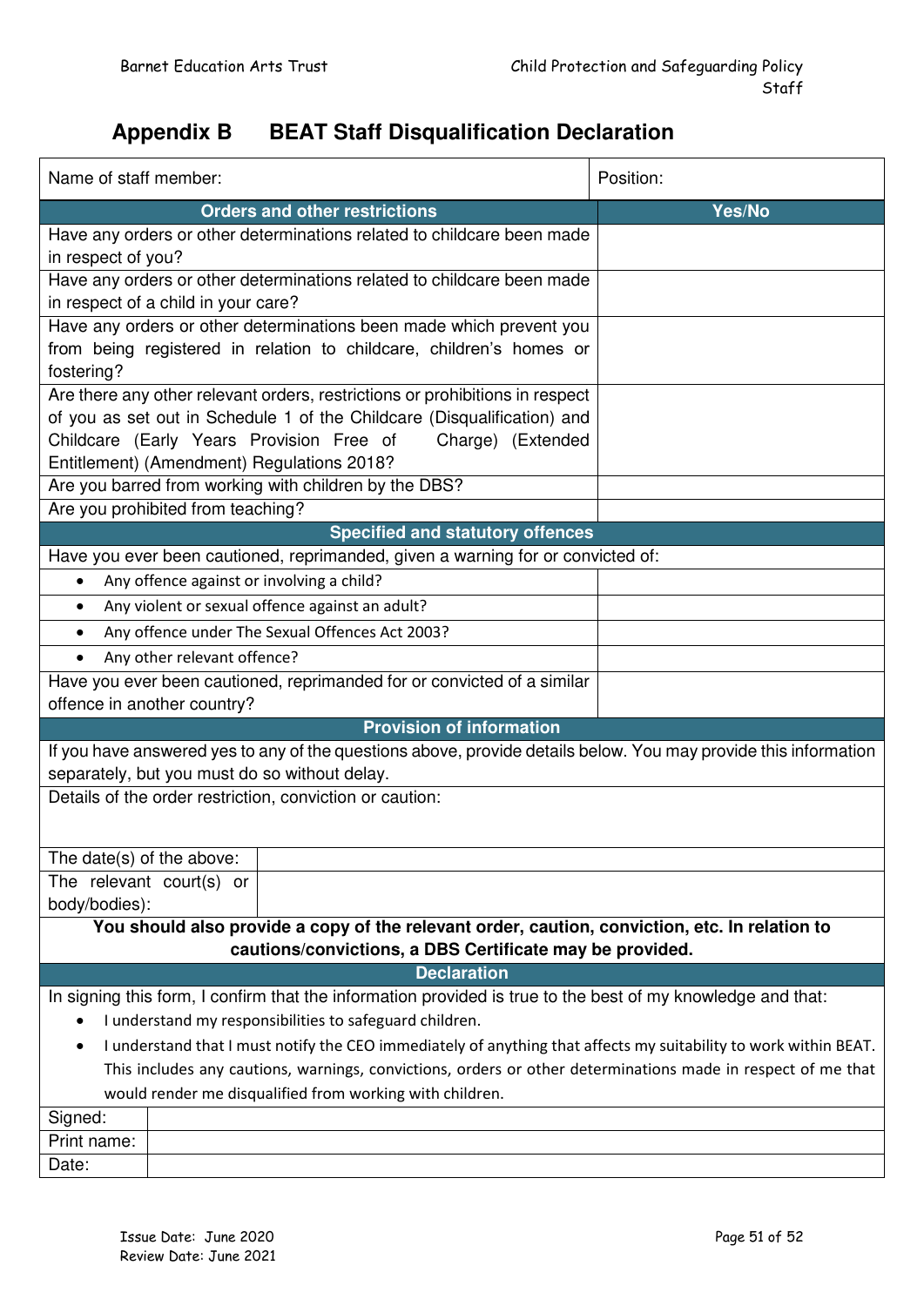## Appendix B BEAT Staff Disqualification Declaration

| Name of staff member: | Position: |
|---|---|
| **Orders and other restrictions** | **Yes/No** |
| Have any orders or other determinations related to childcare been made in respect of you? | |
| Have any orders or other determinations related to childcare been made in respect of a child in your care? | |
| Have any orders or other determinations been made which prevent you from being registered in relation to childcare, children's homes or fostering? | |
| Are there any other relevant orders, restrictions or prohibitions in respect of you as set out in Schedule 1 of the Childcare (Disqualification) and Childcare (Early Years Provision Free of Charge) (Extended Entitlement) (Amendment) Regulations 2018? | |
| Are you barred from working with children by the DBS? | |
| Are you prohibited from teaching? | |
| **Specified and statutory offences** | |
| Have you ever been cautioned, reprimanded, given a warning for or convicted of: | |
| • Any offence against or involving a child? | |
| • Any violent or sexual offence against an adult? | |
| • Any offence under The Sexual Offences Act 2003? | |
| • Any other relevant offence? | |
| Have you ever been cautioned, reprimanded for or convicted of a similar offence in another country? | |

| **Provision of information** | |
|---|---|
| If you have answered yes to any of the questions above, provide details below. You may provide this information separately, but you must do so without delay. | |
| Details of the order restriction, conviction or caution: | |
| The date(s) of the above: | |
| The relevant court(s) or body/bodies): | |
| **You should also provide a copy of the relevant order, caution, conviction, etc. In relation to cautions/convictions, a DBS Certificate may be provided.** | |

**Declaration**

In signing this form, I confirm that the information provided is true to the best of my knowledge and that:

- I understand my responsibilities to safeguard children.
- I understand that I must notify the CEO immediately of anything that affects my suitability to work within BEAT. This includes any cautions, warnings, convictions, orders or other determinations made in respect of me that would render me disqualified from working with children.

| Signed: | |
|---|---|
| Print name: | |
| Date: | |

Issue Date: June 2020
Review Date: June 2021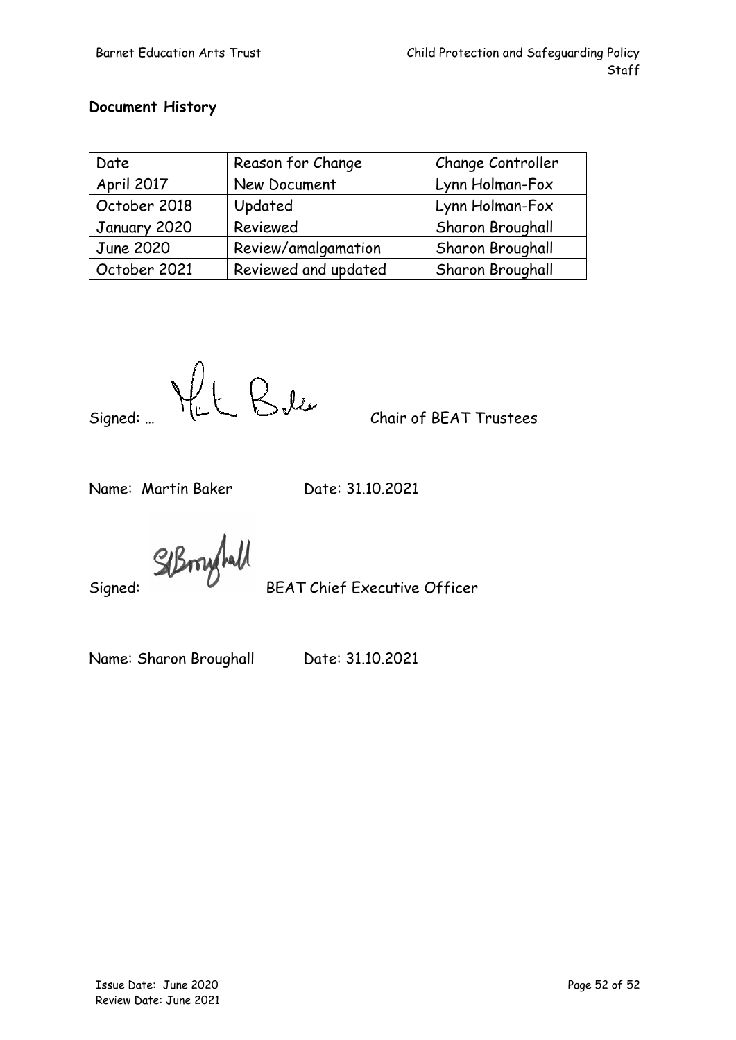**Document History**

| Date | Reason for Change | Change Controller |
|---|---|---|
| April 2017 | New Document | Lynn Holman-Fox |
| October 2018 | Updated | Lynn Holman-Fox |
| January 2020 | Reviewed | Sharon Broughall |
| June 2020 | Review/amalgamation | Sharon Broughall |
| October 2021 | Reviewed and updated | Sharon Broughall |

Signed: … Chair of BEAT Trustees

Name: Martin Baker Date: 31.10.2021

Signed: BEAT Chief Executive Officer

Name: Sharon Broughall Date: 31.10.2021